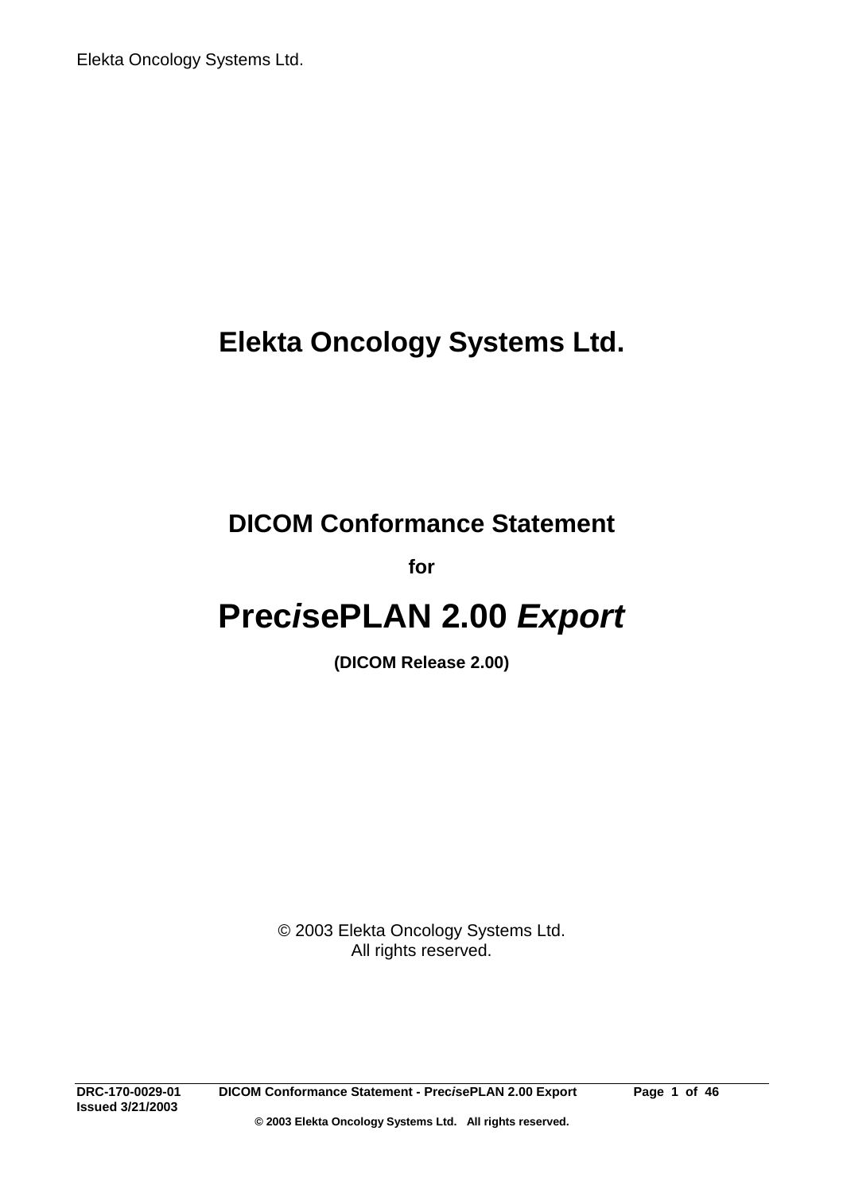# Elekta Oncology Systems Ltd.

## DICOM Conformance Statement

**for**

# Pre*cise*PLAN 2.00 *Export*

**(DICOM Release 2.00)**

© 2003 Elekta Oncology Systems Ltd.
All rights reserved.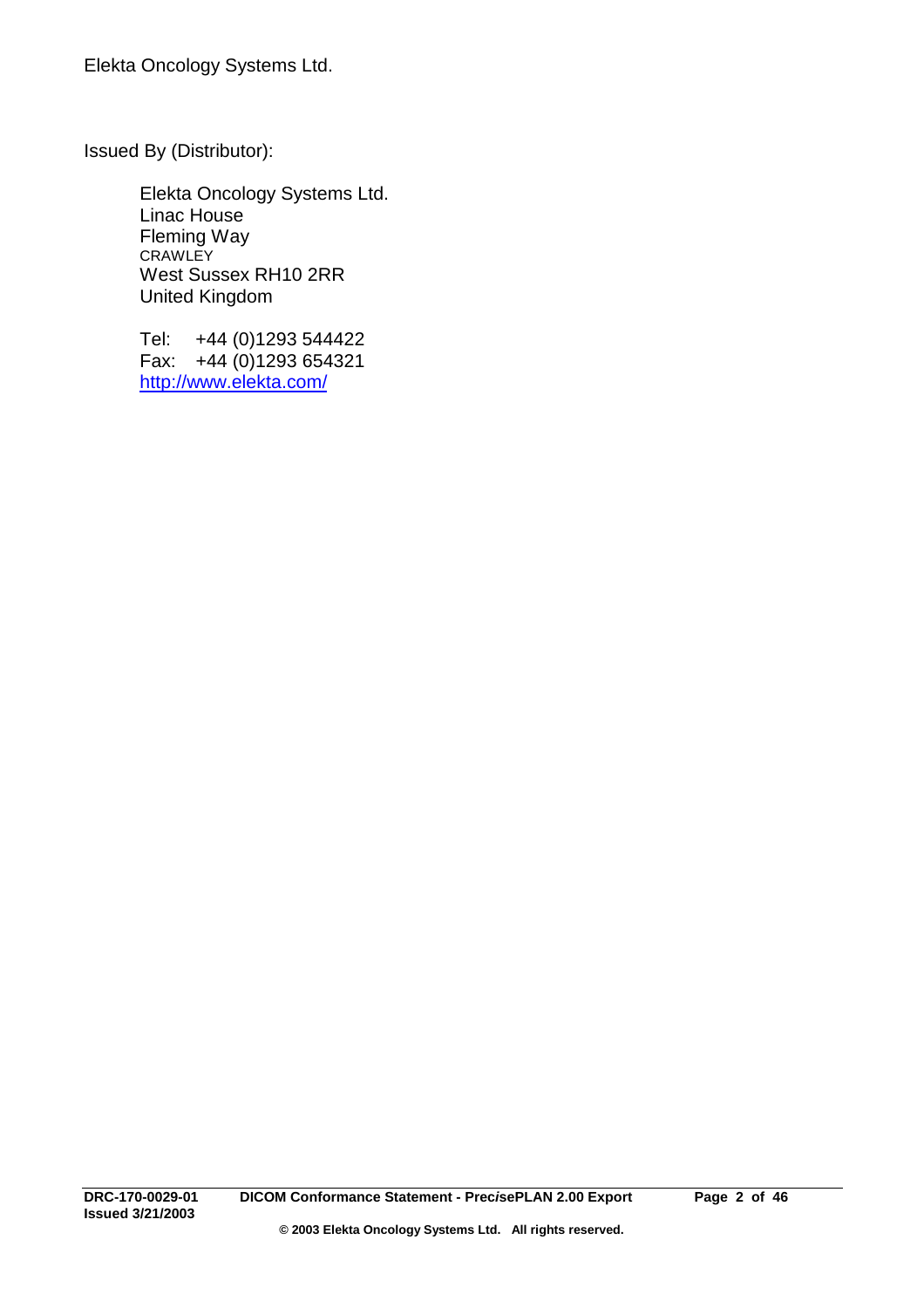Elekta Oncology Systems Ltd.

Issued By (Distributor):

Elekta Oncology Systems Ltd.
Linac House
Fleming Way
CRAWLEY
West Sussex RH10 2RR
United Kingdom

Tel: +44 (0)1293 544422
Fax: +44 (0)1293 654321
http://www.elekta.com/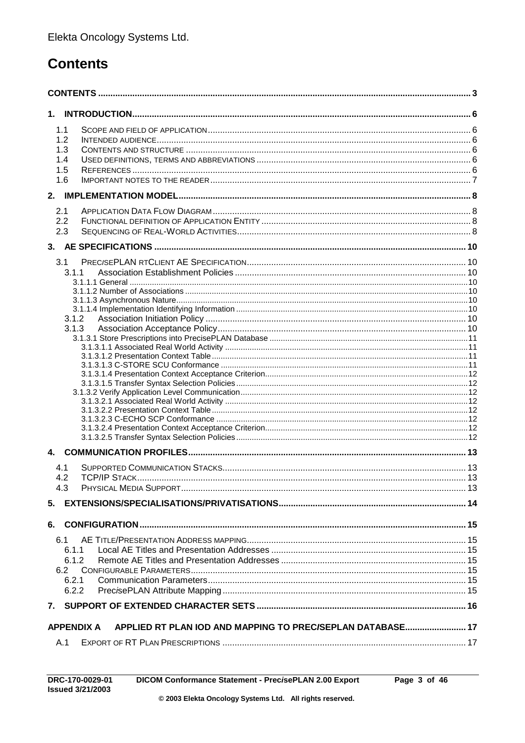# Contents

CONTENTS ........ 3

1. INTRODUCTION ........ 6
   - 1.1 SCOPE AND FIELD OF APPLICATION ........ 6
   - 1.2 INTENDED AUDIENCE ........ 6
   - 1.3 CONTENTS AND STRUCTURE ........ 6
   - 1.4 USED DEFINITIONS, TERMS AND ABBREVIATIONS ........ 6
   - 1.5 REFERENCES ........ 6
   - 1.6 IMPORTANT NOTES TO THE READER ........ 7

2. IMPLEMENTATION MODEL ........ 8
   - 2.1 APPLICATION DATA FLOW DIAGRAM ........ 8
   - 2.2 FUNCTIONAL DEFINITION OF APPLICATION ENTITY ........ 8
   - 2.3 SEQUENCING OF REAL-WORLD ACTIVITIES ........ 8

3. AE SPECIFICATIONS ........ 10
   - 3.1 PRECISEPLAN RTCLIENT AE SPECIFICATION ........ 10
     - 3.1.1 Association Establishment Policies ........ 10
       - 3.1.1.1 General ........ 10
       - 3.1.1.2 Number of Associations ........ 10
       - 3.1.1.3 Asynchronous Nature ........ 10
       - 3.1.1.4 Implementation Identifying Information ........ 10
     - 3.1.2 Association Initiation Policy ........ 10
     - 3.1.3 Association Acceptance Policy ........ 10
       - 3.1.3.1 Store Prescriptions into PrecisePLAN Database ........ 11
         - 3.1.3.1.1 Associated Real World Activity ........ 11
         - 3.1.3.1.2 Presentation Context Table ........ 11
         - 3.1.3.1.3 C-STORE SCU Conformance ........ 11
         - 3.1.3.1.4 Presentation Context Acceptance Criterion ........ 12
         - 3.1.3.1.5 Transfer Syntax Selection Policies ........ 12
       - 3.1.3.2 Verify Application Level Communication ........ 12
         - 3.1.3.2.1 Associated Real World Activity ........ 12
         - 3.1.3.2.2 Presentation Context Table ........ 12
         - 3.1.3.2.3 C-ECHO SCP Conformance ........ 12
         - 3.1.3.2.4 Presentation Context Acceptance Criterion ........ 12
         - 3.1.3.2.5 Transfer Syntax Selection Policies ........ 12

4. COMMUNICATION PROFILES ........ 13
   - 4.1 SUPPORTED COMMUNICATION STACKS ........ 13
   - 4.2 TCP/IP STACK ........ 13
   - 4.3 PHYSICAL MEDIA SUPPORT ........ 13

5. EXTENSIONS/SPECIALISATIONS/PRIVATISATIONS ........ 14

6. CONFIGURATION ........ 15
   - 6.1 AE TITLE/PRESENTATION ADDRESS MAPPING ........ 15
     - 6.1.1 Local AE Titles and Presentation Addresses ........ 15
     - 6.1.2 Remote AE Titles and Presentation Addresses ........ 15
   - 6.2 CONFIGURABLE PARAMETERS ........ 15
     - 6.2.1 Communication Parameters ........ 15
     - 6.2.2 Prec*i*sePLAN Attribute Mapping ........ 15

7. SUPPORT OF EXTENDED CHARACTER SETS ........ 16

APPENDIX A APPLIED RT PLAN IOD AND MAPPING TO PREC*I*SEPLAN DATABASE ........ 17
   - A.1 EXPORT OF RT PLAN PRESCRIPTIONS ........ 17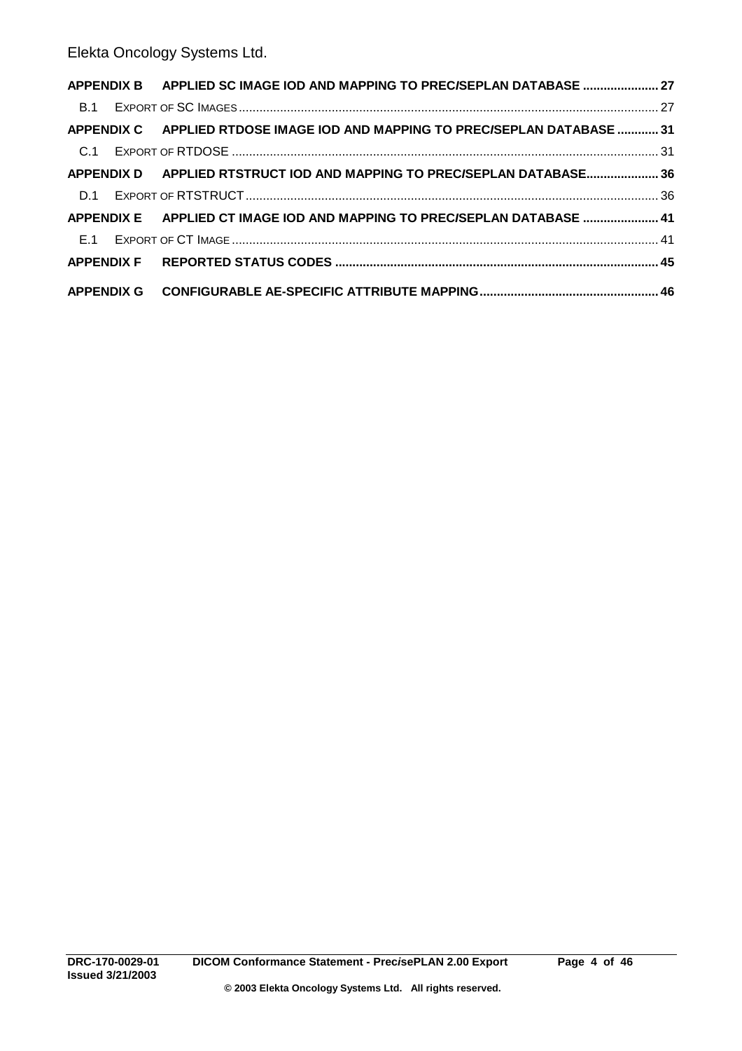**APPENDIX B APPLIED SC IMAGE IOD AND MAPPING TO PREC*I*SEPLAN DATABASE ...................... 27**

B.1 EXPORT OF SC IMAGES ........................................................................................................................ 27

**APPENDIX C APPLIED RTDOSE IMAGE IOD AND MAPPING TO PREC*I*SEPLAN DATABASE ............ 31**

C.1 EXPORT OF RTDOSE ........................................................................................................................... 31

**APPENDIX D APPLIED RTSTRUCT IOD AND MAPPING TO PREC*I*SEPLAN DATABASE..................... 36**

D.1 EXPORT OF RTSTRUCT ....................................................................................................................... 36

**APPENDIX E APPLIED CT IMAGE IOD AND MAPPING TO PREC*I*SEPLAN DATABASE ...................... 41**

E.1 EXPORT OF CT IMAGE .......................................................................................................................... 41

**APPENDIX F REPORTED STATUS CODES ............................................................................................ 45**

**APPENDIX G CONFIGURABLE AE-SPECIFIC ATTRIBUTE MAPPING.................................................... 46**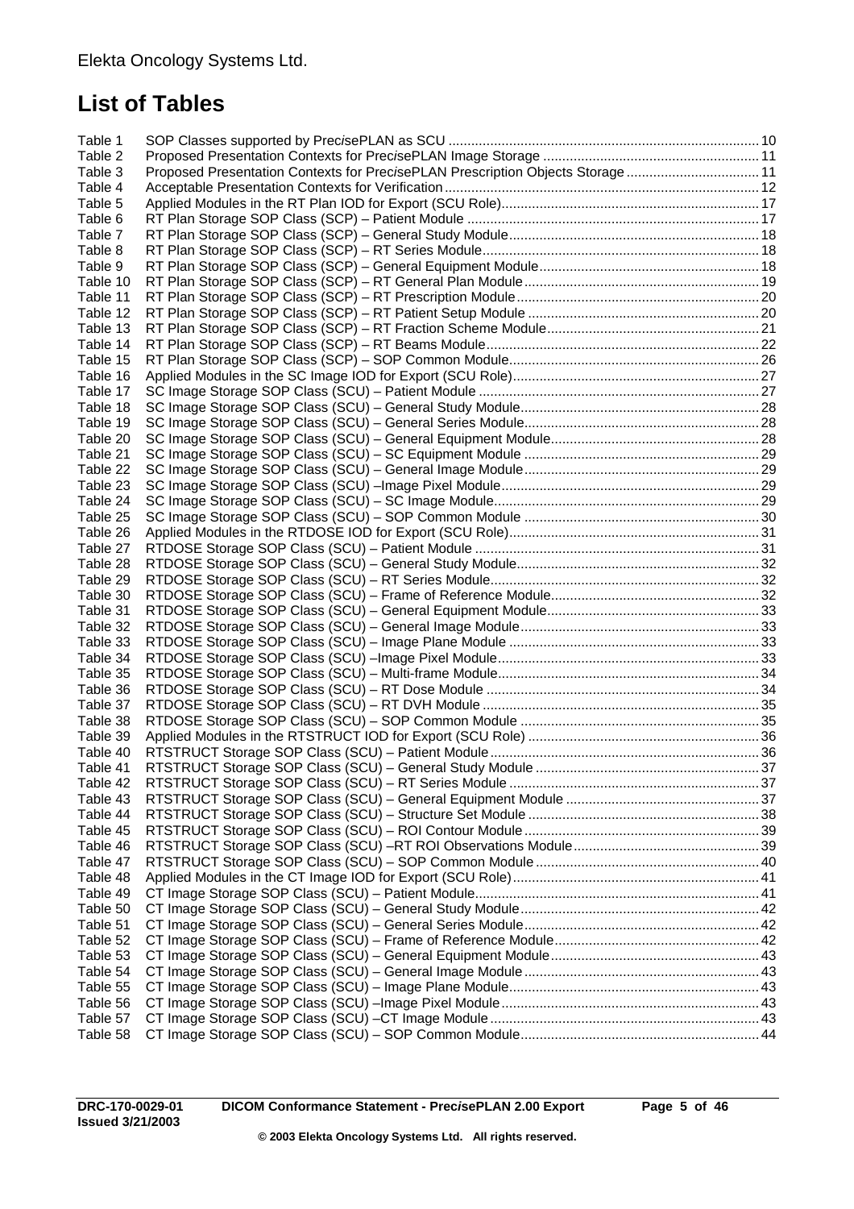# List of Tables

| | | |
|---|---|---|
| Table 1 | SOP Classes supported by Prec*i*sePLAN as SCU | 10 |
| Table 2 | Proposed Presentation Contexts for Prec*i*sePLAN Image Storage | 11 |
| Table 3 | Proposed Presentation Contexts for Prec*i*sePLAN Prescription Objects Storage | 11 |
| Table 4 | Acceptable Presentation Contexts for Verification | 12 |
| Table 5 | Applied Modules in the RT Plan IOD for Export (SCU Role) | 17 |
| Table 6 | RT Plan Storage SOP Class (SCP) – Patient Module | 17 |
| Table 7 | RT Plan Storage SOP Class (SCP) – General Study Module | 18 |
| Table 8 | RT Plan Storage SOP Class (SCP) – RT Series Module | 18 |
| Table 9 | RT Plan Storage SOP Class (SCP) – General Equipment Module | 18 |
| Table 10 | RT Plan Storage SOP Class (SCP) – RT General Plan Module | 19 |
| Table 11 | RT Plan Storage SOP Class (SCP) – RT Prescription Module | 20 |
| Table 12 | RT Plan Storage SOP Class (SCP) – RT Patient Setup Module | 20 |
| Table 13 | RT Plan Storage SOP Class (SCP) – RT Fraction Scheme Module | 21 |
| Table 14 | RT Plan Storage SOP Class (SCP) – RT Beams Module | 22 |
| Table 15 | RT Plan Storage SOP Class (SCP) – SOP Common Module | 26 |
| Table 16 | Applied Modules in the SC Image IOD for Export (SCU Role) | 27 |
| Table 17 | SC Image Storage SOP Class (SCU) – Patient Module | 27 |
| Table 18 | SC Image Storage SOP Class (SCU) – General Study Module | 28 |
| Table 19 | SC Image Storage SOP Class (SCU) – General Series Module | 28 |
| Table 20 | SC Image Storage SOP Class (SCU) – General Equipment Module | 28 |
| Table 21 | SC Image Storage SOP Class (SCU) – SC Equipment Module | 29 |
| Table 22 | SC Image Storage SOP Class (SCU) – General Image Module | 29 |
| Table 23 | SC Image Storage SOP Class (SCU) –Image Pixel Module | 29 |
| Table 24 | SC Image Storage SOP Class (SCU) – SC Image Module | 29 |
| Table 25 | SC Image Storage SOP Class (SCU) – SOP Common Module | 30 |
| Table 26 | Applied Modules in the RTDOSE IOD for Export (SCU Role) | 31 |
| Table 27 | RTDOSE Storage SOP Class (SCU) – Patient Module | 31 |
| Table 28 | RTDOSE Storage SOP Class (SCU) – General Study Module | 32 |
| Table 29 | RTDOSE Storage SOP Class (SCU) – RT Series Module | 32 |
| Table 30 | RTDOSE Storage SOP Class (SCU) – Frame of Reference Module | 32 |
| Table 31 | RTDOSE Storage SOP Class (SCU) – General Equipment Module | 33 |
| Table 32 | RTDOSE Storage SOP Class (SCU) – General Image Module | 33 |
| Table 33 | RTDOSE Storage SOP Class (SCU) – Image Plane Module | 33 |
| Table 34 | RTDOSE Storage SOP Class (SCU) –Image Pixel Module | 33 |
| Table 35 | RTDOSE Storage SOP Class (SCU) – Multi-frame Module | 34 |
| Table 36 | RTDOSE Storage SOP Class (SCU) – RT Dose Module | 34 |
| Table 37 | RTDOSE Storage SOP Class (SCU) – RT DVH Module | 35 |
| Table 38 | RTDOSE Storage SOP Class (SCU) – SOP Common Module | 35 |
| Table 39 | Applied Modules in the RTSTRUCT IOD for Export (SCU Role) | 36 |
| Table 40 | RTSTRUCT Storage SOP Class (SCU) – Patient Module | 36 |
| Table 41 | RTSTRUCT Storage SOP Class (SCU) – General Study Module | 37 |
| Table 42 | RTSTRUCT Storage SOP Class (SCU) – RT Series Module | 37 |
| Table 43 | RTSTRUCT Storage SOP Class (SCU) – General Equipment Module | 37 |
| Table 44 | RTSTRUCT Storage SOP Class (SCU) – Structure Set Module | 38 |
| Table 45 | RTSTRUCT Storage SOP Class (SCU) – ROI Contour Module | 39 |
| Table 46 | RTSTRUCT Storage SOP Class (SCU) –RT ROI Observations Module | 39 |
| Table 47 | RTSTRUCT Storage SOP Class (SCU) – SOP Common Module | 40 |
| Table 48 | Applied Modules in the CT Image IOD for Export (SCU Role) | 41 |
| Table 49 | CT Image Storage SOP Class (SCU) – Patient Module | 41 |
| Table 50 | CT Image Storage SOP Class (SCU) – General Study Module | 42 |
| Table 51 | CT Image Storage SOP Class (SCU) – General Series Module | 42 |
| Table 52 | CT Image Storage SOP Class (SCU) – Frame of Reference Module | 42 |
| Table 53 | CT Image Storage SOP Class (SCU) – General Equipment Module | 43 |
| Table 54 | CT Image Storage SOP Class (SCU) – General Image Module | 43 |
| Table 55 | CT Image Storage SOP Class (SCU) – Image Plane Module | 43 |
| Table 56 | CT Image Storage SOP Class (SCU) –Image Pixel Module | 43 |
| Table 57 | CT Image Storage SOP Class (SCU) –CT Image Module | 43 |
| Table 58 | CT Image Storage SOP Class (SCU) – SOP Common Module | 44 |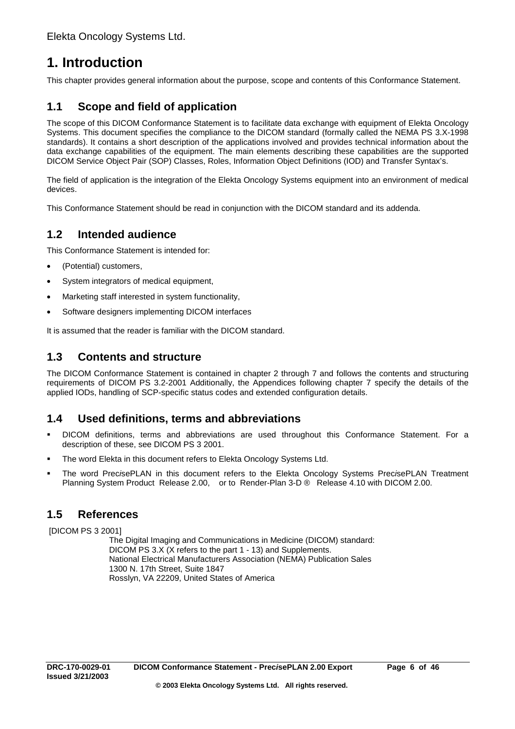# 1. Introduction

This chapter provides general information about the purpose, scope and contents of this Conformance Statement.

## 1.1 Scope and field of application

The scope of this DICOM Conformance Statement is to facilitate data exchange with equipment of Elekta Oncology Systems. This document specifies the compliance to the DICOM standard (formally called the NEMA PS 3.X-1998 standards). It contains a short description of the applications involved and provides technical information about the data exchange capabilities of the equipment. The main elements describing these capabilities are the supported DICOM Service Object Pair (SOP) Classes, Roles, Information Object Definitions (IOD) and Transfer Syntax's.

The field of application is the integration of the Elekta Oncology Systems equipment into an environment of medical devices.

This Conformance Statement should be read in conjunction with the DICOM standard and its addenda.

## 1.2 Intended audience

This Conformance Statement is intended for:

- (Potential) customers,
- System integrators of medical equipment,
- Marketing staff interested in system functionality,
- Software designers implementing DICOM interfaces

It is assumed that the reader is familiar with the DICOM standard.

## 1.3 Contents and structure

The DICOM Conformance Statement is contained in chapter 2 through 7 and follows the contents and structuring requirements of DICOM PS 3.2-2001 Additionally, the Appendices following chapter 7 specify the details of the applied IODs, handling of SCP-specific status codes and extended configuration details.

## 1.4 Used definitions, terms and abbreviations

- DICOM definitions, terms and abbreviations are used throughout this Conformance Statement. For a description of these, see DICOM PS 3 2001.
- The word Elekta in this document refers to Elekta Oncology Systems Ltd.
- The word Prec*is*ePLAN in this document refers to the Elekta Oncology Systems Prec*is*ePLAN Treatment Planning System Product Release 2.00, or to Render-Plan 3-D ® Release 4.10 with DICOM 2.00.

## 1.5 References

[DICOM PS 3 2001]

The Digital Imaging and Communications in Medicine (DICOM) standard:
DICOM PS 3.X (X refers to the part 1 - 13) and Supplements.
National Electrical Manufacturers Association (NEMA) Publication Sales
1300 N. 17th Street, Suite 1847
Rosslyn, VA 22209, United States of America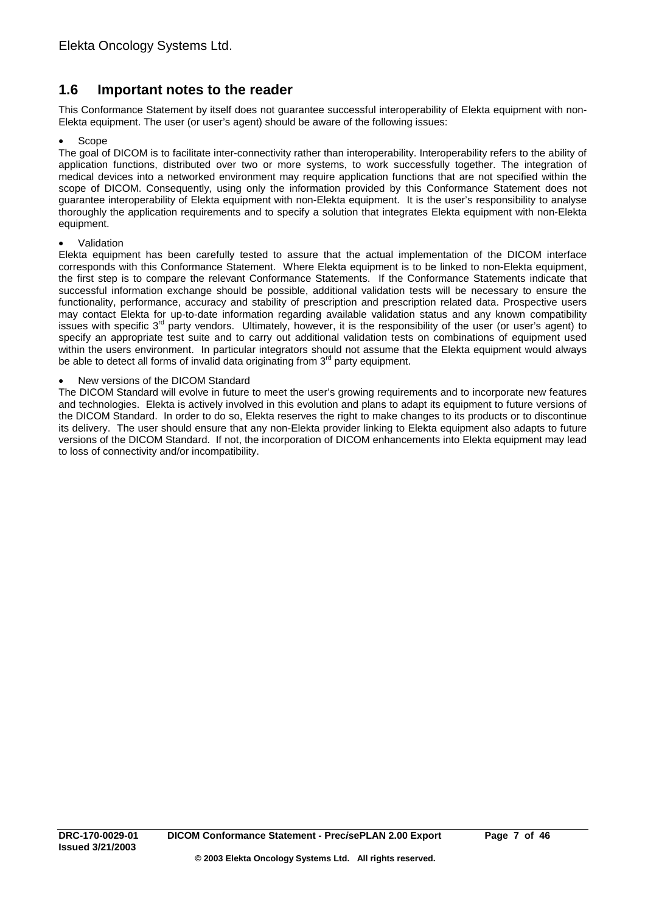## 1.6 Important notes to the reader

This Conformance Statement by itself does not guarantee successful interoperability of Elekta equipment with non-Elekta equipment. The user (or user's agent) should be aware of the following issues:

- Scope

The goal of DICOM is to facilitate inter-connectivity rather than interoperability. Interoperability refers to the ability of application functions, distributed over two or more systems, to work successfully together. The integration of medical devices into a networked environment may require application functions that are not specified within the scope of DICOM. Consequently, using only the information provided by this Conformance Statement does not guarantee interoperability of Elekta equipment with non-Elekta equipment. It is the user's responsibility to analyse thoroughly the application requirements and to specify a solution that integrates Elekta equipment with non-Elekta equipment.

- Validation

Elekta equipment has been carefully tested to assure that the actual implementation of the DICOM interface corresponds with this Conformance Statement. Where Elekta equipment is to be linked to non-Elekta equipment, the first step is to compare the relevant Conformance Statements. If the Conformance Statements indicate that successful information exchange should be possible, additional validation tests will be necessary to ensure the functionality, performance, accuracy and stability of prescription and prescription related data. Prospective users may contact Elekta for up-to-date information regarding available validation status and any known compatibility issues with specific 3rd party vendors. Ultimately, however, it is the responsibility of the user (or user's agent) to specify an appropriate test suite and to carry out additional validation tests on combinations of equipment used within the users environment. In particular integrators should not assume that the Elekta equipment would always be able to detect all forms of invalid data originating from 3rd party equipment.

- New versions of the DICOM Standard

The DICOM Standard will evolve in future to meet the user's growing requirements and to incorporate new features and technologies. Elekta is actively involved in this evolution and plans to adapt its equipment to future versions of the DICOM Standard. In order to do so, Elekta reserves the right to make changes to its products or to discontinue its delivery. The user should ensure that any non-Elekta provider linking to Elekta equipment also adapts to future versions of the DICOM Standard. If not, the incorporation of DICOM enhancements into Elekta equipment may lead to loss of connectivity and/or incompatibility.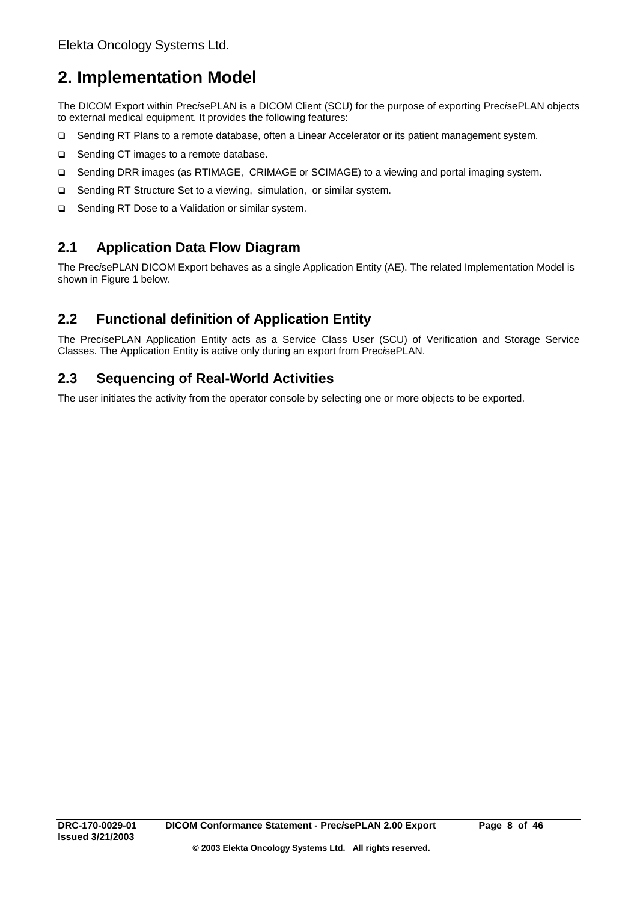# 2. Implementation Model

The DICOM Export within Prec*i*sePLAN is a DICOM Client (SCU) for the purpose of exporting Prec*i*sePLAN objects to external medical equipment. It provides the following features:

- Sending RT Plans to a remote database, often a Linear Accelerator or its patient management system.
- Sending CT images to a remote database.
- Sending DRR images (as RTIMAGE, CRIMAGE or SCIMAGE) to a viewing and portal imaging system.
- Sending RT Structure Set to a viewing, simulation, or similar system.
- Sending RT Dose to a Validation or similar system.

## 2.1 Application Data Flow Diagram

The Prec*i*sePLAN DICOM Export behaves as a single Application Entity (AE). The related Implementation Model is shown in Figure 1 below.

## 2.2 Functional definition of Application Entity

The Prec*i*sePLAN Application Entity acts as a Service Class User (SCU) of Verification and Storage Service Classes. The Application Entity is active only during an export from Prec*i*sePLAN.

## 2.3 Sequencing of Real-World Activities

The user initiates the activity from the operator console by selecting one or more objects to be exported.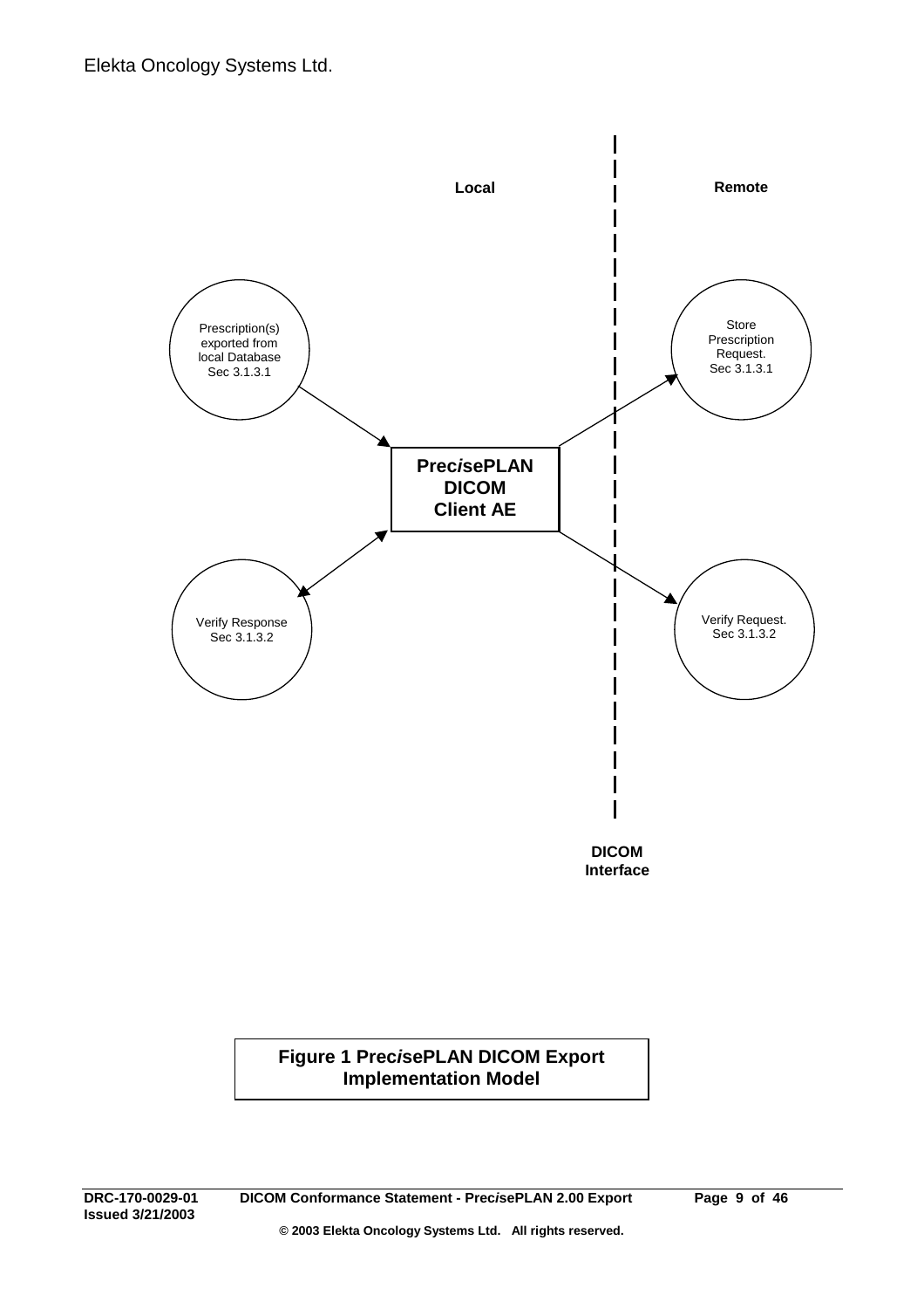Local | Remote

Prescription(s) exported from local Database Sec 3.1.3.1

Verify Response Sec 3.1.3.2

**Prec*ise*PLAN DICOM Client AE**

Store Prescription Request. Sec 3.1.3.1

Verify Request. Sec 3.1.3.2

**DICOM Interface**

**Figure 1 Prec*ise*PLAN DICOM Export Implementation Model**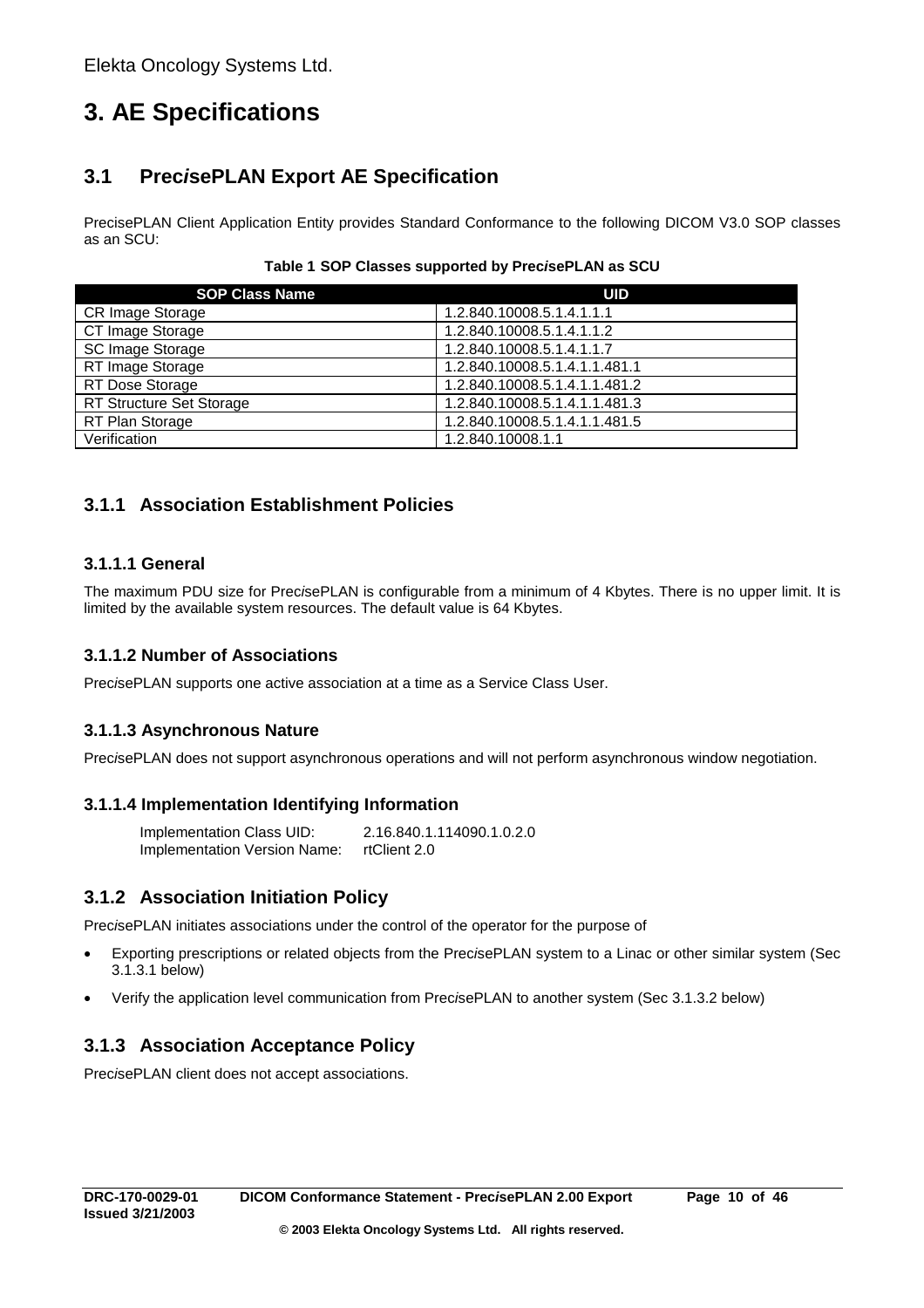# 3. AE Specifications

## 3.1 Prec*is*ePLAN Export AE Specification

PrecisePLAN Client Application Entity provides Standard Conformance to the following DICOM V3.0 SOP classes as an SCU:

**Table 1 SOP Classes supported by Prec*is*ePLAN as SCU**

| SOP Class Name | UID |
|---|---|
| CR Image Storage | 1.2.840.10008.5.1.4.1.1.1 |
| CT Image Storage | 1.2.840.10008.5.1.4.1.1.2 |
| SC Image Storage | 1.2.840.10008.5.1.4.1.1.7 |
| RT Image Storage | 1.2.840.10008.5.1.4.1.1.481.1 |
| RT Dose Storage | 1.2.840.10008.5.1.4.1.1.481.2 |
| RT Structure Set Storage | 1.2.840.10008.5.1.4.1.1.481.3 |
| RT Plan Storage | 1.2.840.10008.5.1.4.1.1.481.5 |
| Verification | 1.2.840.10008.1.1 |

### 3.1.1 Association Establishment Policies

#### 3.1.1.1 General

The maximum PDU size for Prec*is*ePLAN is configurable from a minimum of 4 Kbytes. There is no upper limit. It is limited by the available system resources. The default value is 64 Kbytes.

#### 3.1.1.2 Number of Associations

Prec*is*ePLAN supports one active association at a time as a Service Class User.

#### 3.1.1.3 Asynchronous Nature

Prec*is*ePLAN does not support asynchronous operations and will not perform asynchronous window negotiation.

#### 3.1.1.4 Implementation Identifying Information

Implementation Class UID: 2.16.840.1.114090.1.0.2.0
Implementation Version Name: rtClient 2.0

### 3.1.2 Association Initiation Policy

Prec*is*ePLAN initiates associations under the control of the operator for the purpose of

- Exporting prescriptions or related objects from the Prec*is*ePLAN system to a Linac or other similar system (Sec 3.1.3.1 below)
- Verify the application level communication from Prec*is*ePLAN to another system (Sec 3.1.3.2 below)

### 3.1.3 Association Acceptance Policy

Prec*is*ePLAN client does not accept associations.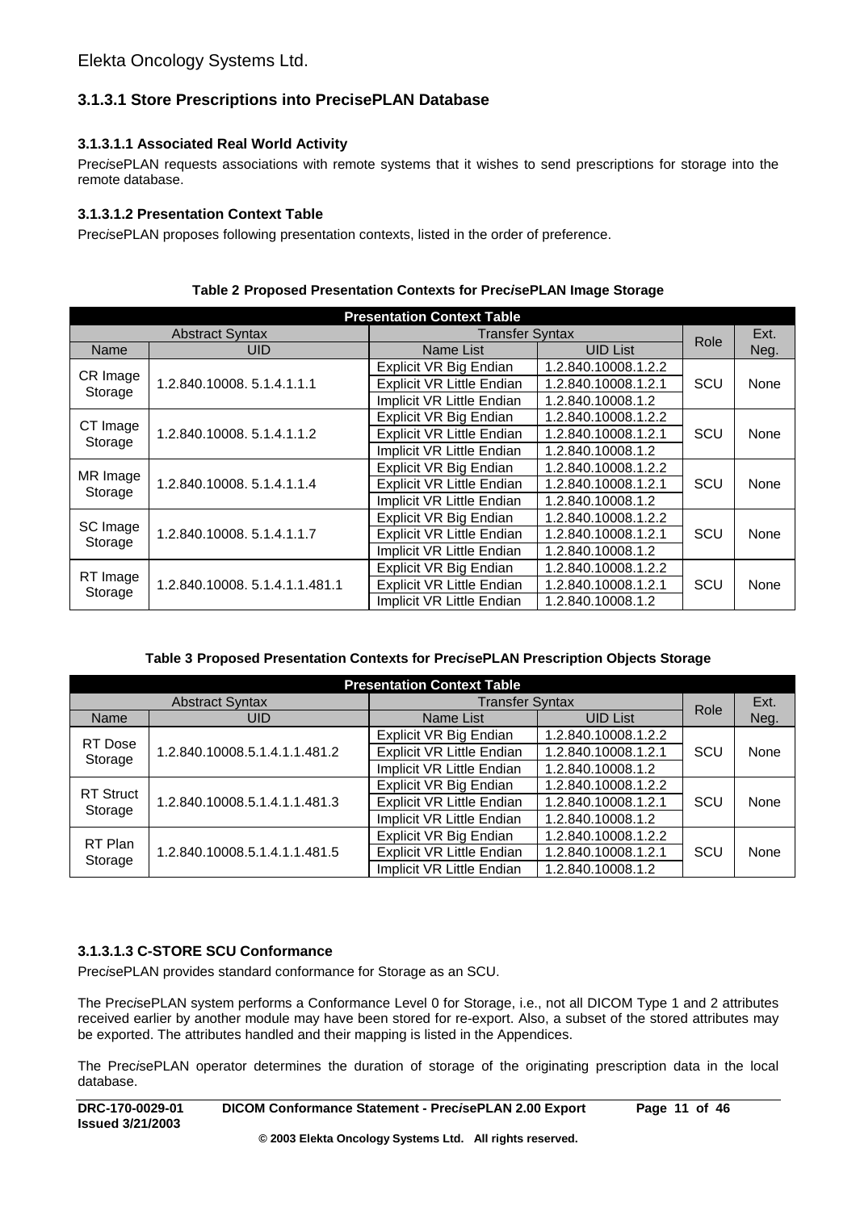### 3.1.3.1 Store Prescriptions into PrecisePLAN Database

#### 3.1.3.1.1 Associated Real World Activity

Pre*cis*ePLAN requests associations with remote systems that it wishes to send prescriptions for storage into the remote database.

#### 3.1.3.1.2 Presentation Context Table

Pre*cis*ePLAN proposes following presentation contexts, listed in the order of preference.

**Table 2 Proposed Presentation Contexts for Pre*cis*ePLAN Image Storage**

| Presentation Context Table | | | | | |
|---|---|---|---|---|---|
| Abstract Syntax | | Transfer Syntax | | Role | Ext. Neg. |
| Name | UID | Name List | UID List | | |
| CR Image Storage | 1.2.840.10008. 5.1.4.1.1.1 | Explicit VR Big Endian | 1.2.840.10008.1.2.2 | SCU | None |
| | | Explicit VR Little Endian | 1.2.840.10008.1.2.1 | | |
| | | Implicit VR Little Endian | 1.2.840.10008.1.2 | | |
| CT Image Storage | 1.2.840.10008. 5.1.4.1.1.2 | Explicit VR Big Endian | 1.2.840.10008.1.2.2 | SCU | None |
| | | Explicit VR Little Endian | 1.2.840.10008.1.2.1 | | |
| | | Implicit VR Little Endian | 1.2.840.10008.1.2 | | |
| MR Image Storage | 1.2.840.10008. 5.1.4.1.1.4 | Explicit VR Big Endian | 1.2.840.10008.1.2.2 | SCU | None |
| | | Explicit VR Little Endian | 1.2.840.10008.1.2.1 | | |
| | | Implicit VR Little Endian | 1.2.840.10008.1.2 | | |
| SC Image Storage | 1.2.840.10008. 5.1.4.1.1.7 | Explicit VR Big Endian | 1.2.840.10008.1.2.2 | SCU | None |
| | | Explicit VR Little Endian | 1.2.840.10008.1.2.1 | | |
| | | Implicit VR Little Endian | 1.2.840.10008.1.2 | | |
| RT Image Storage | 1.2.840.10008. 5.1.4.1.1.481.1 | Explicit VR Big Endian | 1.2.840.10008.1.2.2 | SCU | None |
| | | Explicit VR Little Endian | 1.2.840.10008.1.2.1 | | |
| | | Implicit VR Little Endian | 1.2.840.10008.1.2 | | |

**Table 3 Proposed Presentation Contexts for Pre*cis*ePLAN Prescription Objects Storage**

| Presentation Context Table | | | | | |
|---|---|---|---|---|---|
| Abstract Syntax | | Transfer Syntax | | Role | Ext. Neg. |
| Name | UID | Name List | UID List | | |
| RT Dose Storage | 1.2.840.10008.5.1.4.1.1.481.2 | Explicit VR Big Endian | 1.2.840.10008.1.2.2 | SCU | None |
| | | Explicit VR Little Endian | 1.2.840.10008.1.2.1 | | |
| | | Implicit VR Little Endian | 1.2.840.10008.1.2 | | |
| RT Struct Storage | 1.2.840.10008.5.1.4.1.1.481.3 | Explicit VR Big Endian | 1.2.840.10008.1.2.2 | SCU | None |
| | | Explicit VR Little Endian | 1.2.840.10008.1.2.1 | | |
| | | Implicit VR Little Endian | 1.2.840.10008.1.2 | | |
| RT Plan Storage | 1.2.840.10008.5.1.4.1.1.481.5 | Explicit VR Big Endian | 1.2.840.10008.1.2.2 | SCU | None |
| | | Explicit VR Little Endian | 1.2.840.10008.1.2.1 | | |
| | | Implicit VR Little Endian | 1.2.840.10008.1.2 | | |

#### 3.1.3.1.3 C-STORE SCU Conformance

Pre*cis*ePLAN provides standard conformance for Storage as an SCU.

The Pre*cis*ePLAN system performs a Conformance Level 0 for Storage, i.e., not all DICOM Type 1 and 2 attributes received earlier by another module may have been stored for re-export. Also, a subset of the stored attributes may be exported. The attributes handled and their mapping is listed in the Appendices.

The Pre*cis*ePLAN operator determines the duration of storage of the originating prescription data in the local database.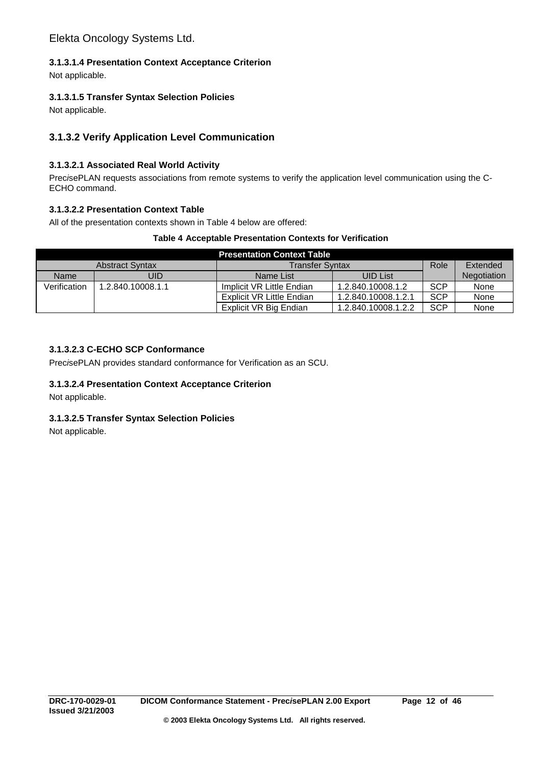#### 3.1.3.1.4 Presentation Context Acceptance Criterion

Not applicable.

#### 3.1.3.1.5 Transfer Syntax Selection Policies

Not applicable.

### 3.1.3.2 Verify Application Level Communication

#### 3.1.3.2.1 Associated Real World Activity

Prec*i*sePLAN requests associations from remote systems to verify the application level communication using the C-ECHO command.

#### 3.1.3.2.2 Presentation Context Table

All of the presentation contexts shown in Table 4 below are offered:

**Table 4 Acceptable Presentation Contexts for Verification**

| Presentation Context Table | | | | | |
|---|---|---|---|---|---|
| Abstract Syntax | | Transfer Syntax | | Role | Extended Negotiation |
| Name | UID | Name List | UID List | | |
| Verification | 1.2.840.10008.1.1 | Implicit VR Little Endian | 1.2.840.10008.1.2 | SCP | None |
| | | Explicit VR Little Endian | 1.2.840.10008.1.2.1 | SCP | None |
| | | Explicit VR Big Endian | 1.2.840.10008.1.2.2 | SCP | None |

#### 3.1.3.2.3 C-ECHO SCP Conformance

Prec*i*sePLAN provides standard conformance for Verification as an SCU.

#### 3.1.3.2.4 Presentation Context Acceptance Criterion

Not applicable.

#### 3.1.3.2.5 Transfer Syntax Selection Policies

Not applicable.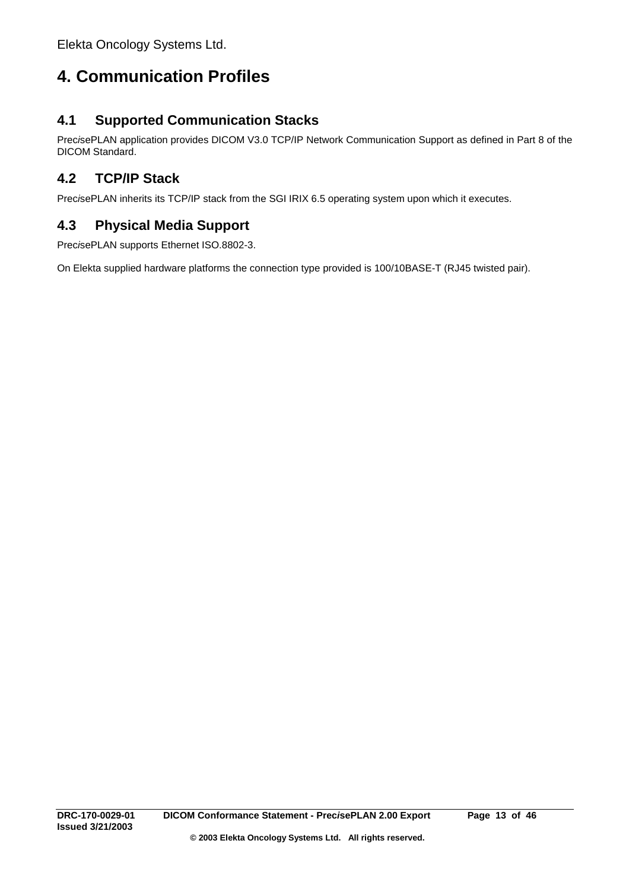# 4. Communication Profiles

## 4.1 Supported Communication Stacks

Prec*i*sePLAN application provides DICOM V3.0 TCP/IP Network Communication Support as defined in Part 8 of the DICOM Standard.

## 4.2 TCP/IP Stack

Prec*i*sePLAN inherits its TCP/IP stack from the SGI IRIX 6.5 operating system upon which it executes.

## 4.3 Physical Media Support

Prec*i*sePLAN supports Ethernet ISO.8802-3.

On Elekta supplied hardware platforms the connection type provided is 100/10BASE-T (RJ45 twisted pair).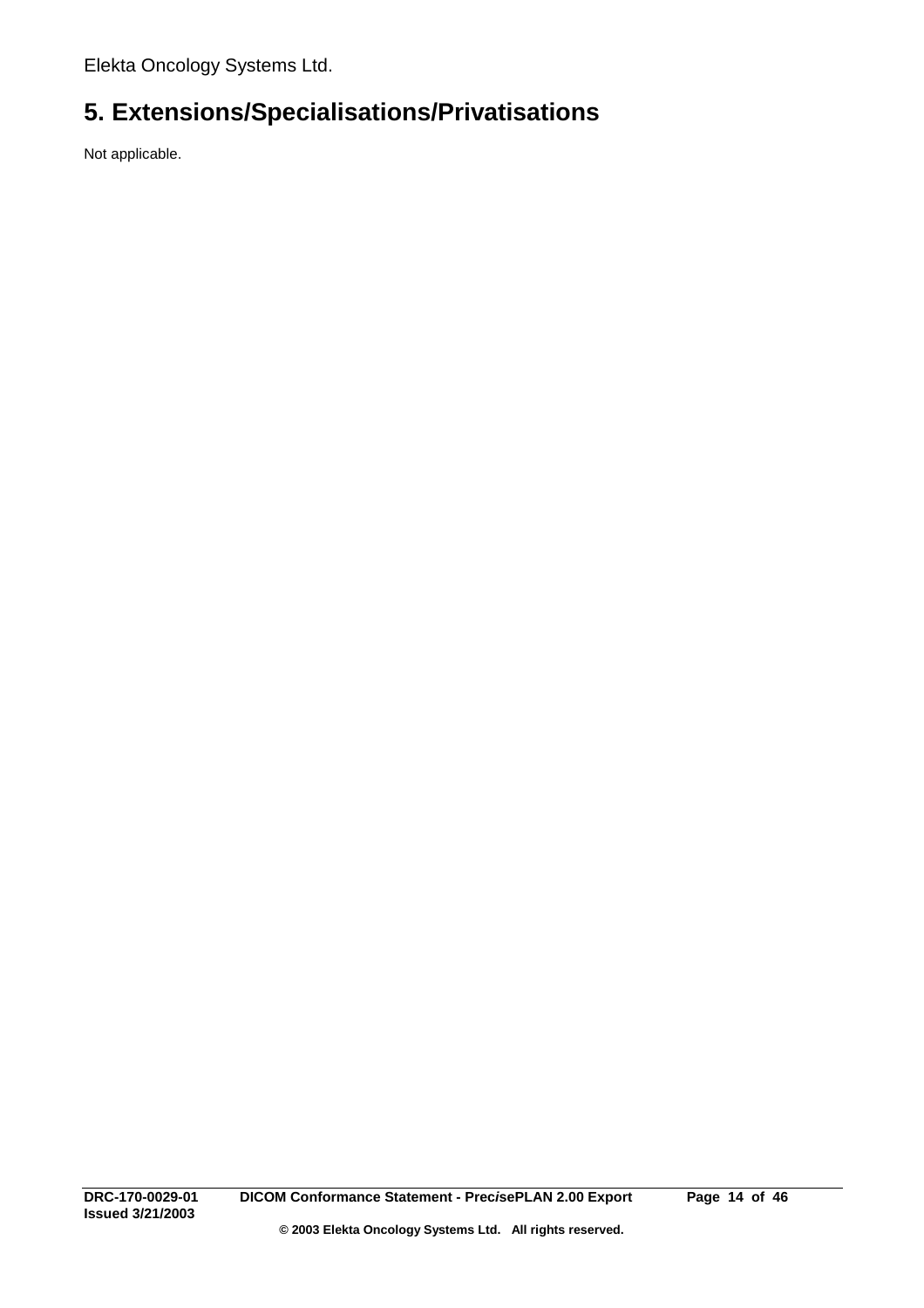# 5. Extensions/Specialisations/Privatisations

Not applicable.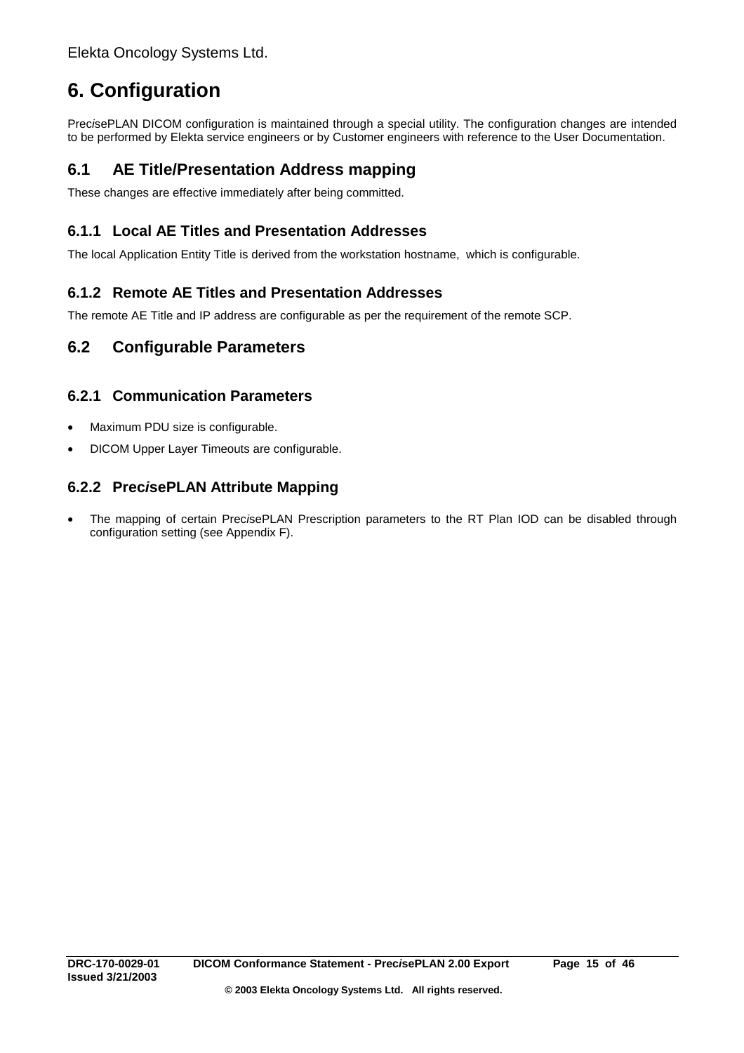# 6. Configuration

Prec*i*sePLAN DICOM configuration is maintained through a special utility. The configuration changes are intended to be performed by Elekta service engineers or by Customer engineers with reference to the User Documentation.

## 6.1 AE Title/Presentation Address mapping

These changes are effective immediately after being committed.

### 6.1.1 Local AE Titles and Presentation Addresses

The local Application Entity Title is derived from the workstation hostname, which is configurable.

### 6.1.2 Remote AE Titles and Presentation Addresses

The remote AE Title and IP address are configurable as per the requirement of the remote SCP.

## 6.2 Configurable Parameters

### 6.2.1 Communication Parameters

- Maximum PDU size is configurable.
- DICOM Upper Layer Timeouts are configurable.

### 6.2.2 Prec*i*sePLAN Attribute Mapping

- The mapping of certain Prec*i*sePLAN Prescription parameters to the RT Plan IOD can be disabled through configuration setting (see Appendix F).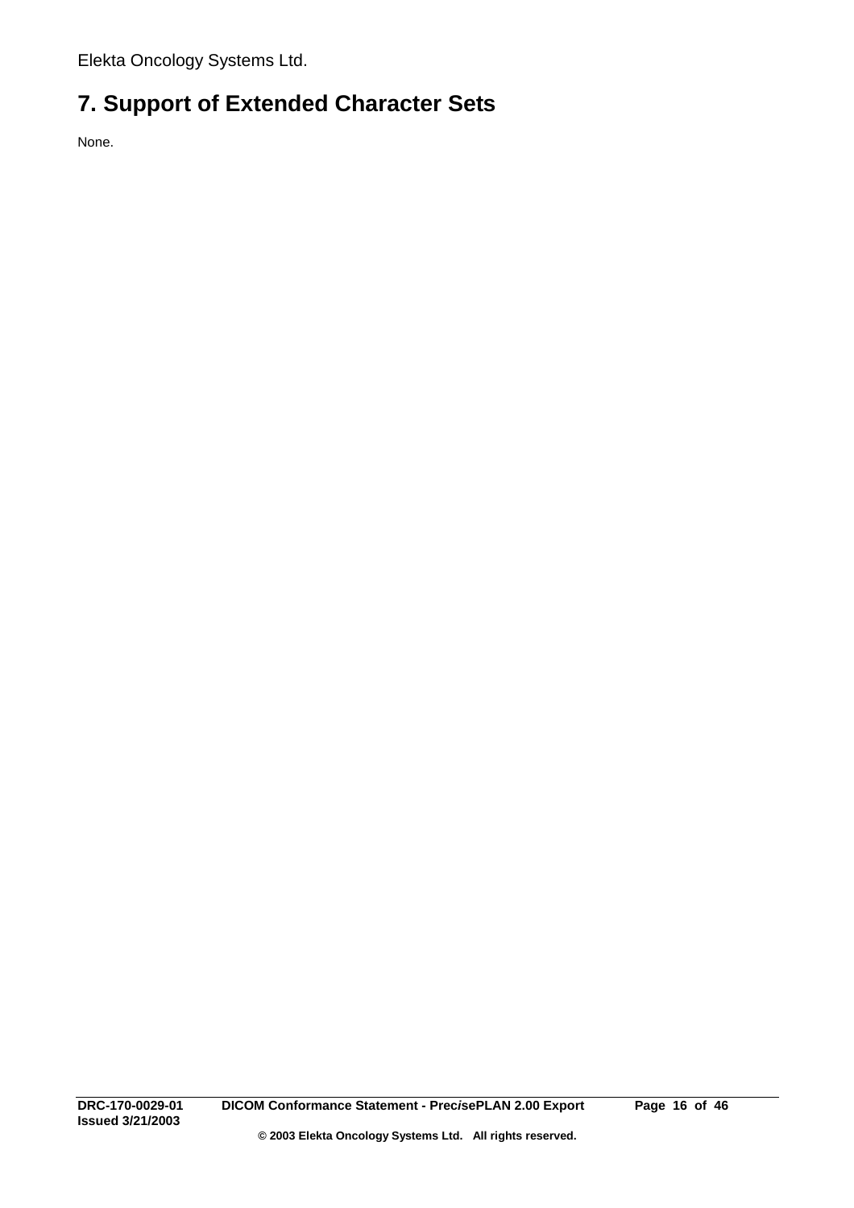# 7. Support of Extended Character Sets

None.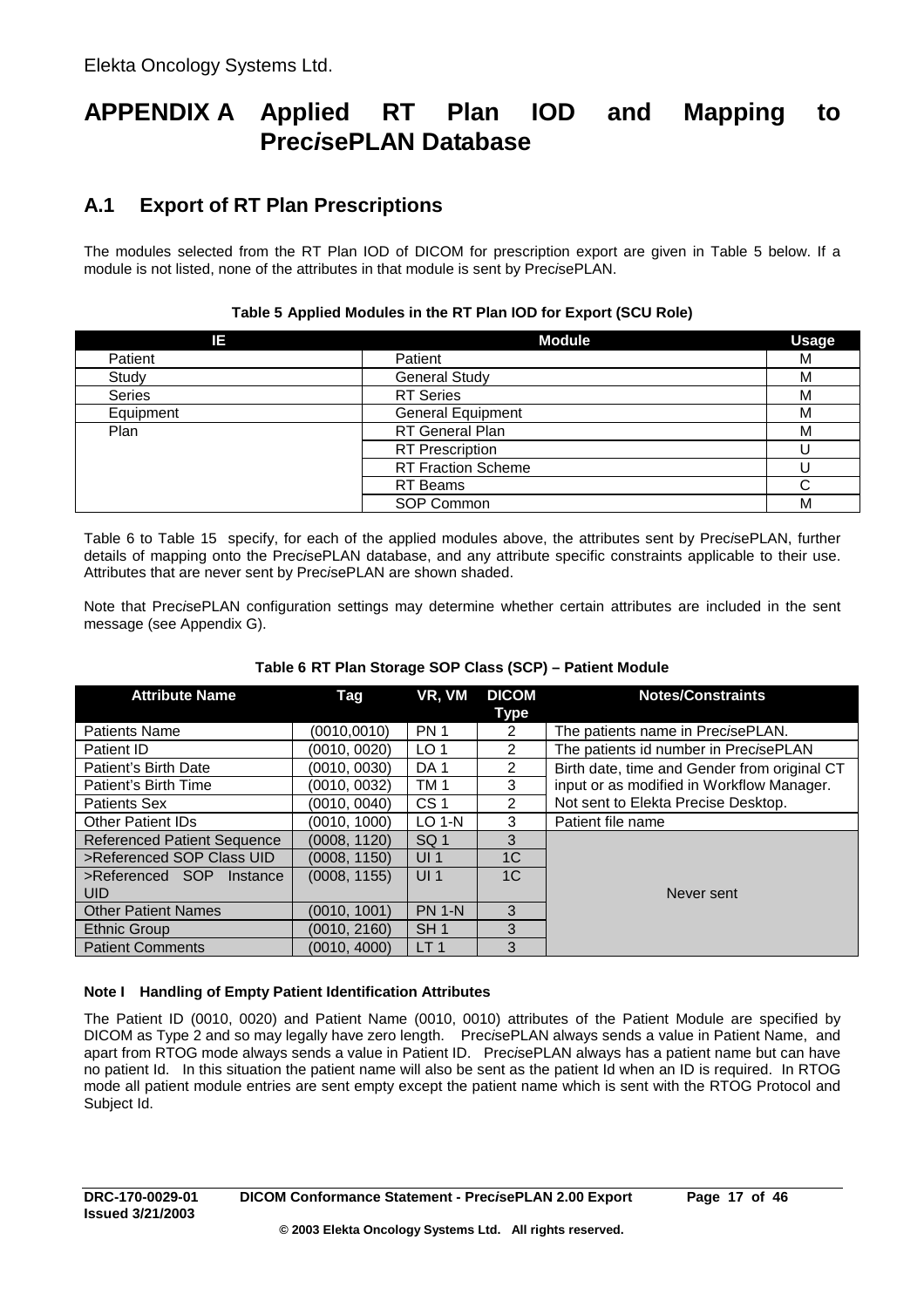Elekta Oncology Systems Ltd.

# APPENDIX A Applied RT Plan IOD and Mapping to Prec*i*sePLAN Database

## A.1 Export of RT Plan Prescriptions

The modules selected from the RT Plan IOD of DICOM for prescription export are given in Table 5 below. If a module is not listed, none of the attributes in that module is sent by Prec*i*sePLAN.

**Table 5 Applied Modules in the RT Plan IOD for Export (SCU Role)**

| IE | Module | Usage |
|---|---|---|
| Patient | Patient | M |
| Study | General Study | M |
| Series | RT Series | M |
| Equipment | General Equipment | M |
| Plan | RT General Plan | M |
| | RT Prescription | U |
| | RT Fraction Scheme | U |
| | RT Beams | C |
| | SOP Common | M |

Table 6 to Table 15 specify, for each of the applied modules above, the attributes sent by Prec*i*sePLAN, further details of mapping onto the Prec*i*sePLAN database, and any attribute specific constraints applicable to their use. Attributes that are never sent by Prec*i*sePLAN are shown shaded.

Note that Prec*i*sePLAN configuration settings may determine whether certain attributes are included in the sent message (see Appendix G).

**Table 6 RT Plan Storage SOP Class (SCP) – Patient Module**

| Attribute Name | Tag | VR, VM | DICOM Type | Notes/Constraints |
|---|---|---|---|---|
| Patients Name | (0010,0010) | PN 1 | 2 | The patients name in Prec*i*sePLAN. |
| Patient ID | (0010, 0020) | LO 1 | 2 | The patients id number in Prec*i*sePLAN |
| Patient's Birth Date | (0010, 0030) | DA 1 | 2 | Birth date, time and Gender from original CT input or as modified in Workflow Manager. Not sent to Elekta Precise Desktop. |
| Patient's Birth Time | (0010, 0032) | TM 1 | 3 | |
| Patients Sex | (0010, 0040) | CS 1 | 2 | |
| Other Patient IDs | (0010, 1000) | LO 1-N | 3 | Patient file name |
| Referenced Patient Sequence | (0008, 1120) | SQ 1 | 3 | Never sent |
| >Referenced SOP Class UID | (0008, 1150) | UI 1 | 1C | |
| >Referenced SOP Instance UID | (0008, 1155) | UI 1 | 1C | |
| Other Patient Names | (0010, 1001) | PN 1-N | 3 | |
| Ethnic Group | (0010, 2160) | SH 1 | 3 | |
| Patient Comments | (0010, 4000) | LT 1 | 3 | |

**Note I Handling of Empty Patient Identification Attributes**

The Patient ID (0010, 0020) and Patient Name (0010, 0010) attributes of the Patient Module are specified by DICOM as Type 2 and so may legally have zero length. Prec*i*sePLAN always sends a value in Patient Name, and apart from RTOG mode always sends a value in Patient ID. Prec*i*sePLAN always has a patient name but can have no patient Id. In this situation the patient name will also be sent as the patient Id when an ID is required. In RTOG mode all patient module entries are sent empty except the patient name which is sent with the RTOG Protocol and Subject Id.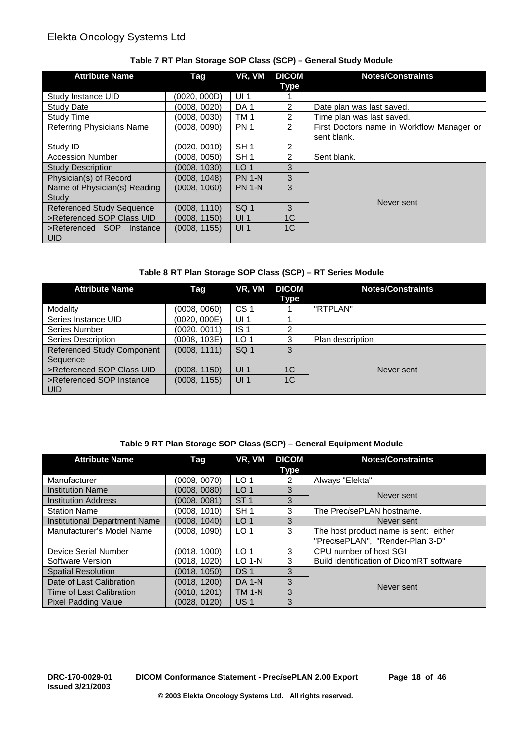**Table 7 RT Plan Storage SOP Class (SCP) – General Study Module**

| Attribute Name | Tag | VR, VM | DICOM Type | Notes/Constraints |
|---|---|---|---|---|
| Study Instance UID | (0020, 000D) | UI 1 | 1 | |
| Study Date | (0008, 0020) | DA 1 | 2 | Date plan was last saved. |
| Study Time | (0008, 0030) | TM 1 | 2 | Time plan was last saved. |
| Referring Physicians Name | (0008, 0090) | PN 1 | 2 | First Doctors name in Workflow Manager or sent blank. |
| Study ID | (0020, 0010) | SH 1 | 2 | |
| Accession Number | (0008, 0050) | SH 1 | 2 | Sent blank. |
| Study Description | (0008, 1030) | LO 1 | 3 | Never sent |
| Physician(s) of Record | (0008, 1048) | PN 1-N | 3 | |
| Name of Physician(s) Reading Study | (0008, 1060) | PN 1-N | 3 | |
| Referenced Study Sequence | (0008, 1110) | SQ 1 | 3 | |
| >Referenced SOP Class UID | (0008, 1150) | UI 1 | 1C | |
| >Referenced SOP Instance UID | (0008, 1155) | UI 1 | 1C | |

**Table 8 RT Plan Storage SOP Class (SCP) – RT Series Module**

| Attribute Name | Tag | VR, VM | DICOM Type | Notes/Constraints |
|---|---|---|---|---|
| Modality | (0008, 0060) | CS 1 | 1 | "RTPLAN" |
| Series Instance UID | (0020, 000E) | UI 1 | 1 | |
| Series Number | (0020, 0011) | IS 1 | 2 | |
| Series Description | (0008, 103E) | LO 1 | 3 | Plan description |
| Referenced Study Component Sequence | (0008, 1111) | SQ 1 | 3 | Never sent |
| >Referenced SOP Class UID | (0008, 1150) | UI 1 | 1C | |
| >Referenced SOP Instance UID | (0008, 1155) | UI 1 | 1C | |

**Table 9 RT Plan Storage SOP Class (SCP) – General Equipment Module**

| Attribute Name | Tag | VR, VM | DICOM Type | Notes/Constraints |
|---|---|---|---|---|
| Manufacturer | (0008, 0070) | LO 1 | 2 | Always "Elekta" |
| Institution Name | (0008, 0080) | LO 1 | 3 | Never sent |
| Institution Address | (0008, 0081) | ST 1 | 3 | |
| Station Name | (0008, 1010) | SH 1 | 3 | The Prec*i*sePLAN hostname. |
| Institutional Department Name | (0008, 1040) | LO 1 | 3 | Never sent |
| Manufacturer's Model Name | (0008, 1090) | LO 1 | 3 | The host product name is sent: either "Prec*i*sePLAN", "Render-Plan 3-D" |
| Device Serial Number | (0018, 1000) | LO 1 | 3 | CPU number of host SGI |
| Software Version | (0018, 1020) | LO 1-N | 3 | Build identification of DicomRT software |
| Spatial Resolution | (0018, 1050) | DS 1 | 3 | Never sent |
| Date of Last Calibration | (0018, 1200) | DA 1-N | 3 | |
| Time of Last Calibration | (0018, 1201) | TM 1-N | 3 | |
| Pixel Padding Value | (0028, 0120) | US 1 | 3 | |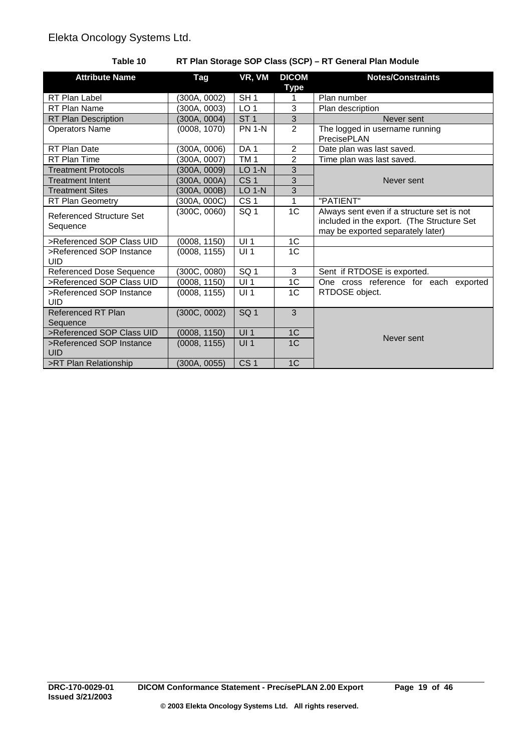Elekta Oncology Systems Ltd.

**Table 10 RT Plan Storage SOP Class (SCP) – RT General Plan Module**

| Attribute Name | Tag | VR, VM | DICOM Type | Notes/Constraints |
|---|---|---|---|---|
| RT Plan Label | (300A, 0002) | SH 1 | 1 | Plan number |
| RT Plan Name | (300A, 0003) | LO 1 | 3 | Plan description |
| RT Plan Description | (300A, 0004) | ST 1 | 3 | Never sent |
| Operators Name | (0008, 1070) | PN 1-N | 2 | The logged in username running PrecisePLAN |
| RT Plan Date | (300A, 0006) | DA 1 | 2 | Date plan was last saved. |
| RT Plan Time | (300A, 0007) | TM 1 | 2 | Time plan was last saved. |
| Treatment Protocols | (300A, 0009) | LO 1-N | 3 | Never sent |
| Treatment Intent | (300A, 000A) | CS 1 | 3 | |
| Treatment Sites | (300A, 000B) | LO 1-N | 3 | |
| RT Plan Geometry | (300A, 000C) | CS 1 | 1 | "PATIENT" |
| Referenced Structure Set Sequence | (300C, 0060) | SQ 1 | 1C | Always sent even if a structure set is not included in the export. (The Structure Set may be exported separately later) |
| >Referenced SOP Class UID | (0008, 1150) | UI 1 | 1C | |
| >Referenced SOP Instance UID | (0008, 1155) | UI 1 | 1C | |
| Referenced Dose Sequence | (300C, 0080) | SQ 1 | 3 | Sent if RTDOSE is exported. |
| >Referenced SOP Class UID | (0008, 1150) | UI 1 | 1C | One cross reference for each exported RTDOSE object. |
| >Referenced SOP Instance UID | (0008, 1155) | UI 1 | 1C | |
| Referenced RT Plan Sequence | (300C, 0002) | SQ 1 | 3 | Never sent |
| >Referenced SOP Class UID | (0008, 1150) | UI 1 | 1C | |
| >Referenced SOP Instance UID | (0008, 1155) | UI 1 | 1C | |
| >RT Plan Relationship | (300A, 0055) | CS 1 | 1C | |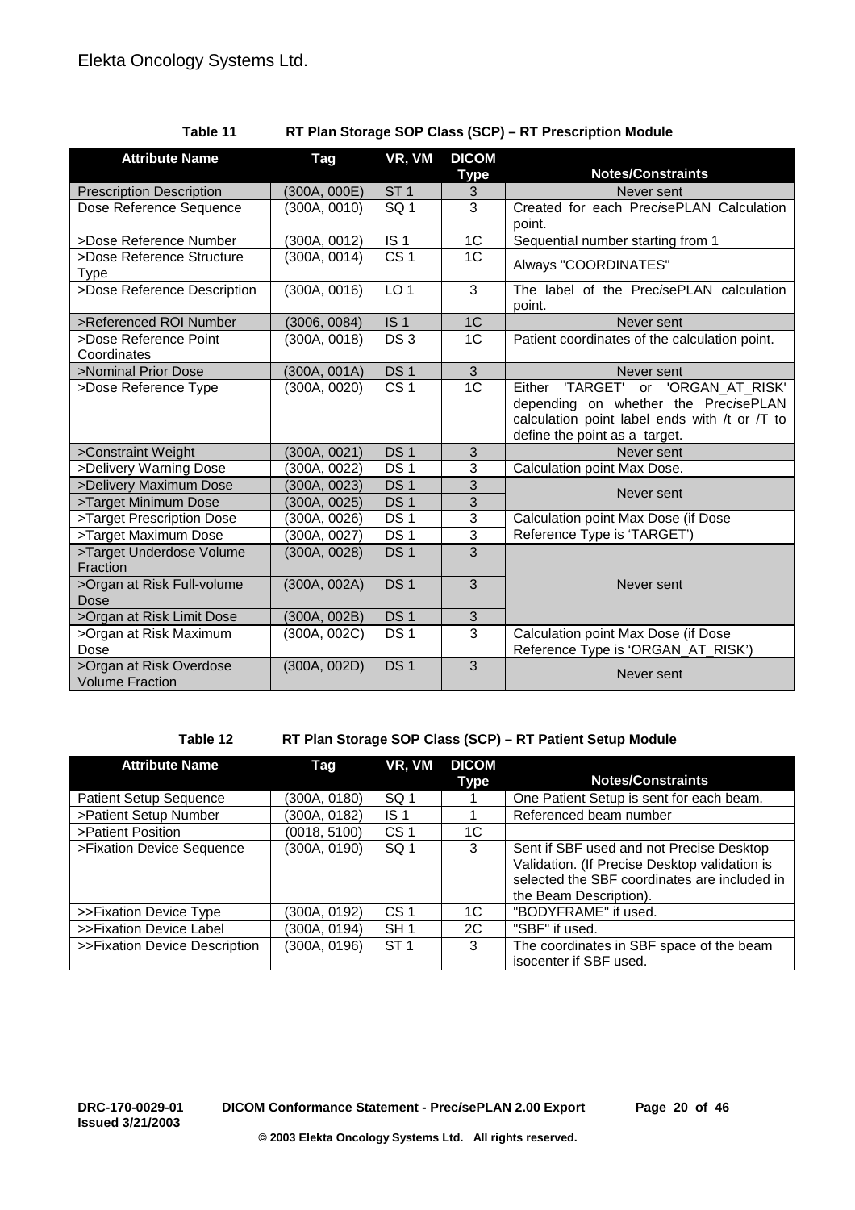Elekta Oncology Systems Ltd.

**Table 11 RT Plan Storage SOP Class (SCP) – RT Prescription Module**

| Attribute Name | Tag | VR, VM | DICOM Type | Notes/Constraints |
|---|---|---|---|---|
| Prescription Description | (300A, 000E) | ST 1 | 3 | Never sent |
| Dose Reference Sequence | (300A, 0010) | SQ 1 | 3 | Created for each Prec*is*ePLAN Calculation point. |
| >Dose Reference Number | (300A, 0012) | IS 1 | 1C | Sequential number starting from 1 |
| >Dose Reference Structure Type | (300A, 0014) | CS 1 | 1C | Always "COORDINATES" |
| >Dose Reference Description | (300A, 0016) | LO 1 | 3 | The label of the Prec*is*ePLAN calculation point. |
| >Referenced ROI Number | (3006, 0084) | IS 1 | 1C | Never sent |
| >Dose Reference Point Coordinates | (300A, 0018) | DS 3 | 1C | Patient coordinates of the calculation point. |
| >Nominal Prior Dose | (300A, 001A) | DS 1 | 3 | Never sent |
| >Dose Reference Type | (300A, 0020) | CS 1 | 1C | Either 'TARGET' or 'ORGAN_AT_RISK' depending on whether the Prec*is*ePLAN calculation point label ends with /t or /T to define the point as a target. |
| >Constraint Weight | (300A, 0021) | DS 1 | 3 | Never sent |
| >Delivery Warning Dose | (300A, 0022) | DS 1 | 3 | Calculation point Max Dose. |
| >Delivery Maximum Dose | (300A, 0023) | DS 1 | 3 | Never sent |
| >Target Minimum Dose | (300A, 0025) | DS 1 | 3 | |
| >Target Prescription Dose | (300A, 0026) | DS 1 | 3 | Calculation point Max Dose (if Dose Reference Type is 'TARGET') |
| >Target Maximum Dose | (300A, 0027) | DS 1 | 3 | |
| >Target Underdose Volume Fraction | (300A, 0028) | DS 1 | 3 | Never sent |
| >Organ at Risk Full-volume Dose | (300A, 002A) | DS 1 | 3 | |
| >Organ at Risk Limit Dose | (300A, 002B) | DS 1 | 3 | |
| >Organ at Risk Maximum Dose | (300A, 002C) | DS 1 | 3 | Calculation point Max Dose (if Dose Reference Type is 'ORGAN_AT_RISK') |
| >Organ at Risk Overdose Volume Fraction | (300A, 002D) | DS 1 | 3 | Never sent |

**Table 12 RT Plan Storage SOP Class (SCP) – RT Patient Setup Module**

| Attribute Name | Tag | VR, VM | DICOM Type | Notes/Constraints |
|---|---|---|---|---|
| Patient Setup Sequence | (300A, 0180) | SQ 1 | 1 | One Patient Setup is sent for each beam. |
| >Patient Setup Number | (300A, 0182) | IS 1 | 1 | Referenced beam number |
| >Patient Position | (0018, 5100) | CS 1 | 1C | |
| >Fixation Device Sequence | (300A, 0190) | SQ 1 | 3 | Sent if SBF used and not Precise Desktop Validation. (If Precise Desktop validation is selected the SBF coordinates are included in the Beam Description). |
| >>Fixation Device Type | (300A, 0192) | CS 1 | 1C | "BODYFRAME" if used. |
| >>Fixation Device Label | (300A, 0194) | SH 1 | 2C | "SBF" if used. |
| >>Fixation Device Description | (300A, 0196) | ST 1 | 3 | The coordinates in SBF space of the beam isocenter if SBF used. |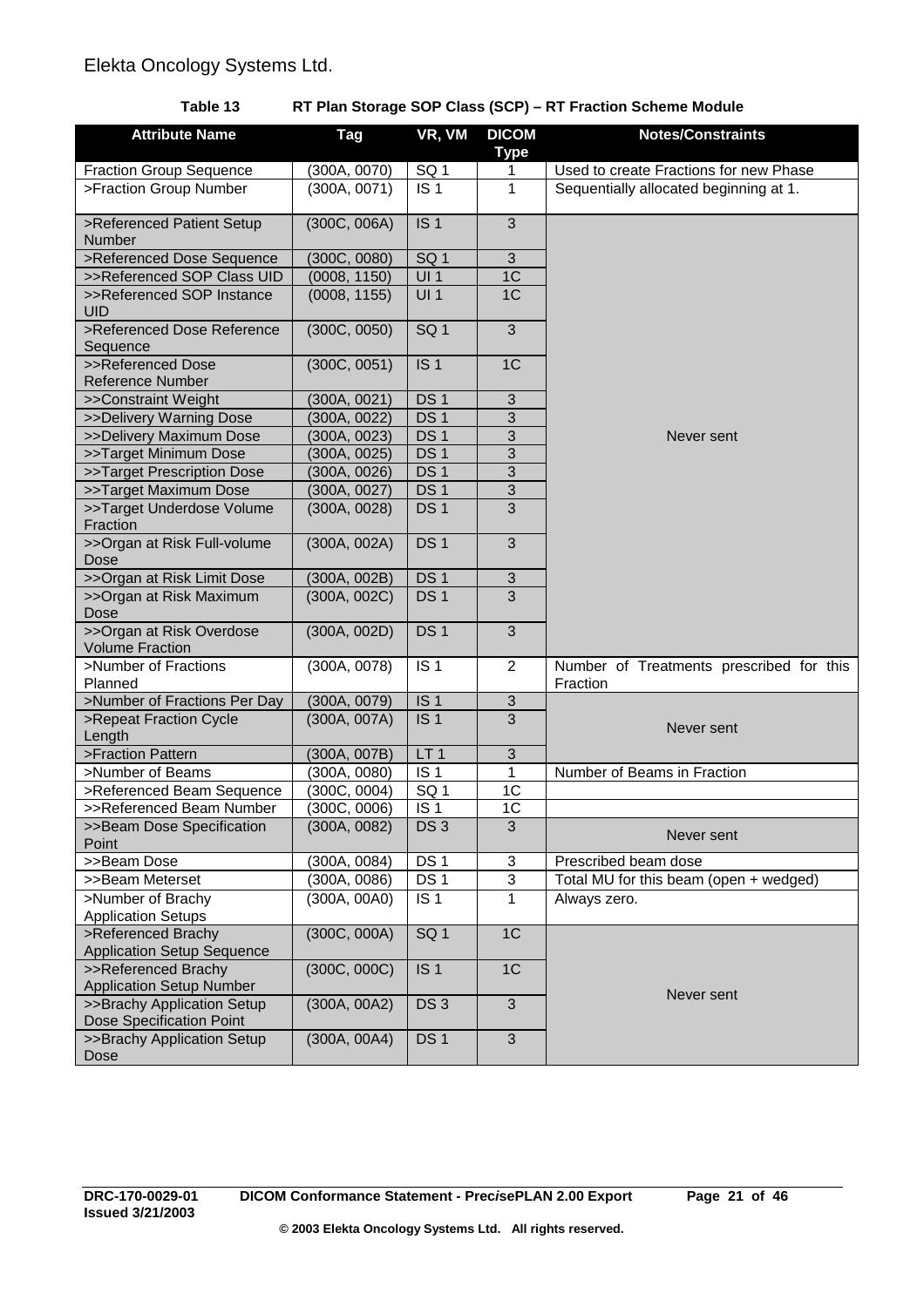Elekta Oncology Systems Ltd.

**Table 13 RT Plan Storage SOP Class (SCP) – RT Fraction Scheme Module**

| Attribute Name | Tag | VR, VM | DICOM Type | Notes/Constraints |
|---|---|---|---|---|
| Fraction Group Sequence | (300A, 0070) | SQ 1 | 1 | Used to create Fractions for new Phase |
| >Fraction Group Number | (300A, 0071) | IS 1 | 1 | Sequentially allocated beginning at 1. |
| >Referenced Patient Setup Number | (300C, 006A) | IS 1 | 3 | Never sent |
| >Referenced Dose Sequence | (300C, 0080) | SQ 1 | 3 | Never sent |
| >>Referenced SOP Class UID | (0008, 1150) | UI 1 | 1C | Never sent |
| >>Referenced SOP Instance UID | (0008, 1155) | UI 1 | 1C | Never sent |
| >Referenced Dose Reference Sequence | (300C, 0050) | SQ 1 | 3 | Never sent |
| >>Referenced Dose Reference Number | (300C, 0051) | IS 1 | 1C | Never sent |
| >>Constraint Weight | (300A, 0021) | DS 1 | 3 | Never sent |
| >>Delivery Warning Dose | (300A, 0022) | DS 1 | 3 | Never sent |
| >>Delivery Maximum Dose | (300A, 0023) | DS 1 | 3 | Never sent |
| >>Target Minimum Dose | (300A, 0025) | DS 1 | 3 | Never sent |
| >>Target Prescription Dose | (300A, 0026) | DS 1 | 3 | Never sent |
| >>Target Maximum Dose | (300A, 0027) | DS 1 | 3 | Never sent |
| >>Target Underdose Volume Fraction | (300A, 0028) | DS 1 | 3 | Never sent |
| >>Organ at Risk Full-volume Dose | (300A, 002A) | DS 1 | 3 | Never sent |
| >>Organ at Risk Limit Dose | (300A, 002B) | DS 1 | 3 | Never sent |
| >>Organ at Risk Maximum Dose | (300A, 002C) | DS 1 | 3 | Never sent |
| >>Organ at Risk Overdose Volume Fraction | (300A, 002D) | DS 1 | 3 | Never sent |
| >Number of Fractions Planned | (300A, 0078) | IS 1 | 2 | Number of Treatments prescribed for this Fraction |
| >Number of Fractions Per Day | (300A, 0079) | IS 1 | 3 | Never sent |
| >Repeat Fraction Cycle Length | (300A, 007A) | IS 1 | 3 | Never sent |
| >Fraction Pattern | (300A, 007B) | LT 1 | 3 | Never sent |
| >Number of Beams | (300A, 0080) | IS 1 | 1 | Number of Beams in Fraction |
| >Referenced Beam Sequence | (300C, 0004) | SQ 1 | 1C | |
| >>Referenced Beam Number | (300C, 0006) | IS 1 | 1C | |
| >>Beam Dose Specification Point | (300A, 0082) | DS 3 | 3 | Never sent |
| >>Beam Dose | (300A, 0084) | DS 1 | 3 | Prescribed beam dose |
| >>Beam Meterset | (300A, 0086) | DS 1 | 3 | Total MU for this beam (open + wedged) |
| >Number of Brachy Application Setups | (300A, 00A0) | IS 1 | 1 | Always zero. |
| >Referenced Brachy Application Setup Sequence | (300C, 000A) | SQ 1 | 1C | Never sent |
| >>Referenced Brachy Application Setup Number | (300C, 000C) | IS 1 | 1C | Never sent |
| >>Brachy Application Setup Dose Specification Point | (300A, 00A2) | DS 3 | 3 | Never sent |
| >>Brachy Application Setup Dose | (300A, 00A4) | DS 1 | 3 | Never sent |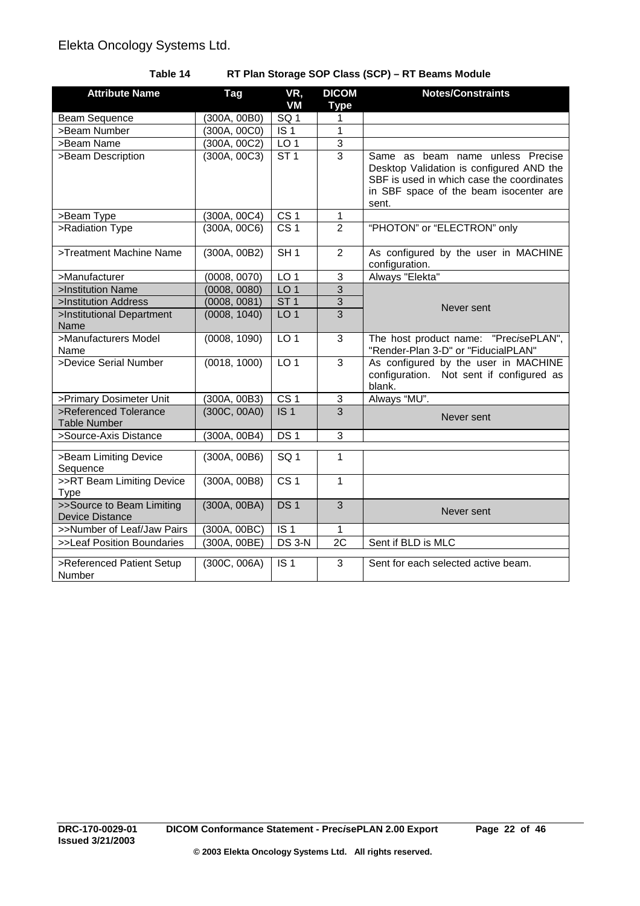Elekta Oncology Systems Ltd.

**Table 14 RT Plan Storage SOP Class (SCP) – RT Beams Module**

| Attribute Name | Tag | VR, VM | DICOM Type | Notes/Constraints |
|---|---|---|---|---|
| Beam Sequence | (300A, 00B0) | SQ 1 | 1 | |
| >Beam Number | (300A, 00C0) | IS 1 | 1 | |
| >Beam Name | (300A, 00C2) | LO 1 | 3 | |
| >Beam Description | (300A, 00C3) | ST 1 | 3 | Same as beam name unless Precise Desktop Validation is configured AND the SBF is used in which case the coordinates in SBF space of the beam isocenter are sent. |
| >Beam Type | (300A, 00C4) | CS 1 | 1 | |
| >Radiation Type | (300A, 00C6) | CS 1 | 2 | "PHOTON" or "ELECTRON" only |
| >Treatment Machine Name | (300A, 00B2) | SH 1 | 2 | As configured by the user in MACHINE configuration. |
| >Manufacturer | (0008, 0070) | LO 1 | 3 | Always "Elekta" |
| >Institution Name | (0008, 0080) | LO 1 | 3 | Never sent |
| >Institution Address | (0008, 0081) | ST 1 | 3 | Never sent |
| >Institutional Department Name | (0008, 1040) | LO 1 | 3 | Never sent |
| >Manufacturers Model Name | (0008, 1090) | LO 1 | 3 | The host product name: "PrecisePLAN", "Render-Plan 3-D" or "FiducialPLAN" |
| >Device Serial Number | (0018, 1000) | LO 1 | 3 | As configured by the user in MACHINE configuration. Not sent if configured as blank. |
| >Primary Dosimeter Unit | (300A, 00B3) | CS 1 | 3 | Always "MU". |
| >Referenced Tolerance Table Number | (300C, 00A0) | IS 1 | 3 | Never sent |
| >Source-Axis Distance | (300A, 00B4) | DS 1 | 3 | |
| | | | | |
| >Beam Limiting Device Sequence | (300A, 00B6) | SQ 1 | 1 | |
| >>RT Beam Limiting Device Type | (300A, 00B8) | CS 1 | 1 | |
| >>Source to Beam Limiting Device Distance | (300A, 00BA) | DS 1 | 3 | Never sent |
| >>Number of Leaf/Jaw Pairs | (300A, 00BC) | IS 1 | 1 | |
| >>Leaf Position Boundaries | (300A, 00BE) | DS 3-N | 2C | Sent if BLD is MLC |
| | | | | |
| >Referenced Patient Setup Number | (300C, 006A) | IS 1 | 3 | Sent for each selected active beam. |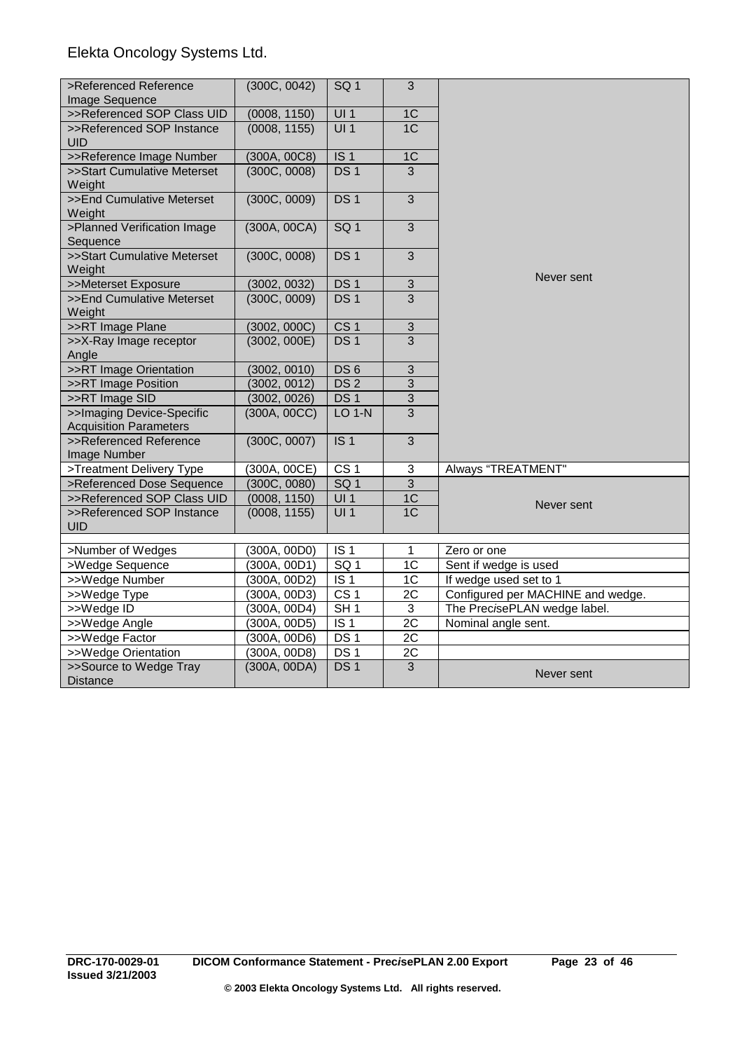| >Referenced Reference Image Sequence | (300C, 0042) | SQ 1 | 3 | Never sent |
|---|---|---|---|---|
| >>Referenced SOP Class UID | (0008, 1150) | UI 1 | 1C | |
| >>Referenced SOP Instance UID | (0008, 1155) | UI 1 | 1C | |
| >>Reference Image Number | (300A, 00C8) | IS 1 | 1C | |
| >>Start Cumulative Meterset Weight | (300C, 0008) | DS 1 | 3 | |
| >>End Cumulative Meterset Weight | (300C, 0009) | DS 1 | 3 | |
| >Planned Verification Image Sequence | (300A, 00CA) | SQ 1 | 3 | |
| >>Start Cumulative Meterset Weight | (300C, 0008) | DS 1 | 3 | |
| >>Meterset Exposure | (3002, 0032) | DS 1 | 3 | |
| >>End Cumulative Meterset Weight | (300C, 0009) | DS 1 | 3 | |
| >>RT Image Plane | (3002, 000C) | CS 1 | 3 | |
| >>X-Ray Image receptor Angle | (3002, 000E) | DS 1 | 3 | |
| >>RT Image Orientation | (3002, 0010) | DS 6 | 3 | |
| >>RT Image Position | (3002, 0012) | DS 2 | 3 | |
| >>RT Image SID | (3002, 0026) | DS 1 | 3 | |
| >>Imaging Device-Specific Acquisition Parameters | (300A, 00CC) | LO 1-N | 3 | |
| >>Referenced Reference Image Number | (300C, 0007) | IS 1 | 3 | |
| >Treatment Delivery Type | (300A, 00CE) | CS 1 | 3 | Always “TREATMENT" |
| >Referenced Dose Sequence | (300C, 0080) | SQ 1 | 3 | Never sent |
| >>Referenced SOP Class UID | (0008, 1150) | UI 1 | 1C | |
| >>Referenced SOP Instance UID | (0008, 1155) | UI 1 | 1C | |
| | | | | |
| >Number of Wedges | (300A, 00D0) | IS 1 | 1 | Zero or one |
| >Wedge Sequence | (300A, 00D1) | SQ 1 | 1C | Sent if wedge is used |
| >>Wedge Number | (300A, 00D2) | IS 1 | 1C | If wedge used set to 1 |
| >>Wedge Type | (300A, 00D3) | CS 1 | 2C | Configured per MACHINE and wedge. |
| >>Wedge ID | (300A, 00D4) | SH 1 | 3 | The Prec*i*sePLAN wedge label. |
| >>Wedge Angle | (300A, 00D5) | IS 1 | 2C | Nominal angle sent. |
| >>Wedge Factor | (300A, 00D6) | DS 1 | 2C | |
| >>Wedge Orientation | (300A, 00D8) | DS 1 | 2C | |
| >>Source to Wedge Tray Distance | (300A, 00DA) | DS 1 | 3 | Never sent |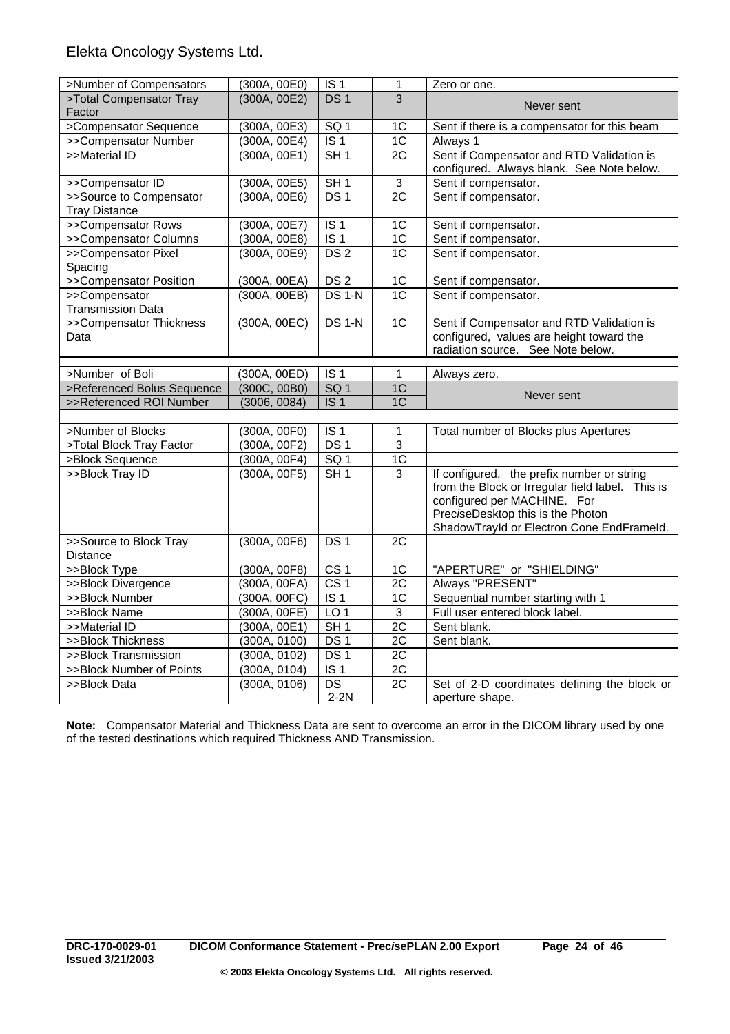| >Number of Compensators | (300A, 00E0) | IS 1 | 1 | Zero or one. |
|---|---|---|---|---|
| >Total Compensator Tray Factor | (300A, 00E2) | DS 1 | 3 | Never sent |
| >Compensator Sequence | (300A, 00E3) | SQ 1 | 1C | Sent if there is a compensator for this beam |
| >>Compensator Number | (300A, 00E4) | IS 1 | 1C | Always 1 |
| >>Material ID | (300A, 00E1) | SH 1 | 2C | Sent if Compensator and RTD Validation is configured. Always blank. See Note below. |
| >>Compensator ID | (300A, 00E5) | SH 1 | 3 | Sent if compensator. |
| >>Source to Compensator Tray Distance | (300A, 00E6) | DS 1 | 2C | Sent if compensator. |
| >>Compensator Rows | (300A, 00E7) | IS 1 | 1C | Sent if compensator. |
| >>Compensator Columns | (300A, 00E8) | IS 1 | 1C | Sent if compensator. |
| >>Compensator Pixel Spacing | (300A, 00E9) | DS 2 | 1C | Sent if compensator. |
| >>Compensator Position | (300A, 00EA) | DS 2 | 1C | Sent if compensator. |
| >>Compensator Transmission Data | (300A, 00EB) | DS 1-N | 1C | Sent if compensator. |
| >>Compensator Thickness Data | (300A, 00EC) | DS 1-N | 1C | Sent if Compensator and RTD Validation is configured, values are height toward the radiation source. See Note below. |
| | | | | |
| >Number of Boli | (300A, 00ED) | IS 1 | 1 | Always zero. |
| >Referenced Bolus Sequence | (300C, 00B0) | SQ 1 | 1C | Never sent |
| >>Referenced ROI Number | (3006, 0084) | IS 1 | 1C | |
| | | | | |
| >Number of Blocks | (300A, 00F0) | IS 1 | 1 | Total number of Blocks plus Apertures |
| >Total Block Tray Factor | (300A, 00F2) | DS 1 | 3 | |
| >Block Sequence | (300A, 00F4) | SQ 1 | 1C | |
| >>Block Tray ID | (300A, 00F5) | SH 1 | 3 | If configured, the prefix number or string from the Block or Irregular field label. This is configured per MACHINE. For PreciseDesktop this is the Photon ShadowTrayId or Electron Cone EndFrameId. |
| >>Source to Block Tray Distance | (300A, 00F6) | DS 1 | 2C | |
| >>Block Type | (300A, 00F8) | CS 1 | 1C | "APERTURE" or "SHIELDING" |
| >>Block Divergence | (300A, 00FA) | CS 1 | 2C | Always "PRESENT" |
| >>Block Number | (300A, 00FC) | IS 1 | 1C | Sequential number starting with 1 |
| >>Block Name | (300A, 00FE) | LO 1 | 3 | Full user entered block label. |
| >>Material ID | (300A, 00E1) | SH 1 | 2C | Sent blank. |
| >>Block Thickness | (300A, 0100) | DS 1 | 2C | Sent blank. |
| >>Block Transmission | (300A, 0102) | DS 1 | 2C | |
| >>Block Number of Points | (300A, 0104) | IS 1 | 2C | |
| >>Block Data | (300A, 0106) | DS 2-2N | 2C | Set of 2-D coordinates defining the block or aperture shape. |

**Note:** Compensator Material and Thickness Data are sent to overcome an error in the DICOM library used by one of the tested destinations which required Thickness AND Transmission.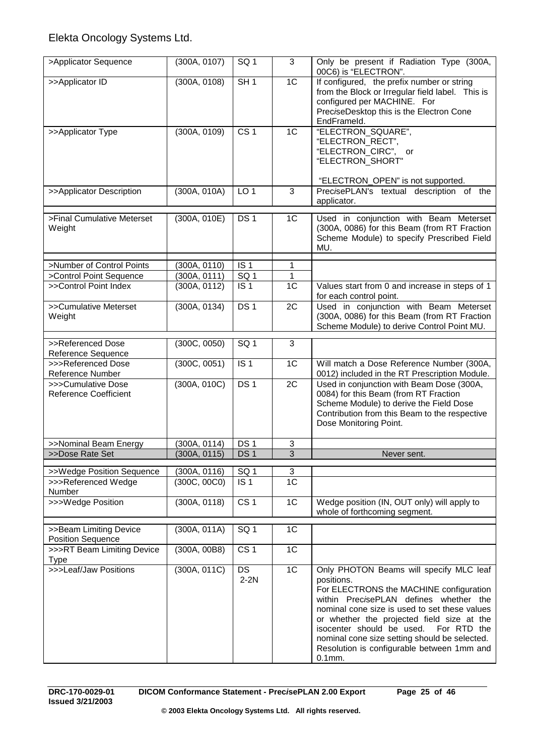| >Applicator Sequence | (300A, 0107) | SQ 1 | 3 | Only be present if Radiation Type (300A, 00C6) is "ELECTRON". |
|---|---|---|---|---|
| >>Applicator ID | (300A, 0108) | SH 1 | 1C | If configured, the prefix number or string from the Block or Irregular field label. This is configured per MACHINE. For Prec*i*seDesktop this is the Electron Cone EndFrameId. |
| >>Applicator Type | (300A, 0109) | CS 1 | 1C | "ELECTRON_SQUARE", "ELECTRON_RECT", "ELECTRON_CIRC", or "ELECTRON_SHORT"<br><br>"ELECTRON_OPEN" is not supported. |
| >>Applicator Description | (300A, 010A) | LO 1 | 3 | Prec*i*sePLAN's textual description of the applicator. |
| | | | | |
| >Final Cumulative Meterset Weight | (300A, 010E) | DS 1 | 1C | Used in conjunction with Beam Meterset (300A, 0086) for this Beam (from RT Fraction Scheme Module) to specify Prescribed Field MU. |
| | | | | |
| >Number of Control Points | (300A, 0110) | IS 1 | 1 | |
| >Control Point Sequence | (300A, 0111) | SQ 1 | 1 | |
| >>Control Point Index | (300A, 0112) | IS 1 | 1C | Values start from 0 and increase in steps of 1 for each control point. |
| >>Cumulative Meterset Weight | (300A, 0134) | DS 1 | 2C | Used in conjunction with Beam Meterset (300A, 0086) for this Beam (from RT Fraction Scheme Module) to derive Control Point MU. |
| | | | | |
| >>Referenced Dose Reference Sequence | (300C, 0050) | SQ 1 | 3 | |
| >>>Referenced Dose Reference Number | (300C, 0051) | IS 1 | 1C | Will match a Dose Reference Number (300A, 0012) included in the RT Prescription Module. |
| >>>Cumulative Dose Reference Coefficient | (300A, 010C) | DS 1 | 2C | Used in conjunction with Beam Dose (300A, 0084) for this Beam (from RT Fraction Scheme Module) to derive the Field Dose Contribution from this Beam to the respective Dose Monitoring Point. |
| >>Nominal Beam Energy | (300A, 0114) | DS 1 | 3 | |
| >>Dose Rate Set | (300A, 0115) | DS 1 | 3 | Never sent. |
| | | | | |
| >>Wedge Position Sequence | (300A, 0116) | SQ 1 | 3 | |
| >>>Referenced Wedge Number | (300C, 00C0) | IS 1 | 1C | |
| >>>Wedge Position | (300A, 0118) | CS 1 | 1C | Wedge position (IN, OUT only) will apply to whole of forthcoming segment. |
| | | | | |
| >>Beam Limiting Device Position Sequence | (300A, 011A) | SQ 1 | 1C | |
| >>>RT Beam Limiting Device Type | (300A, 00B8) | CS 1 | 1C | |
| >>>Leaf/Jaw Positions | (300A, 011C) | DS 2-2N | 1C | Only PHOTON Beams will specify MLC leaf positions.<br>For ELECTRONS the MACHINE configuration within Prec*i*sePLAN defines whether the nominal cone size is used to set these values or whether the projected field size at the isocenter should be used. For RTD the nominal cone size setting should be selected. Resolution is configurable between 1mm and 0.1mm. |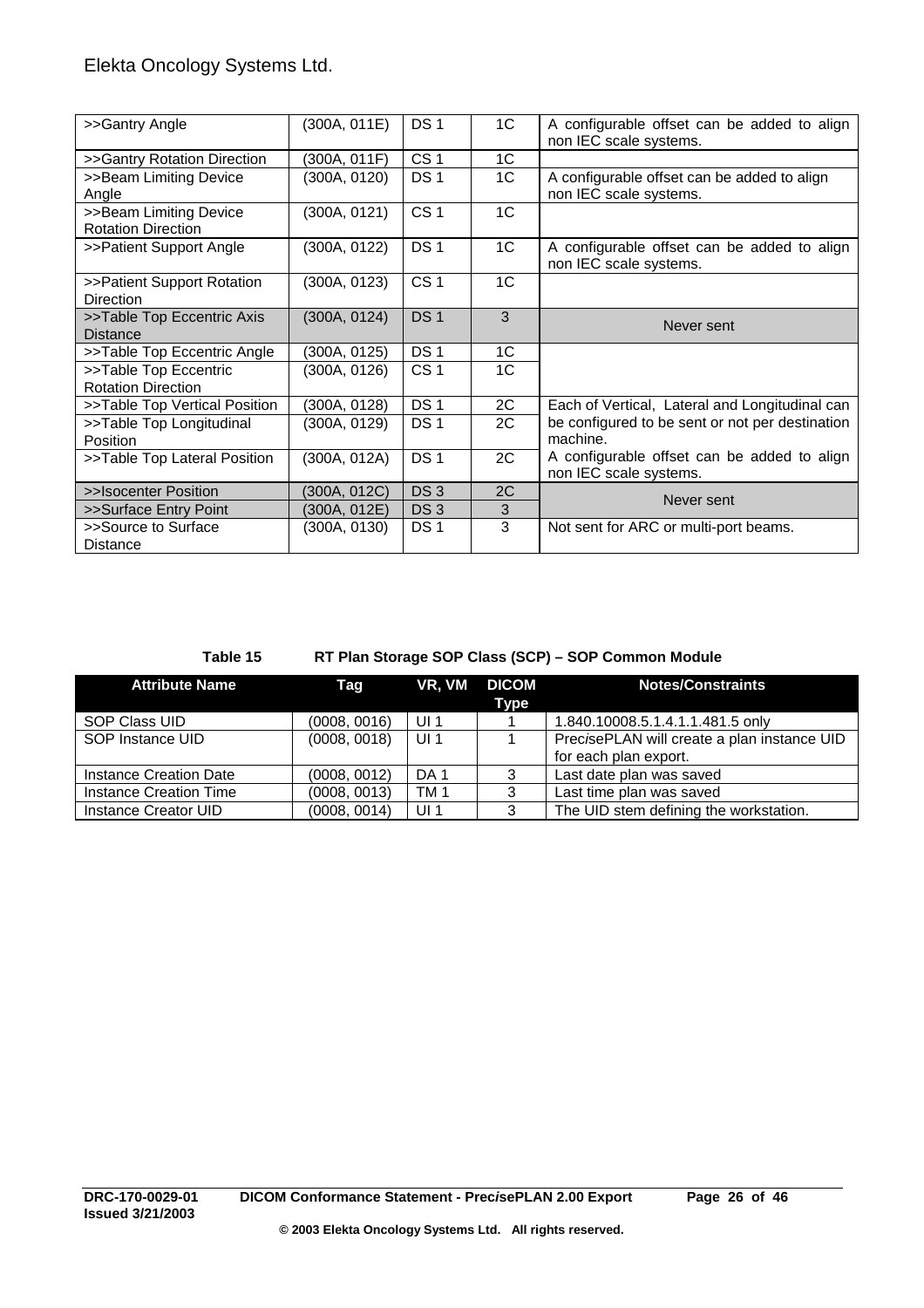| | | | | |
|---|---|---|---|---|
| >>Gantry Angle | (300A, 011E) | DS 1 | 1C | A configurable offset can be added to align non IEC scale systems. |
| >>Gantry Rotation Direction | (300A, 011F) | CS 1 | 1C | |
| >>Beam Limiting Device Angle | (300A, 0120) | DS 1 | 1C | A configurable offset can be added to align non IEC scale systems. |
| >>Beam Limiting Device Rotation Direction | (300A, 0121) | CS 1 | 1C | |
| >>Patient Support Angle | (300A, 0122) | DS 1 | 1C | A configurable offset can be added to align non IEC scale systems. |
| >>Patient Support Rotation Direction | (300A, 0123) | CS 1 | 1C | |
| >>Table Top Eccentric Axis Distance | (300A, 0124) | DS 1 | 3 | Never sent |
| >>Table Top Eccentric Angle | (300A, 0125) | DS 1 | 1C | |
| >>Table Top Eccentric Rotation Direction | (300A, 0126) | CS 1 | 1C | |
| >>Table Top Vertical Position | (300A, 0128) | DS 1 | 2C | Each of Vertical, Lateral and Longitudinal can be configured to be sent or not per destination machine. A configurable offset can be added to align non IEC scale systems. |
| >>Table Top Longitudinal Position | (300A, 0129) | DS 1 | 2C | |
| >>Table Top Lateral Position | (300A, 012A) | DS 1 | 2C | |
| >>Isocenter Position | (300A, 012C) | DS 3 | 2C | Never sent |
| >>Surface Entry Point | (300A, 012E) | DS 3 | 3 | |
| >>Source to Surface Distance | (300A, 0130) | DS 1 | 3 | Not sent for ARC or multi-port beams. |

**Table 15 RT Plan Storage SOP Class (SCP) – SOP Common Module**

| Attribute Name | Tag | VR, VM | DICOM Type | Notes/Constraints |
|---|---|---|---|---|
| SOP Class UID | (0008, 0016) | UI 1 | 1 | 1.840.10008.5.1.4.1.1.481.5 only |
| SOP Instance UID | (0008, 0018) | UI 1 | 1 | Prec*is*ePLAN will create a plan instance UID for each plan export. |
| Instance Creation Date | (0008, 0012) | DA 1 | 3 | Last date plan was saved |
| Instance Creation Time | (0008, 0013) | TM 1 | 3 | Last time plan was saved |
| Instance Creator UID | (0008, 0014) | UI 1 | 3 | The UID stem defining the workstation. |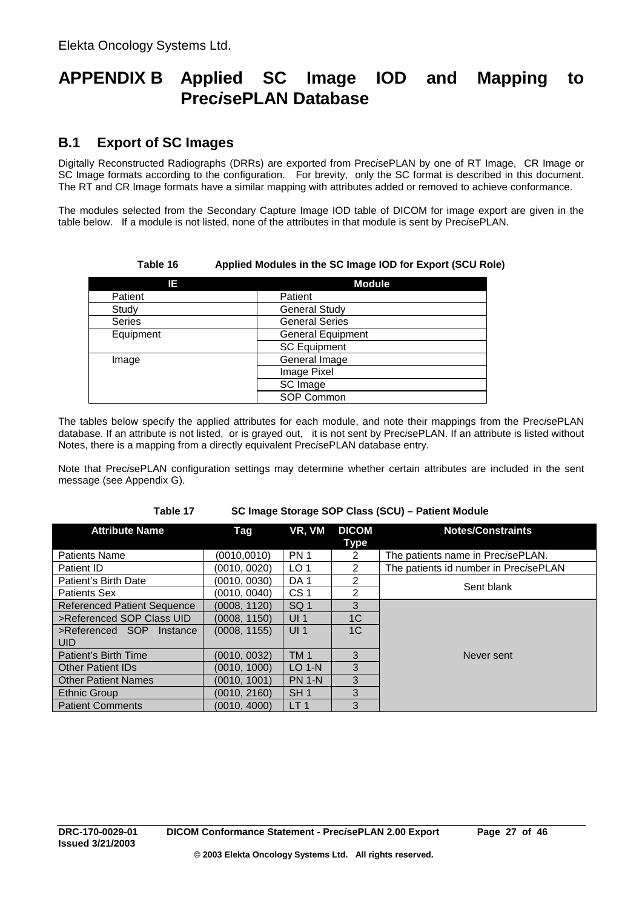# APPENDIX B Applied SC Image IOD and Mapping to Prec*is*ePLAN Database

## B.1 Export of SC Images

Digitally Reconstructed Radiographs (DRRs) are exported from Prec*is*ePLAN by one of RT Image, CR Image or SC Image formats according to the configuration. For brevity, only the SC format is described in this document. The RT and CR Image formats have a similar mapping with attributes added or removed to achieve conformance.

The modules selected from the Secondary Capture Image IOD table of DICOM for image export are given in the table below. If a module is not listed, none of the attributes in that module is sent by Prec*is*ePLAN.

**Table 16 Applied Modules in the SC Image IOD for Export (SCU Role)**

| IE | Module |
|---|---|
| Patient | Patient |
| Study | General Study |
| Series | General Series |
| Equipment | General Equipment |
| | SC Equipment |
| Image | General Image |
| | Image Pixel |
| | SC Image |
| | SOP Common |

The tables below specify the applied attributes for each module, and note their mappings from the Prec*is*ePLAN database. If an attribute is not listed, or is grayed out, it is not sent by Prec*is*ePLAN. If an attribute is listed without Notes, there is a mapping from a directly equivalent Prec*is*ePLAN database entry.

Note that Prec*is*ePLAN configuration settings may determine whether certain attributes are included in the sent message (see Appendix G).

**Table 17 SC Image Storage SOP Class (SCU) – Patient Module**

| Attribute Name | Tag | VR, VM | DICOM Type | Notes/Constraints |
|---|---|---|---|---|
| Patients Name | (0010,0010) | PN 1 | 2 | The patients name in Prec*is*ePLAN. |
| Patient ID | (0010, 0020) | LO 1 | 2 | The patients id number in Prec*is*ePLAN |
| Patient's Birth Date | (0010, 0030) | DA 1 | 2 | Sent blank |
| Patients Sex | (0010, 0040) | CS 1 | 2 | Sent blank |
| Referenced Patient Sequence | (0008, 1120) | SQ 1 | 3 | Never sent |
| >Referenced SOP Class UID | (0008, 1150) | UI 1 | 1C | Never sent |
| >Referenced SOP Instance UID | (0008, 1155) | UI 1 | 1C | Never sent |
| Patient's Birth Time | (0010, 0032) | TM 1 | 3 | Never sent |
| Other Patient IDs | (0010, 1000) | LO 1-N | 3 | Never sent |
| Other Patient Names | (0010, 1001) | PN 1-N | 3 | Never sent |
| Ethnic Group | (0010, 2160) | SH 1 | 3 | Never sent |
| Patient Comments | (0010, 4000) | LT 1 | 3 | Never sent |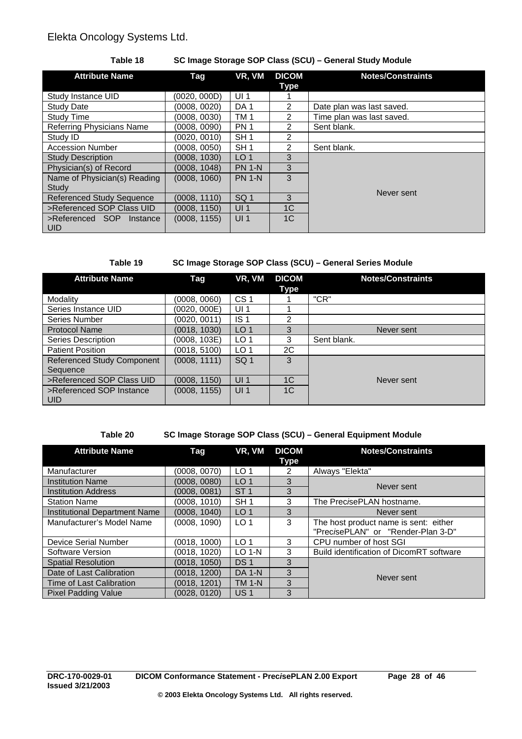**Table 18 SC Image Storage SOP Class (SCU) – General Study Module**

| Attribute Name | Tag | VR, VM | DICOM Type | Notes/Constraints |
|---|---|---|---|---|
| Study Instance UID | (0020, 000D) | UI 1 | 1 | |
| Study Date | (0008, 0020) | DA 1 | 2 | Date plan was last saved. |
| Study Time | (0008, 0030) | TM 1 | 2 | Time plan was last saved. |
| Referring Physicians Name | (0008, 0090) | PN 1 | 2 | Sent blank. |
| Study ID | (0020, 0010) | SH 1 | 2 | |
| Accession Number | (0008, 0050) | SH 1 | 2 | Sent blank. |
| Study Description | (0008, 1030) | LO 1 | 3 | Never sent |
| Physician(s) of Record | (0008, 1048) | PN 1-N | 3 | |
| Name of Physician(s) Reading Study | (0008, 1060) | PN 1-N | 3 | |
| Referenced Study Sequence | (0008, 1110) | SQ 1 | 3 | |
| >Referenced SOP Class UID | (0008, 1150) | UI 1 | 1C | |
| >Referenced SOP Instance UID | (0008, 1155) | UI 1 | 1C | |

**Table 19 SC Image Storage SOP Class (SCU) – General Series Module**

| Attribute Name | Tag | VR, VM | DICOM Type | Notes/Constraints |
|---|---|---|---|---|
| Modality | (0008, 0060) | CS 1 | 1 | "CR" |
| Series Instance UID | (0020, 000E) | UI 1 | 1 | |
| Series Number | (0020, 0011) | IS 1 | 2 | |
| Protocol Name | (0018, 1030) | LO 1 | 3 | Never sent |
| Series Description | (0008, 103E) | LO 1 | 3 | Sent blank. |
| Patient Position | (0018, 5100) | LO 1 | 2C | |
| Referenced Study Component Sequence | (0008, 1111) | SQ 1 | 3 | Never sent |
| >Referenced SOP Class UID | (0008, 1150) | UI 1 | 1C | |
| >Referenced SOP Instance UID | (0008, 1155) | UI 1 | 1C | |

**Table 20 SC Image Storage SOP Class (SCU) – General Equipment Module**

| Attribute Name | Tag | VR, VM | DICOM Type | Notes/Constraints |
|---|---|---|---|---|
| Manufacturer | (0008, 0070) | LO 1 | 2 | Always "Elekta" |
| Institution Name | (0008, 0080) | LO 1 | 3 | Never sent |
| Institution Address | (0008, 0081) | ST 1 | 3 | |
| Station Name | (0008, 1010) | SH 1 | 3 | The Prec*i*sePLAN hostname. |
| Institutional Department Name | (0008, 1040) | LO 1 | 3 | Never sent |
| Manufacturer's Model Name | (0008, 1090) | LO 1 | 3 | The host product name is sent: either "Prec*i*sePLAN" or "Render-Plan 3-D" |
| Device Serial Number | (0018, 1000) | LO 1 | 3 | CPU number of host SGI |
| Software Version | (0018, 1020) | LO 1-N | 3 | Build identification of DicomRT software |
| Spatial Resolution | (0018, 1050) | DS 1 | 3 | Never sent |
| Date of Last Calibration | (0018, 1200) | DA 1-N | 3 | |
| Time of Last Calibration | (0018, 1201) | TM 1-N | 3 | |
| Pixel Padding Value | (0028, 0120) | US 1 | 3 | |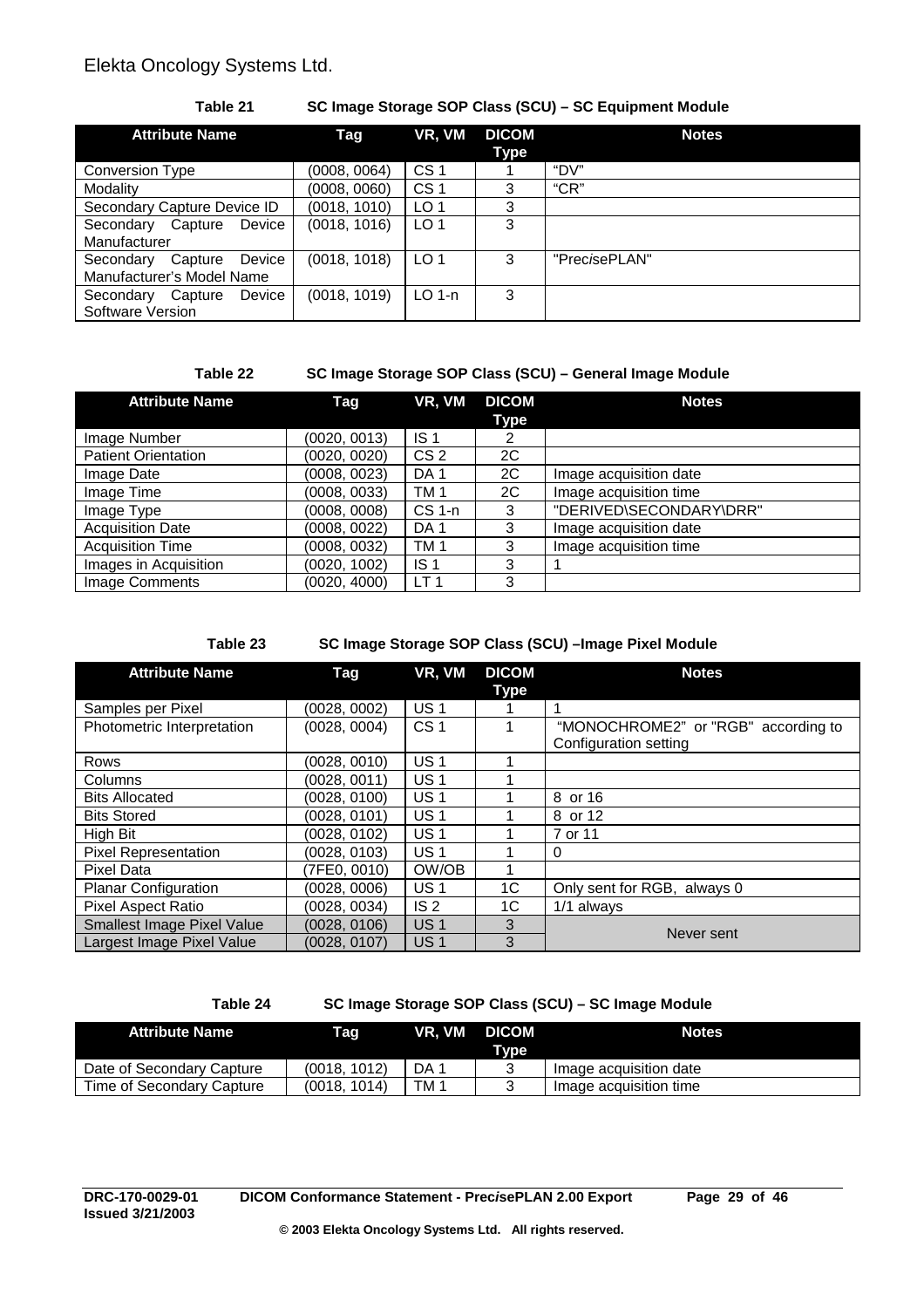**Table 21 SC Image Storage SOP Class (SCU) – SC Equipment Module**

| Attribute Name | Tag | VR, VM | DICOM Type | Notes |
|---|---|---|---|---|
| Conversion Type | (0008, 0064) | CS 1 | 1 | "DV" |
| Modality | (0008, 0060) | CS 1 | 3 | "CR" |
| Secondary Capture Device ID | (0018, 1010) | LO 1 | 3 | |
| Secondary Capture Device Manufacturer | (0018, 1016) | LO 1 | 3 | |
| Secondary Capture Device Manufacturer's Model Name | (0018, 1018) | LO 1 | 3 | "Prec*i*sePLAN" |
| Secondary Capture Device Software Version | (0018, 1019) | LO 1-n | 3 | |

**Table 22 SC Image Storage SOP Class (SCU) – General Image Module**

| Attribute Name | Tag | VR, VM | DICOM Type | Notes |
|---|---|---|---|---|
| Image Number | (0020, 0013) | IS 1 | 2 | |
| Patient Orientation | (0020, 0020) | CS 2 | 2C | |
| Image Date | (0008, 0023) | DA 1 | 2C | Image acquisition date |
| Image Time | (0008, 0033) | TM 1 | 2C | Image acquisition time |
| Image Type | (0008, 0008) | CS 1-n | 3 | "DERIVED\SECONDARY\DRR" |
| Acquisition Date | (0008, 0022) | DA 1 | 3 | Image acquisition date |
| Acquisition Time | (0008, 0032) | TM 1 | 3 | Image acquisition time |
| Images in Acquisition | (0020, 1002) | IS 1 | 3 | 1 |
| Image Comments | (0020, 4000) | LT 1 | 3 | |

**Table 23 SC Image Storage SOP Class (SCU) –Image Pixel Module**

| Attribute Name | Tag | VR, VM | DICOM Type | Notes |
|---|---|---|---|---|
| Samples per Pixel | (0028, 0002) | US 1 | 1 | 1 |
| Photometric Interpretation | (0028, 0004) | CS 1 | 1 | "MONOCHROME2" or "RGB" according to Configuration setting |
| Rows | (0028, 0010) | US 1 | 1 | |
| Columns | (0028, 0011) | US 1 | 1 | |
| Bits Allocated | (0028, 0100) | US 1 | 1 | 8 or 16 |
| Bits Stored | (0028, 0101) | US 1 | 1 | 8 or 12 |
| High Bit | (0028, 0102) | US 1 | 1 | 7 or 11 |
| Pixel Representation | (0028, 0103) | US 1 | 1 | 0 |
| Pixel Data | (7FE0, 0010) | OW/OB | 1 | |
| Planar Configuration | (0028, 0006) | US 1 | 1C | Only sent for RGB, always 0 |
| Pixel Aspect Ratio | (0028, 0034) | IS 2 | 1C | 1/1 always |
| Smallest Image Pixel Value | (0028, 0106) | US 1 | 3 | Never sent |
| Largest Image Pixel Value | (0028, 0107) | US 1 | 3 | Never sent |

**Table 24 SC Image Storage SOP Class (SCU) – SC Image Module**

| Attribute Name | Tag | VR, VM | DICOM Type | Notes |
|---|---|---|---|---|
| Date of Secondary Capture | (0018, 1012) | DA 1 | 3 | Image acquisition date |
| Time of Secondary Capture | (0018, 1014) | TM 1 | 3 | Image acquisition time |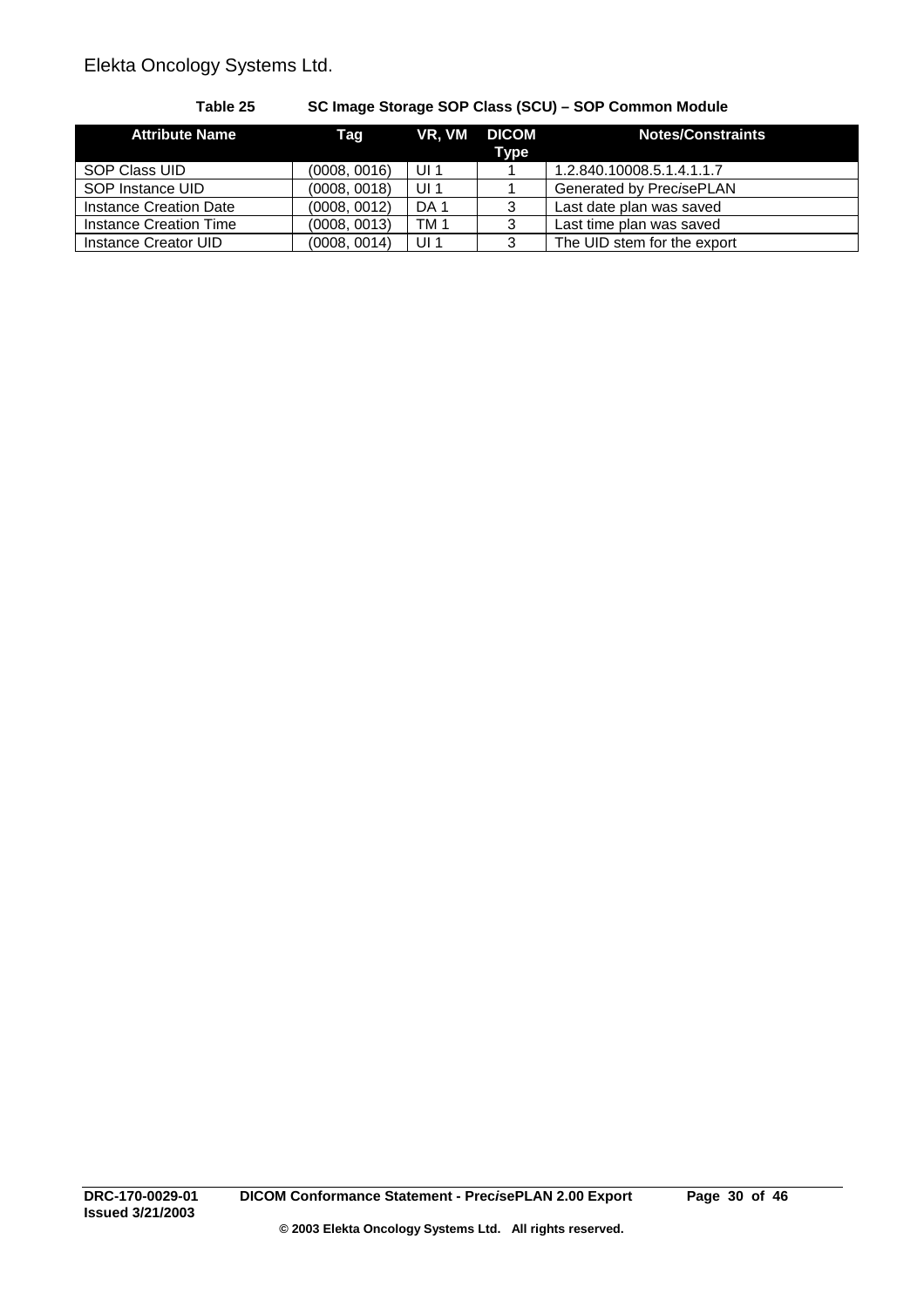**Table 25 SC Image Storage SOP Class (SCU) – SOP Common Module**

| Attribute Name | Tag | VR, VM | DICOM Type | Notes/Constraints |
|---|---|---|---|---|
| SOP Class UID | (0008, 0016) | UI 1 | 1 | 1.2.840.10008.5.1.4.1.1.7 |
| SOP Instance UID | (0008, 0018) | UI 1 | 1 | Generated by Prec*i*sePLAN |
| Instance Creation Date | (0008, 0012) | DA 1 | 3 | Last date plan was saved |
| Instance Creation Time | (0008, 0013) | TM 1 | 3 | Last time plan was saved |
| Instance Creator UID | (0008, 0014) | UI 1 | 3 | The UID stem for the export |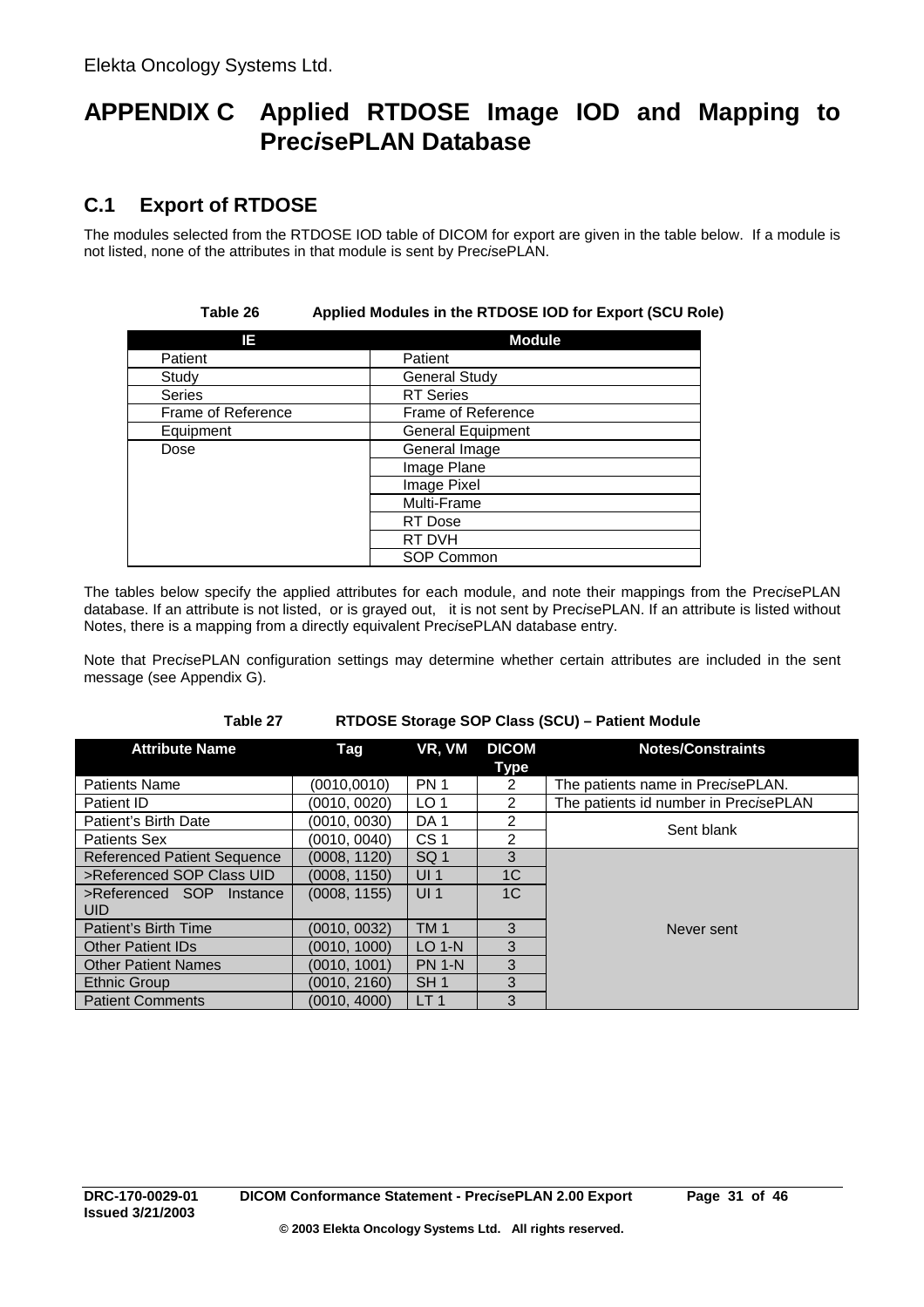# APPENDIX C Applied RTDOSE Image IOD and Mapping to Prec*is*ePLAN Database

## C.1 Export of RTDOSE

The modules selected from the RTDOSE IOD table of DICOM for export are given in the table below. If a module is not listed, none of the attributes in that module is sent by Prec*is*ePLAN.

**Table 26 Applied Modules in the RTDOSE IOD for Export (SCU Role)**

| IE | Module |
|---|---|
| Patient | Patient |
| Study | General Study |
| Series | RT Series |
| Frame of Reference | Frame of Reference |
| Equipment | General Equipment |
| Dose | General Image |
| | Image Plane |
| | Image Pixel |
| | Multi-Frame |
| | RT Dose |
| | RT DVH |
| | SOP Common |

The tables below specify the applied attributes for each module, and note their mappings from the Prec*is*ePLAN database. If an attribute is not listed, or is grayed out, it is not sent by Prec*is*ePLAN. If an attribute is listed without Notes, there is a mapping from a directly equivalent Prec*is*ePLAN database entry.

Note that Prec*is*ePLAN configuration settings may determine whether certain attributes are included in the sent message (see Appendix G).

**Table 27 RTDOSE Storage SOP Class (SCU) – Patient Module**

| Attribute Name | Tag | VR, VM | DICOM Type | Notes/Constraints |
|---|---|---|---|---|
| Patients Name | (0010,0010) | PN 1 | 2 | The patients name in Prec*is*ePLAN. |
| Patient ID | (0010, 0020) | LO 1 | 2 | The patients id number in Prec*is*ePLAN |
| Patient's Birth Date | (0010, 0030) | DA 1 | 2 | Sent blank |
| Patients Sex | (0010, 0040) | CS 1 | 2 | |
| Referenced Patient Sequence | (0008, 1120) | SQ 1 | 3 | Never sent |
| >Referenced SOP Class UID | (0008, 1150) | UI 1 | 1C | |
| >Referenced SOP Instance UID | (0008, 1155) | UI 1 | 1C | |
| Patient's Birth Time | (0010, 0032) | TM 1 | 3 | |
| Other Patient IDs | (0010, 1000) | LO 1-N | 3 | |
| Other Patient Names | (0010, 1001) | PN 1-N | 3 | |
| Ethnic Group | (0010, 2160) | SH 1 | 3 | |
| Patient Comments | (0010, 4000) | LT 1 | 3 | |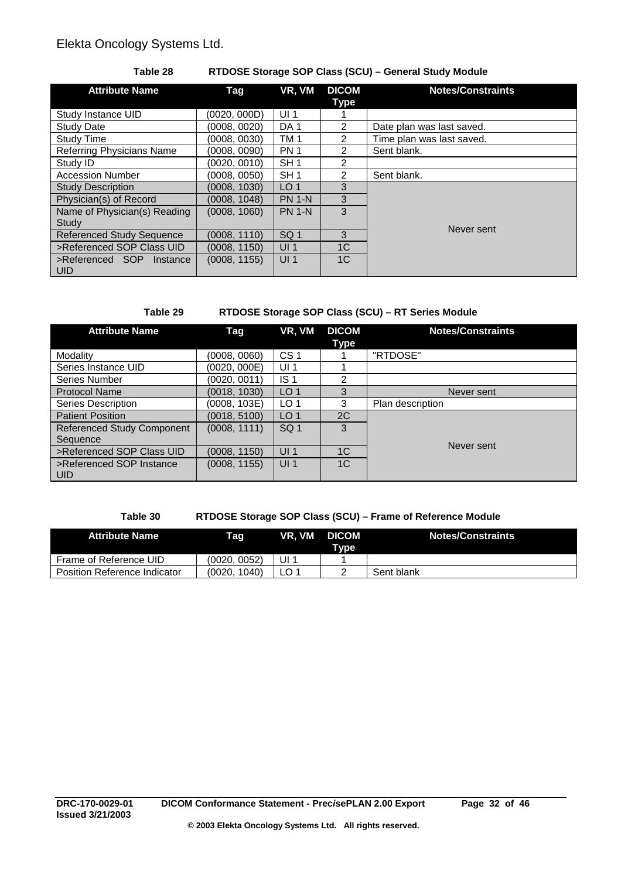**Table 28 RTDOSE Storage SOP Class (SCU) – General Study Module**

| Attribute Name | Tag | VR, VM | DICOM Type | Notes/Constraints |
|---|---|---|---|---|
| Study Instance UID | (0020, 000D) | UI 1 | 1 | |
| Study Date | (0008, 0020) | DA 1 | 2 | Date plan was last saved. |
| Study Time | (0008, 0030) | TM 1 | 2 | Time plan was last saved. |
| Referring Physicians Name | (0008, 0090) | PN 1 | 2 | Sent blank. |
| Study ID | (0020, 0010) | SH 1 | 2 | |
| Accession Number | (0008, 0050) | SH 1 | 2 | Sent blank. |
| Study Description | (0008, 1030) | LO 1 | 3 | Never sent |
| Physician(s) of Record | (0008, 1048) | PN 1-N | 3 | |
| Name of Physician(s) Reading Study | (0008, 1060) | PN 1-N | 3 | |
| Referenced Study Sequence | (0008, 1110) | SQ 1 | 3 | |
| >Referenced SOP Class UID | (0008, 1150) | UI 1 | 1C | |
| >Referenced SOP Instance UID | (0008, 1155) | UI 1 | 1C | |

**Table 29 RTDOSE Storage SOP Class (SCU) – RT Series Module**

| Attribute Name | Tag | VR, VM | DICOM Type | Notes/Constraints |
|---|---|---|---|---|
| Modality | (0008, 0060) | CS 1 | 1 | "RTDOSE" |
| Series Instance UID | (0020, 000E) | UI 1 | 1 | |
| Series Number | (0020, 0011) | IS 1 | 2 | |
| Protocol Name | (0018, 1030) | LO 1 | 3 | Never sent |
| Series Description | (0008, 103E) | LO 1 | 3 | Plan description |
| Patient Position | (0018, 5100) | LO 1 | 2C | Never sent |
| Referenced Study Component Sequence | (0008, 1111) | SQ 1 | 3 | |
| >Referenced SOP Class UID | (0008, 1150) | UI 1 | 1C | |
| >Referenced SOP Instance UID | (0008, 1155) | UI 1 | 1C | |

**Table 30 RTDOSE Storage SOP Class (SCU) – Frame of Reference Module**

| Attribute Name | Tag | VR, VM | DICOM Type | Notes/Constraints |
|---|---|---|---|---|
| Frame of Reference UID | (0020, 0052) | UI 1 | 1 | |
| Position Reference Indicator | (0020, 1040) | LO 1 | 2 | Sent blank |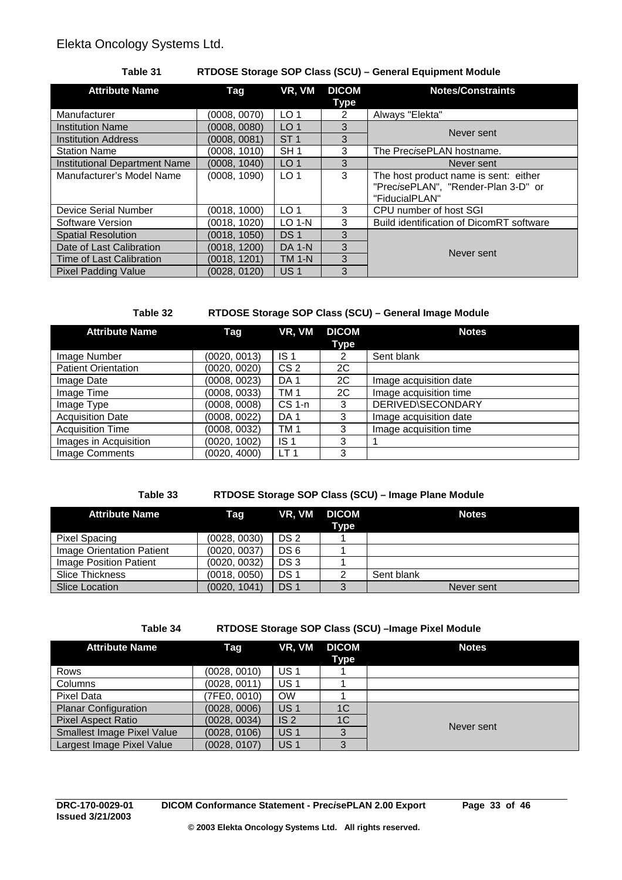**Table 31 RTDOSE Storage SOP Class (SCU) – General Equipment Module**

| Attribute Name | Tag | VR, VM | DICOM Type | Notes/Constraints |
|---|---|---|---|---|
| Manufacturer | (0008, 0070) | LO 1 | 2 | Always "Elekta" |
| Institution Name | (0008, 0080) | LO 1 | 3 | Never sent |
| Institution Address | (0008, 0081) | ST 1 | 3 | |
| Station Name | (0008, 1010) | SH 1 | 3 | The Prec*i*sePLAN hostname. |
| Institutional Department Name | (0008, 1040) | LO 1 | 3 | Never sent |
| Manufacturer's Model Name | (0008, 1090) | LO 1 | 3 | The host product name is sent: either "Prec*i*sePLAN", "Render-Plan 3-D" or "FiducialPLAN" |
| Device Serial Number | (0018, 1000) | LO 1 | 3 | CPU number of host SGI |
| Software Version | (0018, 1020) | LO 1-N | 3 | Build identification of DicomRT software |
| Spatial Resolution | (0018, 1050) | DS 1 | 3 | Never sent |
| Date of Last Calibration | (0018, 1200) | DA 1-N | 3 | |
| Time of Last Calibration | (0018, 1201) | TM 1-N | 3 | |
| Pixel Padding Value | (0028, 0120) | US 1 | 3 | |

**Table 32 RTDOSE Storage SOP Class (SCU) – General Image Module**

| Attribute Name | Tag | VR, VM | DICOM Type | Notes |
|---|---|---|---|---|
| Image Number | (0020, 0013) | IS 1 | 2 | Sent blank |
| Patient Orientation | (0020, 0020) | CS 2 | 2C | |
| Image Date | (0008, 0023) | DA 1 | 2C | Image acquisition date |
| Image Time | (0008, 0033) | TM 1 | 2C | Image acquisition time |
| Image Type | (0008, 0008) | CS 1-n | 3 | DERIVED\SECONDARY |
| Acquisition Date | (0008, 0022) | DA 1 | 3 | Image acquisition date |
| Acquisition Time | (0008, 0032) | TM 1 | 3 | Image acquisition time |
| Images in Acquisition | (0020, 1002) | IS 1 | 3 | 1 |
| Image Comments | (0020, 4000) | LT 1 | 3 | |

**Table 33 RTDOSE Storage SOP Class (SCU) – Image Plane Module**

| Attribute Name | Tag | VR, VM | DICOM Type | Notes |
|---|---|---|---|---|
| Pixel Spacing | (0028, 0030) | DS 2 | 1 | |
| Image Orientation Patient | (0020, 0037) | DS 6 | 1 | |
| Image Position Patient | (0020, 0032) | DS 3 | 1 | |
| Slice Thickness | (0018, 0050) | DS 1 | 2 | Sent blank |
| Slice Location | (0020, 1041) | DS 1 | 3 | Never sent |

**Table 34 RTDOSE Storage SOP Class (SCU) –Image Pixel Module**

| Attribute Name | Tag | VR, VM | DICOM Type | Notes |
|---|---|---|---|---|
| Rows | (0028, 0010) | US 1 | 1 | |
| Columns | (0028, 0011) | US 1 | 1 | |
| Pixel Data | (7FE0, 0010) | OW | 1 | |
| Planar Configuration | (0028, 0006) | US 1 | 1C | Never sent |
| Pixel Aspect Ratio | (0028, 0034) | IS 2 | 1C | |
| Smallest Image Pixel Value | (0028, 0106) | US 1 | 3 | |
| Largest Image Pixel Value | (0028, 0107) | US 1 | 3 | |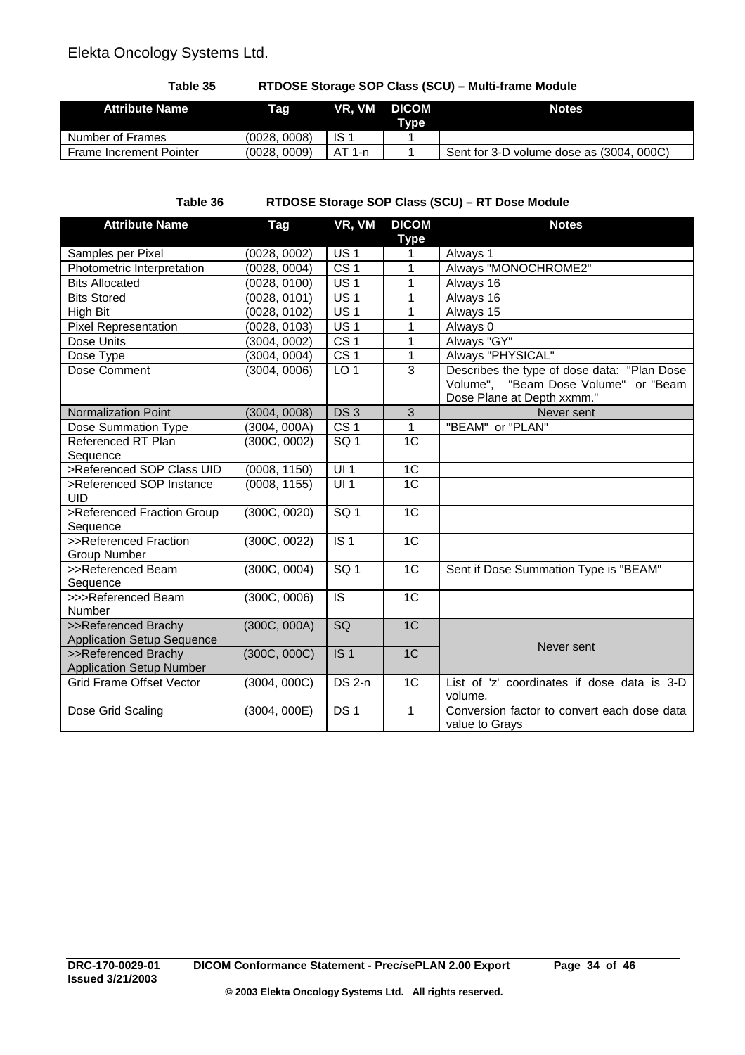**Table 35 RTDOSE Storage SOP Class (SCU) – Multi-frame Module**

| Attribute Name | Tag | VR, VM | DICOM Type | Notes |
|---|---|---|---|---|
| Number of Frames | (0028, 0008) | IS 1 | 1 | |
| Frame Increment Pointer | (0028, 0009) | AT 1-n | 1 | Sent for 3-D volume dose as (3004, 000C) |

**Table 36 RTDOSE Storage SOP Class (SCU) – RT Dose Module**

| Attribute Name | Tag | VR, VM | DICOM Type | Notes |
|---|---|---|---|---|
| Samples per Pixel | (0028, 0002) | US 1 | 1 | Always 1 |
| Photometric Interpretation | (0028, 0004) | CS 1 | 1 | Always "MONOCHROME2" |
| Bits Allocated | (0028, 0100) | US 1 | 1 | Always 16 |
| Bits Stored | (0028, 0101) | US 1 | 1 | Always 16 |
| High Bit | (0028, 0102) | US 1 | 1 | Always 15 |
| Pixel Representation | (0028, 0103) | US 1 | 1 | Always 0 |
| Dose Units | (3004, 0002) | CS 1 | 1 | Always "GY" |
| Dose Type | (3004, 0004) | CS 1 | 1 | Always "PHYSICAL" |
| Dose Comment | (3004, 0006) | LO 1 | 3 | Describes the type of dose data: "Plan Dose Volume", "Beam Dose Volume" or "Beam Dose Plane at Depth xxmm." |
| Normalization Point | (3004, 0008) | DS 3 | 3 | Never sent |
| Dose Summation Type | (3004, 000A) | CS 1 | 1 | "BEAM" or "PLAN" |
| Referenced RT Plan Sequence | (300C, 0002) | SQ 1 | 1C | |
| >Referenced SOP Class UID | (0008, 1150) | UI 1 | 1C | |
| >Referenced SOP Instance UID | (0008, 1155) | UI 1 | 1C | |
| >Referenced Fraction Group Sequence | (300C, 0020) | SQ 1 | 1C | |
| >>Referenced Fraction Group Number | (300C, 0022) | IS 1 | 1C | |
| >>Referenced Beam Sequence | (300C, 0004) | SQ 1 | 1C | Sent if Dose Summation Type is "BEAM" |
| >>>Referenced Beam Number | (300C, 0006) | IS | 1C | |
| >>Referenced Brachy Application Setup Sequence | (300C, 000A) | SQ | 1C | Never sent |
| >>Referenced Brachy Application Setup Number | (300C, 000C) | IS 1 | 1C | Never sent |
| Grid Frame Offset Vector | (3004, 000C) | DS 2-n | 1C | List of 'z' coordinates if dose data is 3-D volume. |
| Dose Grid Scaling | (3004, 000E) | DS 1 | 1 | Conversion factor to convert each dose data value to Grays |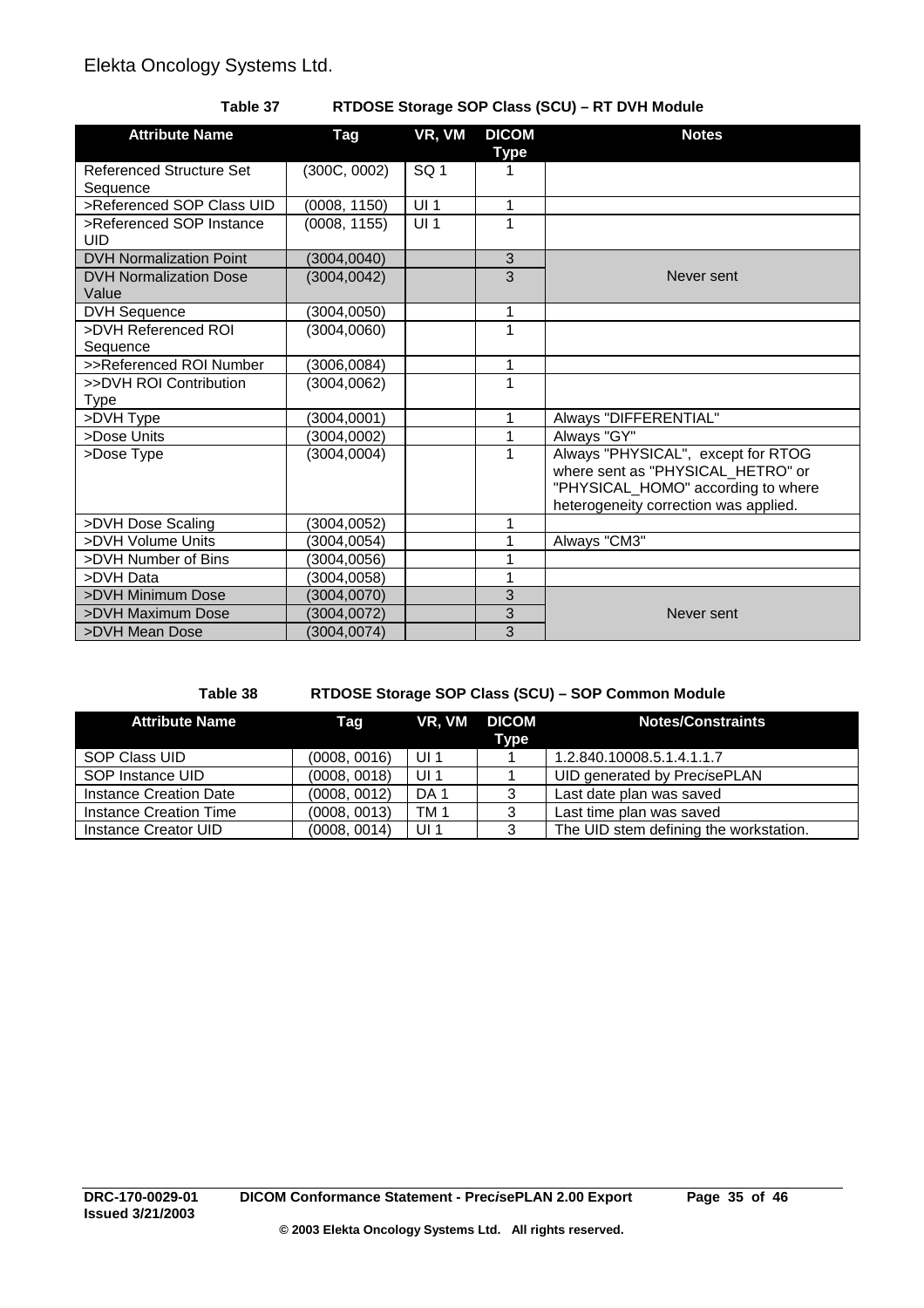**Table 37 RTDOSE Storage SOP Class (SCU) – RT DVH Module**

| Attribute Name | Tag | VR, VM | DICOM Type | Notes |
|---|---|---|---|---|
| Referenced Structure Set Sequence | (300C, 0002) | SQ 1 | 1 | |
| >Referenced SOP Class UID | (0008, 1150) | UI 1 | 1 | |
| >Referenced SOP Instance UID | (0008, 1155) | UI 1 | 1 | |
| DVH Normalization Point | (3004,0040) | | 3 | Never sent |
| DVH Normalization Dose Value | (3004,0042) | | 3 | |
| DVH Sequence | (3004,0050) | | 1 | |
| >DVH Referenced ROI Sequence | (3004,0060) | | 1 | |
| >>Referenced ROI Number | (3006,0084) | | 1 | |
| >>DVH ROI Contribution Type | (3004,0062) | | 1 | |
| >DVH Type | (3004,0001) | | 1 | Always "DIFFERENTIAL" |
| >Dose Units | (3004,0002) | | 1 | Always "GY" |
| >Dose Type | (3004,0004) | | 1 | Always "PHYSICAL", except for RTOG where sent as "PHYSICAL_HETRO" or "PHYSICAL_HOMO" according to where heterogeneity correction was applied. |
| >DVH Dose Scaling | (3004,0052) | | 1 | |
| >DVH Volume Units | (3004,0054) | | 1 | Always "CM3" |
| >DVH Number of Bins | (3004,0056) | | 1 | |
| >DVH Data | (3004,0058) | | 1 | |
| >DVH Minimum Dose | (3004,0070) | | 3 | Never sent |
| >DVH Maximum Dose | (3004,0072) | | 3 | |
| >DVH Mean Dose | (3004,0074) | | 3 | |

**Table 38 RTDOSE Storage SOP Class (SCU) – SOP Common Module**

| Attribute Name | Tag | VR, VM | DICOM Type | Notes/Constraints |
|---|---|---|---|---|
| SOP Class UID | (0008, 0016) | UI 1 | 1 | 1.2.840.10008.5.1.4.1.1.7 |
| SOP Instance UID | (0008, 0018) | UI 1 | 1 | UID generated by Prec*i*sePLAN |
| Instance Creation Date | (0008, 0012) | DA 1 | 3 | Last date plan was saved |
| Instance Creation Time | (0008, 0013) | TM 1 | 3 | Last time plan was saved |
| Instance Creator UID | (0008, 0014) | UI 1 | 3 | The UID stem defining the workstation. |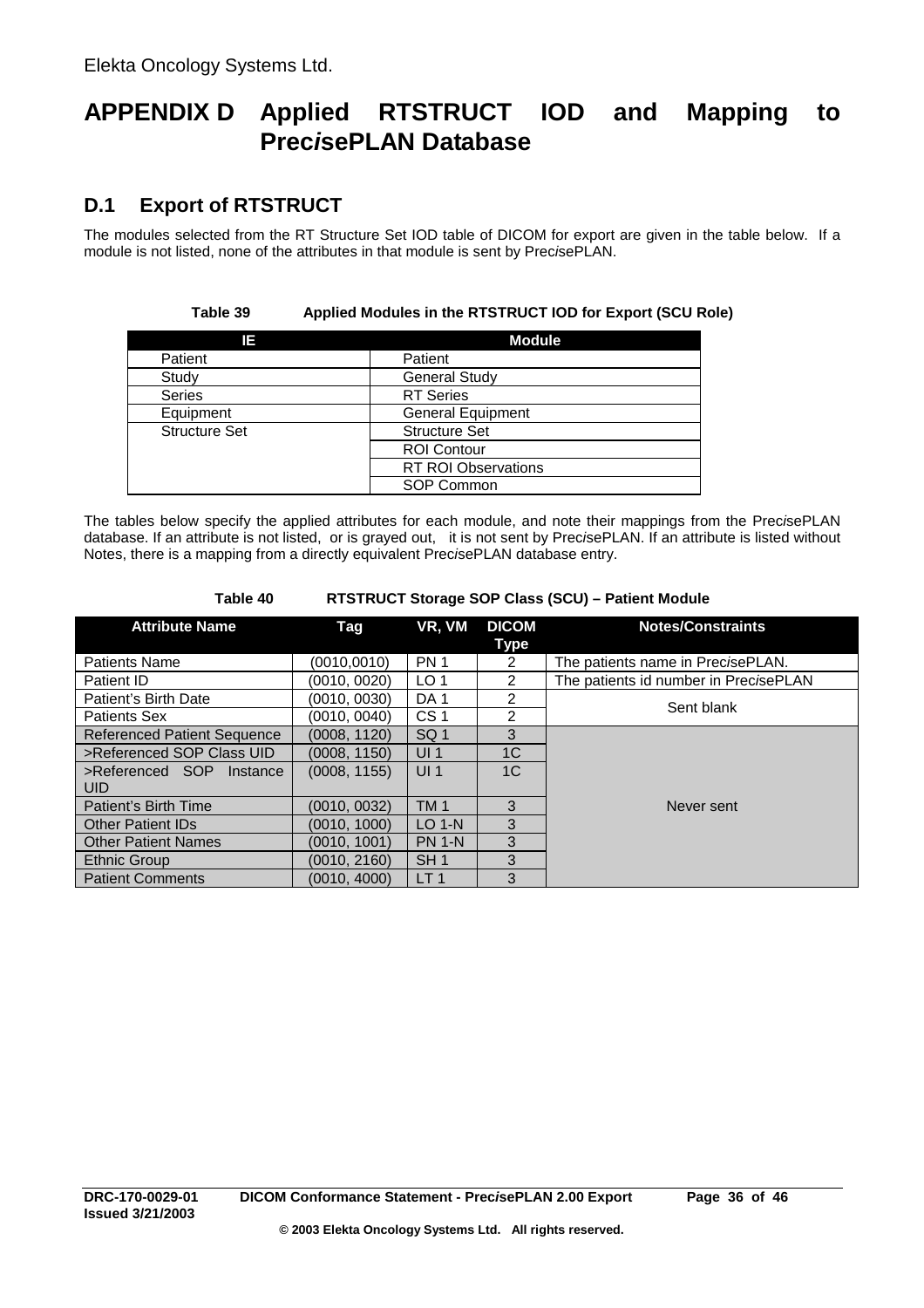# APPENDIX D Applied RTSTRUCT IOD and Mapping to Prec*is*ePLAN Database

## D.1 Export of RTSTRUCT

The modules selected from the RT Structure Set IOD table of DICOM for export are given in the table below. If a module is not listed, none of the attributes in that module is sent by Prec*is*ePLAN.

**Table 39 Applied Modules in the RTSTRUCT IOD for Export (SCU Role)**

| IE | Module |
|---|---|
| Patient | Patient |
| Study | General Study |
| Series | RT Series |
| Equipment | General Equipment |
| Structure Set | Structure Set |
| | ROI Contour |
| | RT ROI Observations |
| | SOP Common |

The tables below specify the applied attributes for each module, and note their mappings from the Prec*is*ePLAN database. If an attribute is not listed, or is grayed out, it is not sent by Prec*is*ePLAN. If an attribute is listed without Notes, there is a mapping from a directly equivalent Prec*is*ePLAN database entry.

**Table 40 RTSTRUCT Storage SOP Class (SCU) – Patient Module**

| Attribute Name | Tag | VR, VM | DICOM Type | Notes/Constraints |
|---|---|---|---|---|
| Patients Name | (0010,0010) | PN 1 | 2 | The patients name in Prec*is*ePLAN. |
| Patient ID | (0010, 0020) | LO 1 | 2 | The patients id number in Prec*is*ePLAN |
| Patient's Birth Date | (0010, 0030) | DA 1 | 2 | Sent blank |
| Patients Sex | (0010, 0040) | CS 1 | 2 | |
| Referenced Patient Sequence | (0008, 1120) | SQ 1 | 3 | Never sent |
| >Referenced SOP Class UID | (0008, 1150) | UI 1 | 1C | |
| >Referenced SOP Instance UID | (0008, 1155) | UI 1 | 1C | |
| Patient's Birth Time | (0010, 0032) | TM 1 | 3 | |
| Other Patient IDs | (0010, 1000) | LO 1-N | 3 | |
| Other Patient Names | (0010, 1001) | PN 1-N | 3 | |
| Ethnic Group | (0010, 2160) | SH 1 | 3 | |
| Patient Comments | (0010, 4000) | LT 1 | 3 | |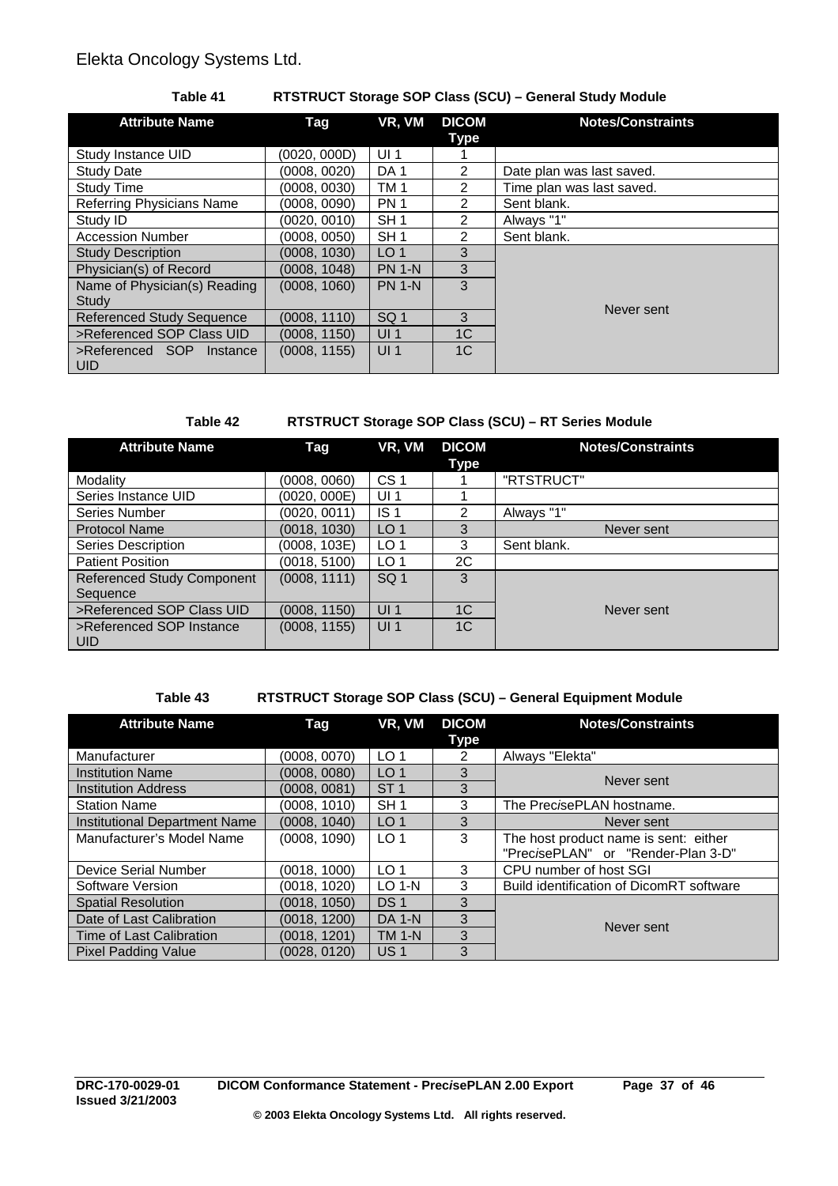**Table 41 RTSTRUCT Storage SOP Class (SCU) – General Study Module**

| Attribute Name | Tag | VR, VM | DICOM Type | Notes/Constraints |
|---|---|---|---|---|
| Study Instance UID | (0020, 000D) | UI 1 | 1 | |
| Study Date | (0008, 0020) | DA 1 | 2 | Date plan was last saved. |
| Study Time | (0008, 0030) | TM 1 | 2 | Time plan was last saved. |
| Referring Physicians Name | (0008, 0090) | PN 1 | 2 | Sent blank. |
| Study ID | (0020, 0010) | SH 1 | 2 | Always "1" |
| Accession Number | (0008, 0050) | SH 1 | 2 | Sent blank. |
| Study Description | (0008, 1030) | LO 1 | 3 | Never sent |
| Physician(s) of Record | (0008, 1048) | PN 1-N | 3 | |
| Name of Physician(s) Reading Study | (0008, 1060) | PN 1-N | 3 | |
| Referenced Study Sequence | (0008, 1110) | SQ 1 | 3 | |
| >Referenced SOP Class UID | (0008, 1150) | UI 1 | 1C | |
| >Referenced SOP Instance UID | (0008, 1155) | UI 1 | 1C | |

**Table 42 RTSTRUCT Storage SOP Class (SCU) – RT Series Module**

| Attribute Name | Tag | VR, VM | DICOM Type | Notes/Constraints |
|---|---|---|---|---|
| Modality | (0008, 0060) | CS 1 | 1 | "RTSTRUCT" |
| Series Instance UID | (0020, 000E) | UI 1 | 1 | |
| Series Number | (0020, 0011) | IS 1 | 2 | Always "1" |
| Protocol Name | (0018, 1030) | LO 1 | 3 | Never sent |
| Series Description | (0008, 103E) | LO 1 | 3 | Sent blank. |
| Patient Position | (0018, 5100) | LO 1 | 2C | |
| Referenced Study Component Sequence | (0008, 1111) | SQ 1 | 3 | Never sent |
| >Referenced SOP Class UID | (0008, 1150) | UI 1 | 1C | |
| >Referenced SOP Instance UID | (0008, 1155) | UI 1 | 1C | |

**Table 43 RTSTRUCT Storage SOP Class (SCU) – General Equipment Module**

| Attribute Name | Tag | VR, VM | DICOM Type | Notes/Constraints |
|---|---|---|---|---|
| Manufacturer | (0008, 0070) | LO 1 | 2 | Always "Elekta" |
| Institution Name | (0008, 0080) | LO 1 | 3 | Never sent |
| Institution Address | (0008, 0081) | ST 1 | 3 | |
| Station Name | (0008, 1010) | SH 1 | 3 | The Prec*is*ePLAN hostname. |
| Institutional Department Name | (0008, 1040) | LO 1 | 3 | Never sent |
| Manufacturer's Model Name | (0008, 1090) | LO 1 | 3 | The host product name is sent: either "Prec*is*ePLAN" or "Render-Plan 3-D" |
| Device Serial Number | (0018, 1000) | LO 1 | 3 | CPU number of host SGI |
| Software Version | (0018, 1020) | LO 1-N | 3 | Build identification of DicomRT software |
| Spatial Resolution | (0018, 1050) | DS 1 | 3 | Never sent |
| Date of Last Calibration | (0018, 1200) | DA 1-N | 3 | |
| Time of Last Calibration | (0018, 1201) | TM 1-N | 3 | |
| Pixel Padding Value | (0028, 0120) | US 1 | 3 | |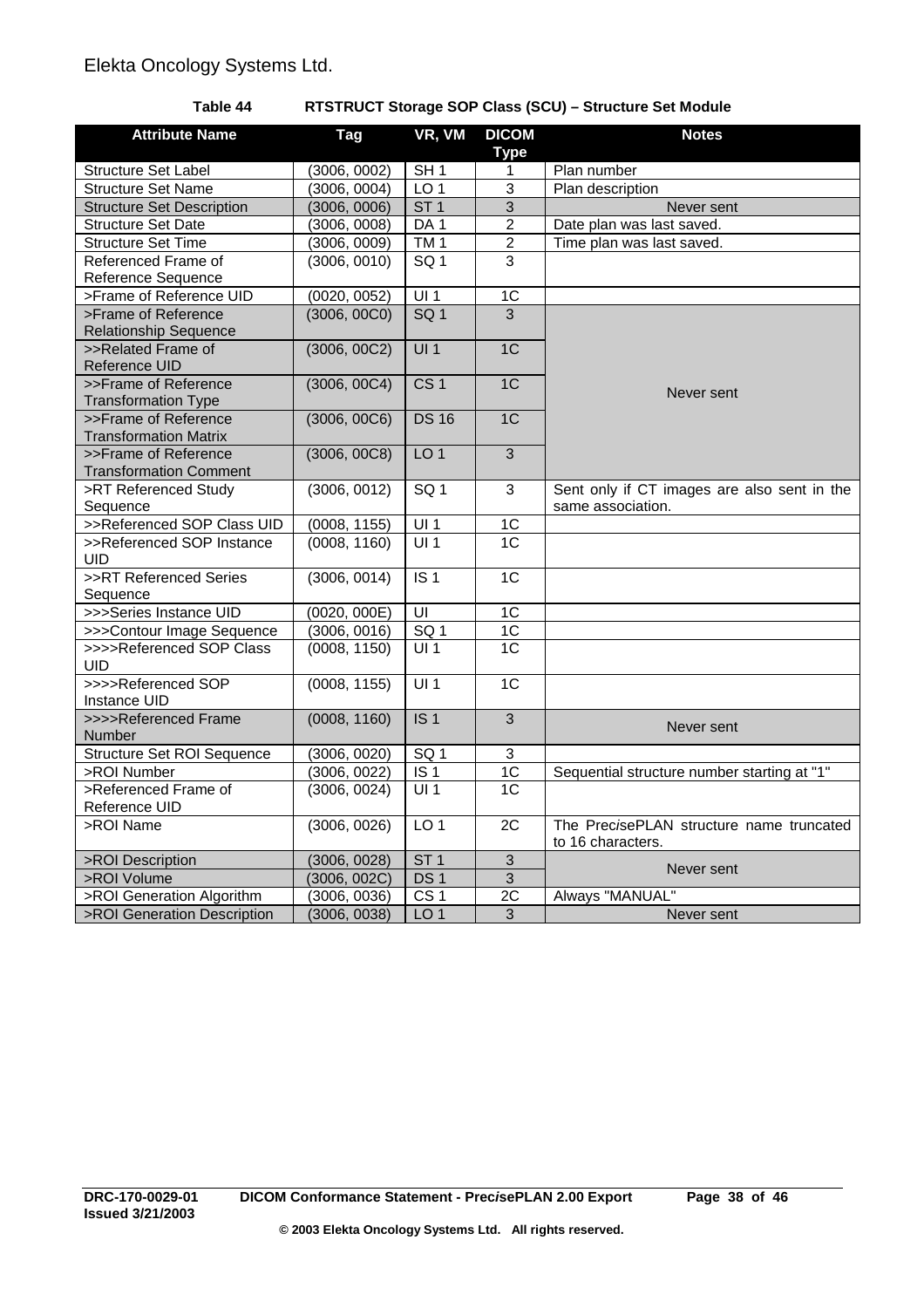**Table 44 RTSTRUCT Storage SOP Class (SCU) – Structure Set Module**

| Attribute Name | Tag | VR, VM | DICOM Type | Notes |
|---|---|---|---|---|
| Structure Set Label | (3006, 0002) | SH 1 | 1 | Plan number |
| Structure Set Name | (3006, 0004) | LO 1 | 3 | Plan description |
| Structure Set Description | (3006, 0006) | ST 1 | 3 | Never sent |
| Structure Set Date | (3006, 0008) | DA 1 | 2 | Date plan was last saved. |
| Structure Set Time | (3006, 0009) | TM 1 | 2 | Time plan was last saved. |
| Referenced Frame of Reference Sequence | (3006, 0010) | SQ 1 | 3 | |
| >Frame of Reference UID | (0020, 0052) | UI 1 | 1C | |
| >Frame of Reference Relationship Sequence | (3006, 00C0) | SQ 1 | 3 | Never sent |
| >>Related Frame of Reference UID | (3006, 00C2) | UI 1 | 1C | |
| >>Frame of Reference Transformation Type | (3006, 00C4) | CS 1 | 1C | |
| >>Frame of Reference Transformation Matrix | (3006, 00C6) | DS 16 | 1C | |
| >>Frame of Reference Transformation Comment | (3006, 00C8) | LO 1 | 3 | |
| >RT Referenced Study Sequence | (3006, 0012) | SQ 1 | 3 | Sent only if CT images are also sent in the same association. |
| >>Referenced SOP Class UID | (0008, 1155) | UI 1 | 1C | |
| >>Referenced SOP Instance UID | (0008, 1160) | UI 1 | 1C | |
| >>RT Referenced Series Sequence | (3006, 0014) | IS 1 | 1C | |
| >>>Series Instance UID | (0020, 000E) | UI | 1C | |
| >>>Contour Image Sequence | (3006, 0016) | SQ 1 | 1C | |
| >>>>Referenced SOP Class UID | (0008, 1150) | UI 1 | 1C | |
| >>>>Referenced SOP Instance UID | (0008, 1155) | UI 1 | 1C | |
| >>>>Referenced Frame Number | (0008, 1160) | IS 1 | 3 | Never sent |
| Structure Set ROI Sequence | (3006, 0020) | SQ 1 | 3 | |
| >ROI Number | (3006, 0022) | IS 1 | 1C | Sequential structure number starting at "1" |
| >Referenced Frame of Reference UID | (3006, 0024) | UI 1 | 1C | |
| >ROI Name | (3006, 0026) | LO 1 | 2C | The Pre*cise*PLAN structure name truncated to 16 characters. |
| >ROI Description | (3006, 0028) | ST 1 | 3 | Never sent |
| >ROI Volume | (3006, 002C) | DS 1 | 3 | |
| >ROI Generation Algorithm | (3006, 0036) | CS 1 | 2C | Always "MANUAL" |
| >ROI Generation Description | (3006, 0038) | LO 1 | 3 | Never sent |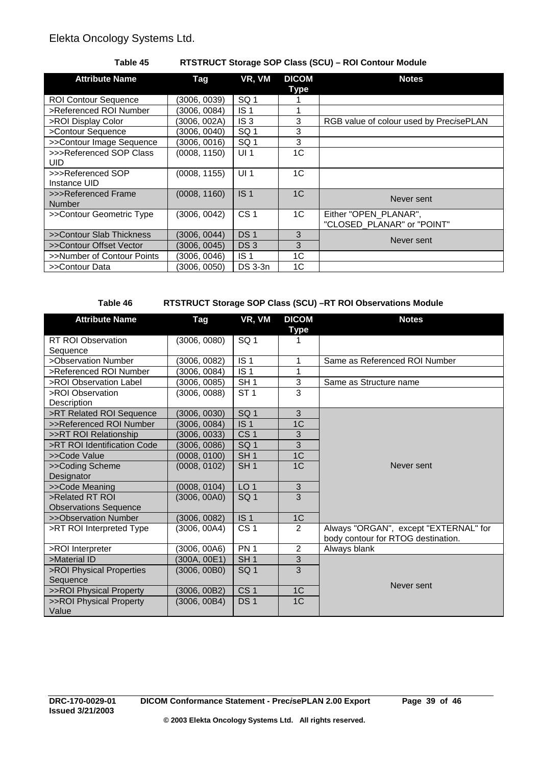**Table 45 RTSTRUCT Storage SOP Class (SCU) – ROI Contour Module**

| Attribute Name | Tag | VR, VM | DICOM Type | Notes |
|---|---|---|---|---|
| ROI Contour Sequence | (3006, 0039) | SQ 1 | 1 | |
| >Referenced ROI Number | (3006, 0084) | IS 1 | 1 | |
| >ROI Display Color | (3006, 002A) | IS 3 | 3 | RGB value of colour used by PrecisePLAN |
| >Contour Sequence | (3006, 0040) | SQ 1 | 3 | |
| >>Contour Image Sequence | (3006, 0016) | SQ 1 | 3 | |
| >>>Referenced SOP Class UID | (0008, 1150) | UI 1 | 1C | |
| >>>Referenced SOP Instance UID | (0008, 1155) | UI 1 | 1C | |
| >>>Referenced Frame Number | (0008, 1160) | IS 1 | 1C | Never sent |
| >>Contour Geometric Type | (3006, 0042) | CS 1 | 1C | Either "OPEN_PLANAR", "CLOSED_PLANAR" or "POINT" |
| >>Contour Slab Thickness | (3006, 0044) | DS 1 | 3 | Never sent |
| >>Contour Offset Vector | (3006, 0045) | DS 3 | 3 | |
| >>Number of Contour Points | (3006, 0046) | IS 1 | 1C | |
| >>Contour Data | (3006, 0050) | DS 3-3n | 1C | |

**Table 46 RTSTRUCT Storage SOP Class (SCU) –RT ROI Observations Module**

| Attribute Name | Tag | VR, VM | DICOM Type | Notes |
|---|---|---|---|---|
| RT ROI Observation Sequence | (3006, 0080) | SQ 1 | 1 | |
| >Observation Number | (3006, 0082) | IS 1 | 1 | Same as Referenced ROI Number |
| >Referenced ROI Number | (3006, 0084) | IS 1 | 1 | |
| >ROI Observation Label | (3006, 0085) | SH 1 | 3 | Same as Structure name |
| >ROI Observation Description | (3006, 0088) | ST 1 | 3 | |
| >RT Related ROI Sequence | (3006, 0030) | SQ 1 | 3 | Never sent |
| >>Referenced ROI Number | (3006, 0084) | IS 1 | 1C | |
| >>RT ROI Relationship | (3006, 0033) | CS 1 | 3 | |
| >RT ROI Identification Code | (3006, 0086) | SQ 1 | 3 | |
| >>Code Value | (0008, 0100) | SH 1 | 1C | |
| >>Coding Scheme Designator | (0008, 0102) | SH 1 | 1C | |
| >>Code Meaning | (0008, 0104) | LO 1 | 3 | |
| >Related RT ROI Observations Sequence | (3006, 00A0) | SQ 1 | 3 | |
| >>Observation Number | (3006, 0082) | IS 1 | 1C | |
| >RT ROI Interpreted Type | (3006, 00A4) | CS 1 | 2 | Always "ORGAN", except "EXTERNAL" for body contour for RTOG destination. |
| >ROI Interpreter | (3006, 00A6) | PN 1 | 2 | Always blank |
| >Material ID | (300A, 00E1) | SH 1 | 3 | Never sent |
| >ROI Physical Properties Sequence | (3006, 00B0) | SQ 1 | 3 | |
| >>ROI Physical Property | (3006, 00B2) | CS 1 | 1C | |
| >>ROI Physical Property Value | (3006, 00B4) | DS 1 | 1C | |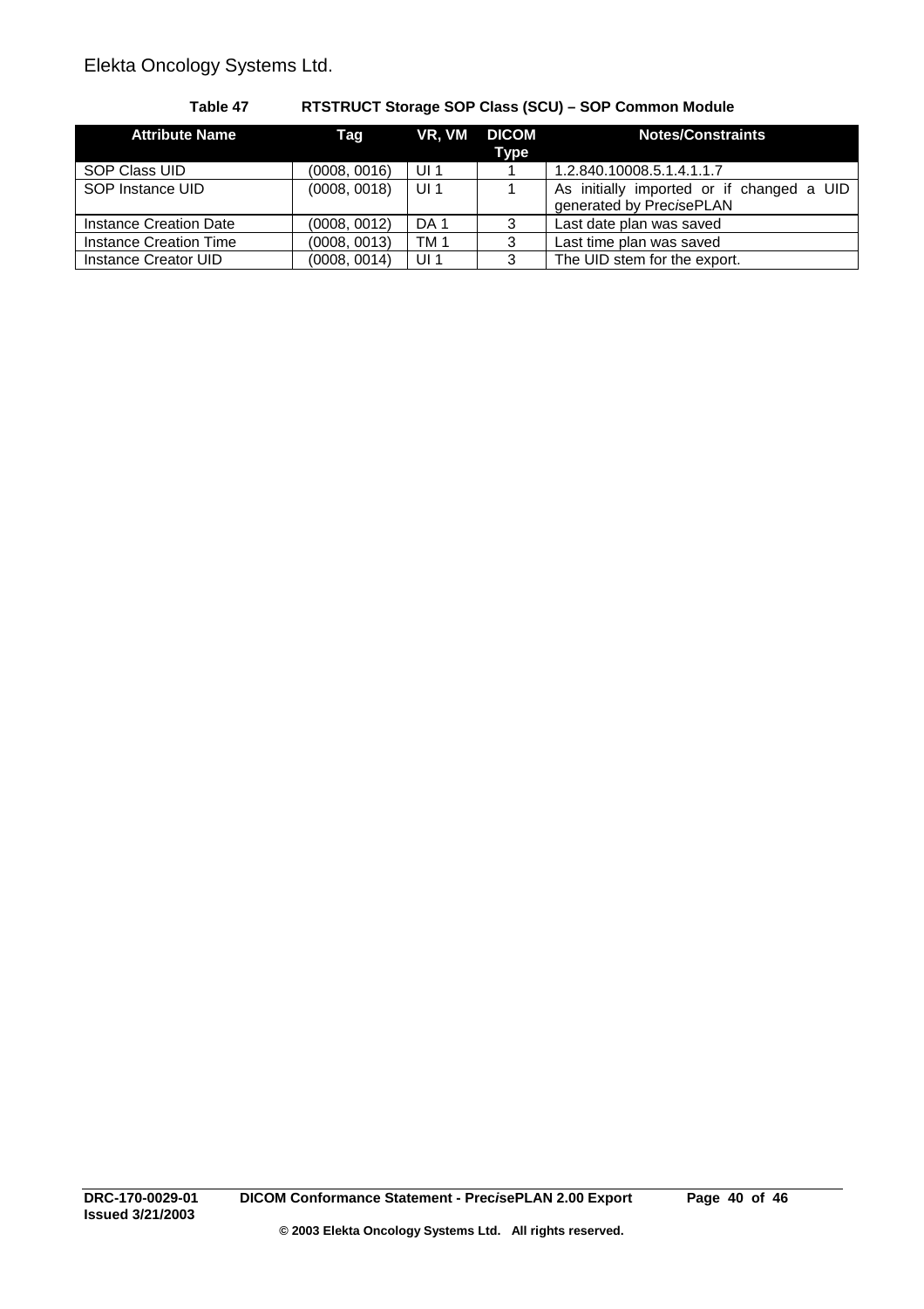**Table 47 RTSTRUCT Storage SOP Class (SCU) – SOP Common Module**

| Attribute Name | Tag | VR, VM | DICOM Type | Notes/Constraints |
|---|---|---|---|---|
| SOP Class UID | (0008, 0016) | UI 1 | 1 | 1.2.840.10008.5.1.4.1.1.7 |
| SOP Instance UID | (0008, 0018) | UI 1 | 1 | As initially imported or if changed a UID generated by Prec*i*sePLAN |
| Instance Creation Date | (0008, 0012) | DA 1 | 3 | Last date plan was saved |
| Instance Creation Time | (0008, 0013) | TM 1 | 3 | Last time plan was saved |
| Instance Creator UID | (0008, 0014) | UI 1 | 3 | The UID stem for the export. |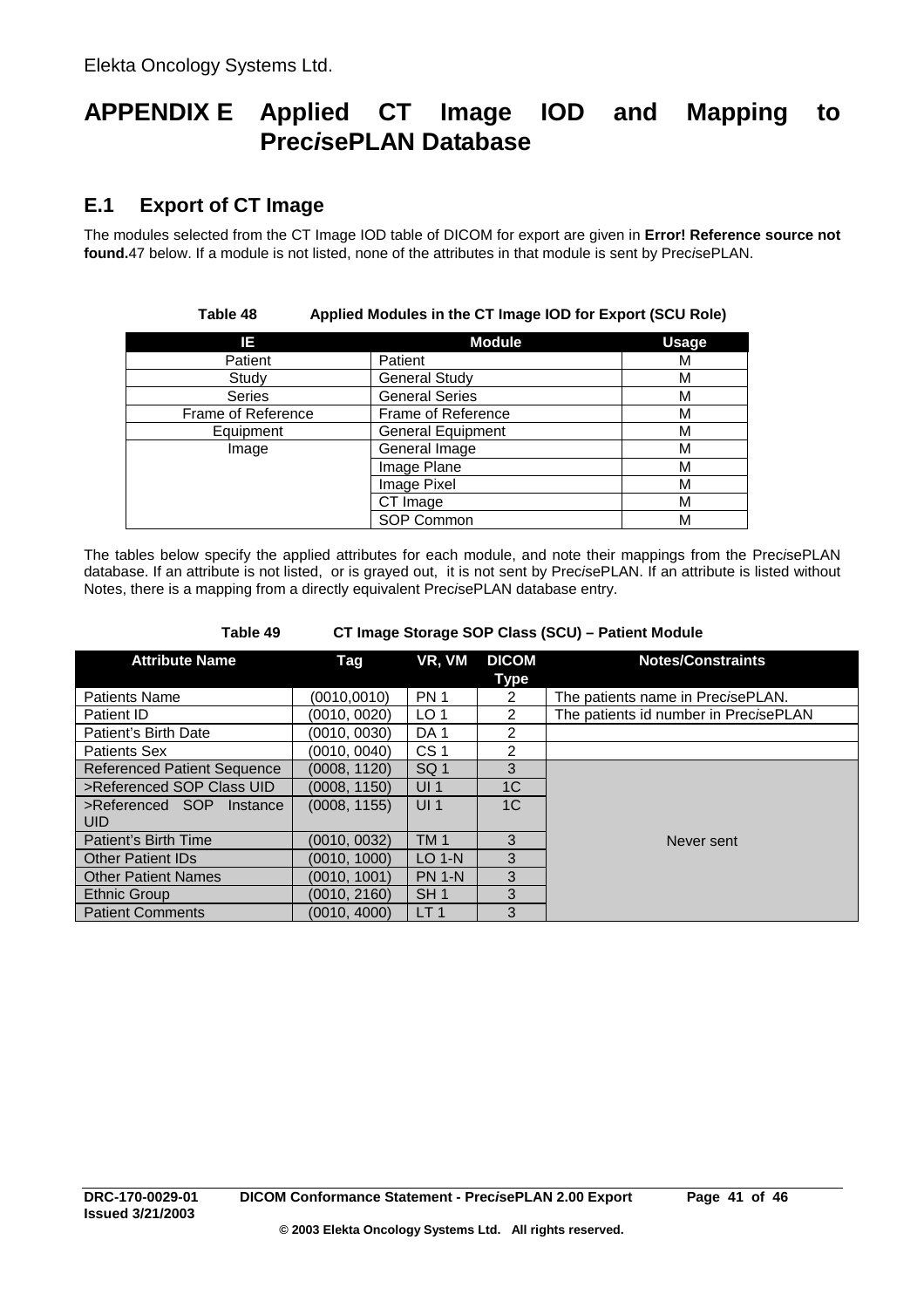# APPENDIX E Applied CT Image IOD and Mapping to Prec*i*sePLAN Database

## E.1 Export of CT Image

The modules selected from the CT Image IOD table of DICOM for export are given in **Error! Reference source not found.**47 below. If a module is not listed, none of the attributes in that module is sent by Prec*i*sePLAN.

**Table 48 Applied Modules in the CT Image IOD for Export (SCU Role)**

| IE | Module | Usage |
|---|---|---|
| Patient | Patient | M |
| Study | General Study | M |
| Series | General Series | M |
| Frame of Reference | Frame of Reference | M |
| Equipment | General Equipment | M |
| Image | General Image | M |
| | Image Plane | M |
| | Image Pixel | M |
| | CT Image | M |
| | SOP Common | M |

The tables below specify the applied attributes for each module, and note their mappings from the Prec*i*sePLAN database. If an attribute is not listed, or is grayed out, it is not sent by Prec*i*sePLAN. If an attribute is listed without Notes, there is a mapping from a directly equivalent Prec*i*sePLAN database entry.

**Table 49 CT Image Storage SOP Class (SCU) – Patient Module**

| Attribute Name | Tag | VR, VM | DICOM Type | Notes/Constraints |
|---|---|---|---|---|
| Patients Name | (0010,0010) | PN 1 | 2 | The patients name in Prec*i*sePLAN. |
| Patient ID | (0010, 0020) | LO 1 | 2 | The patients id number in Prec*i*sePLAN |
| Patient's Birth Date | (0010, 0030) | DA 1 | 2 | |
| Patients Sex | (0010, 0040) | CS 1 | 2 | |
| Referenced Patient Sequence | (0008, 1120) | SQ 1 | 3 | Never sent |
| >Referenced SOP Class UID | (0008, 1150) | UI 1 | 1C | |
| >Referenced SOP Instance UID | (0008, 1155) | UI 1 | 1C | |
| Patient's Birth Time | (0010, 0032) | TM 1 | 3 | |
| Other Patient IDs | (0010, 1000) | LO 1-N | 3 | |
| Other Patient Names | (0010, 1001) | PN 1-N | 3 | |
| Ethnic Group | (0010, 2160) | SH 1 | 3 | |
| Patient Comments | (0010, 4000) | LT 1 | 3 | |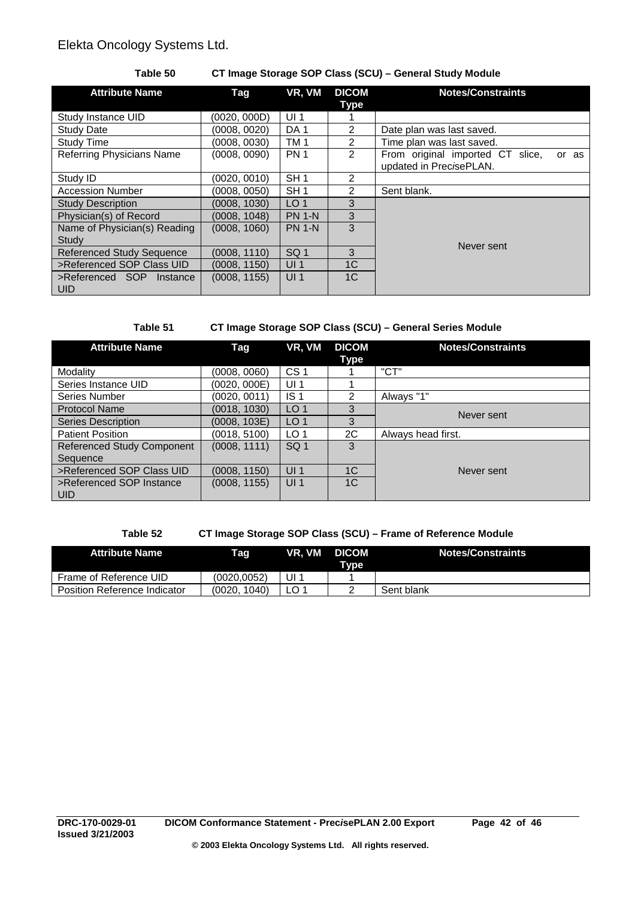**Table 50 CT Image Storage SOP Class (SCU) – General Study Module**

| Attribute Name | Tag | VR, VM | DICOM Type | Notes/Constraints |
|---|---|---|---|---|
| Study Instance UID | (0020, 000D) | UI 1 | 1 | |
| Study Date | (0008, 0020) | DA 1 | 2 | Date plan was last saved. |
| Study Time | (0008, 0030) | TM 1 | 2 | Time plan was last saved. |
| Referring Physicians Name | (0008, 0090) | PN 1 | 2 | From original imported CT slice, or as updated in Prec*is*ePLAN. |
| Study ID | (0020, 0010) | SH 1 | 2 | |
| Accession Number | (0008, 0050) | SH 1 | 2 | Sent blank. |
| Study Description | (0008, 1030) | LO 1 | 3 | Never sent |
| Physician(s) of Record | (0008, 1048) | PN 1-N | 3 | |
| Name of Physician(s) Reading Study | (0008, 1060) | PN 1-N | 3 | |
| Referenced Study Sequence | (0008, 1110) | SQ 1 | 3 | |
| >Referenced SOP Class UID | (0008, 1150) | UI 1 | 1C | |
| >Referenced SOP Instance UID | (0008, 1155) | UI 1 | 1C | |

**Table 51 CT Image Storage SOP Class (SCU) – General Series Module**

| Attribute Name | Tag | VR, VM | DICOM Type | Notes/Constraints |
|---|---|---|---|---|
| Modality | (0008, 0060) | CS 1 | 1 | "CT" |
| Series Instance UID | (0020, 000E) | UI 1 | 1 | |
| Series Number | (0020, 0011) | IS 1 | 2 | Always "1" |
| Protocol Name | (0018, 1030) | LO 1 | 3 | Never sent |
| Series Description | (0008, 103E) | LO 1 | 3 | |
| Patient Position | (0018, 5100) | LO 1 | 2C | Always head first. |
| Referenced Study Component Sequence | (0008, 1111) | SQ 1 | 3 | Never sent |
| >Referenced SOP Class UID | (0008, 1150) | UI 1 | 1C | |
| >Referenced SOP Instance UID | (0008, 1155) | UI 1 | 1C | |

**Table 52 CT Image Storage SOP Class (SCU) – Frame of Reference Module**

| Attribute Name | Tag | VR, VM | DICOM Type | Notes/Constraints |
|---|---|---|---|---|
| Frame of Reference UID | (0020,0052) | UI 1 | 1 | |
| Position Reference Indicator | (0020, 1040) | LO 1 | 2 | Sent blank |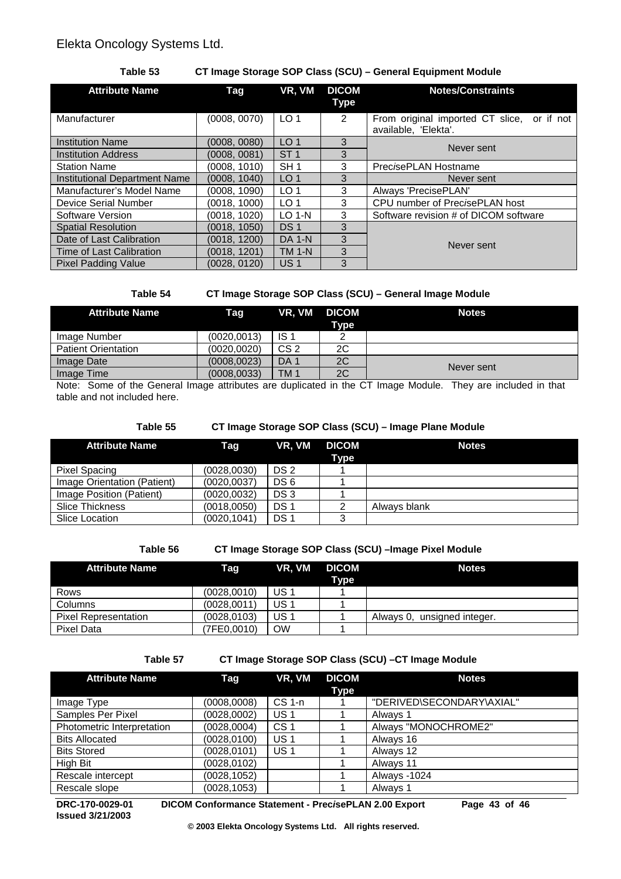**Table 53 CT Image Storage SOP Class (SCU) – General Equipment Module**

| Attribute Name | Tag | VR, VM | DICOM Type | Notes/Constraints |
|---|---|---|---|---|
| Manufacturer | (0008, 0070) | LO 1 | 2 | From original imported CT slice, or if not available, 'Elekta'. |
| Institution Name | (0008, 0080) | LO 1 | 3 | Never sent |
| Institution Address | (0008, 0081) | ST 1 | 3 | |
| Station Name | (0008, 1010) | SH 1 | 3 | Prec*is*ePLAN Hostname |
| Institutional Department Name | (0008, 1040) | LO 1 | 3 | Never sent |
| Manufacturer's Model Name | (0008, 1090) | LO 1 | 3 | Always 'PrecisePLAN' |
| Device Serial Number | (0018, 1000) | LO 1 | 3 | CPU number of Prec*is*ePLAN host |
| Software Version | (0018, 1020) | LO 1-N | 3 | Software revision # of DICOM software |
| Spatial Resolution | (0018, 1050) | DS 1 | 3 | Never sent |
| Date of Last Calibration | (0018, 1200) | DA 1-N | 3 | |
| Time of Last Calibration | (0018, 1201) | TM 1-N | 3 | |
| Pixel Padding Value | (0028, 0120) | US 1 | 3 | |

**Table 54 CT Image Storage SOP Class (SCU) – General Image Module**

| Attribute Name | Tag | VR, VM | DICOM Type | Notes |
|---|---|---|---|---|
| Image Number | (0020,0013) | IS 1 | 2 | |
| Patient Orientation | (0020,0020) | CS 2 | 2C | |
| Image Date | (0008,0023) | DA 1 | 2C | Never sent |
| Image Time | (0008,0033) | TM 1 | 2C | |

Note: Some of the General Image attributes are duplicated in the CT Image Module. They are included in that table and not included here.

**Table 55 CT Image Storage SOP Class (SCU) – Image Plane Module**

| Attribute Name | Tag | VR, VM | DICOM Type | Notes |
|---|---|---|---|---|
| Pixel Spacing | (0028,0030) | DS 2 | 1 | |
| Image Orientation (Patient) | (0020,0037) | DS 6 | 1 | |
| Image Position (Patient) | (0020,0032) | DS 3 | 1 | |
| Slice Thickness | (0018,0050) | DS 1 | 2 | Always blank |
| Slice Location | (0020,1041) | DS 1 | 3 | |

**Table 56 CT Image Storage SOP Class (SCU) –Image Pixel Module**

| Attribute Name | Tag | VR, VM | DICOM Type | Notes |
|---|---|---|---|---|
| Rows | (0028,0010) | US 1 | 1 | |
| Columns | (0028,0011) | US 1 | 1 | |
| Pixel Representation | (0028,0103) | US 1 | 1 | Always 0, unsigned integer. |
| Pixel Data | (7FE0,0010) | OW | 1 | |

**Table 57 CT Image Storage SOP Class (SCU) –CT Image Module**

| Attribute Name | Tag | VR, VM | DICOM Type | Notes |
|---|---|---|---|---|
| Image Type | (0008,0008) | CS 1-n | 1 | "DERIVED\SECONDARY\AXIAL" |
| Samples Per Pixel | (0028,0002) | US 1 | 1 | Always 1 |
| Photometric Interpretation | (0028,0004) | CS 1 | 1 | Always "MONOCHROME2" |
| Bits Allocated | (0028,0100) | US 1 | 1 | Always 16 |
| Bits Stored | (0028,0101) | US 1 | 1 | Always 12 |
| High Bit | (0028,0102) | | 1 | Always 11 |
| Rescale intercept | (0028,1052) | | 1 | Always -1024 |
| Rescale slope | (0028,1053) | | 1 | Always 1 |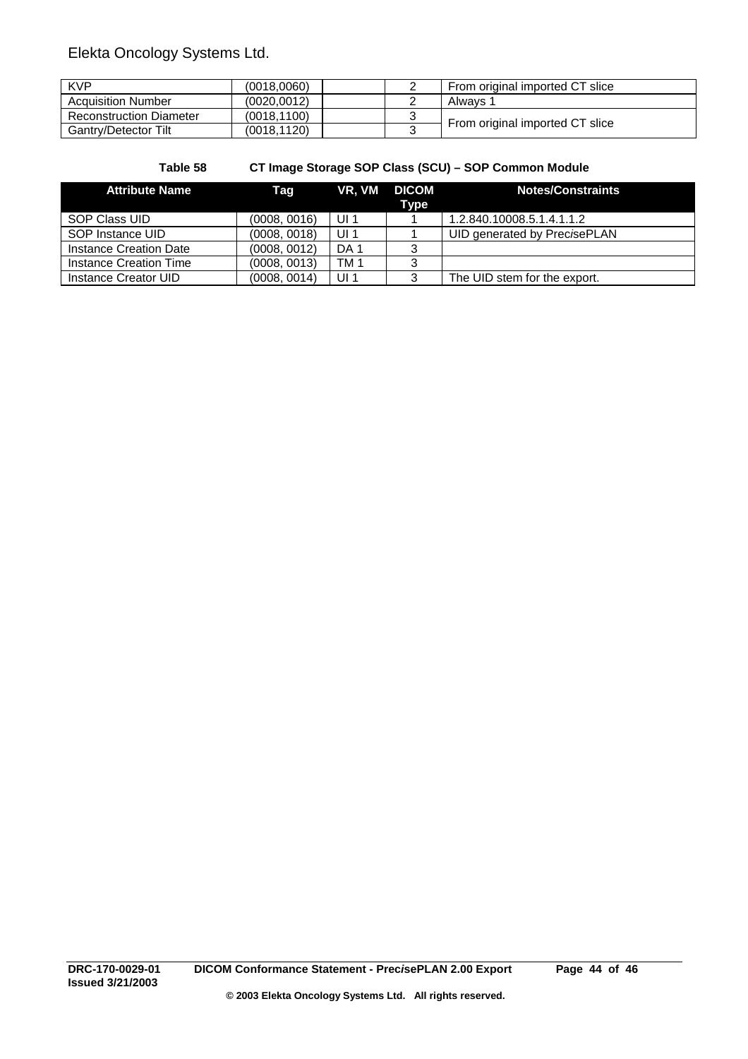| KVP | (0018,0060) | | 2 | From original imported CT slice |
|---|---|---|---|---|
| Acquisition Number | (0020,0012) | | 2 | Always 1 |
| Reconstruction Diameter | (0018,1100) | | 3 | From original imported CT slice |
| Gantry/Detector Tilt | (0018,1120) | | 3 | |

**Table 58 CT Image Storage SOP Class (SCU) – SOP Common Module**

| Attribute Name | Tag | VR, VM | DICOM Type | Notes/Constraints |
|---|---|---|---|---|
| SOP Class UID | (0008, 0016) | UI 1 | 1 | 1.2.840.10008.5.1.4.1.1.2 |
| SOP Instance UID | (0008, 0018) | UI 1 | 1 | UID generated by Prec*i*sePLAN |
| Instance Creation Date | (0008, 0012) | DA 1 | 3 | |
| Instance Creation Time | (0008, 0013) | TM 1 | 3 | |
| Instance Creator UID | (0008, 0014) | UI 1 | 3 | The UID stem for the export. |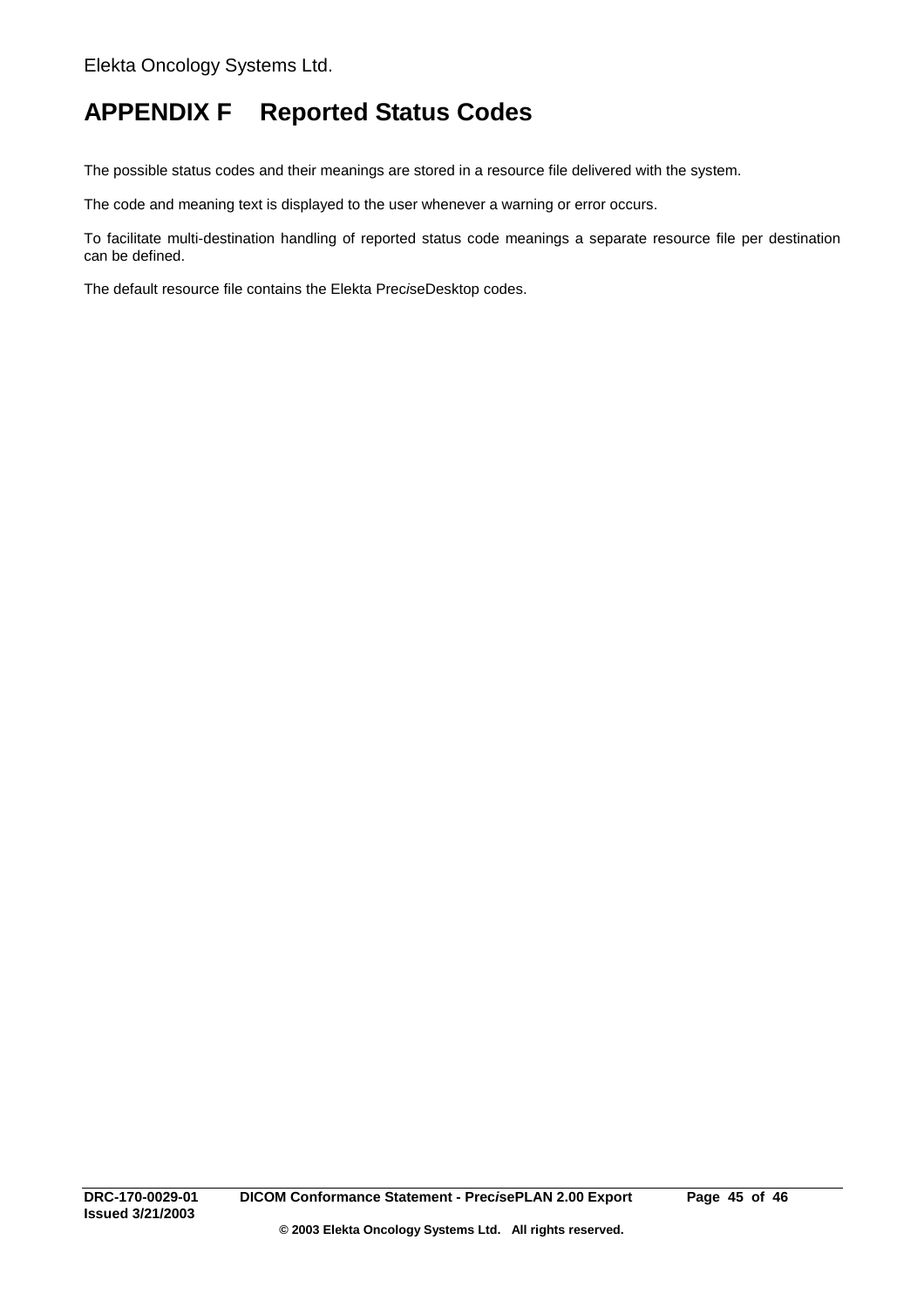# APPENDIX F Reported Status Codes

The possible status codes and their meanings are stored in a resource file delivered with the system.

The code and meaning text is displayed to the user whenever a warning or error occurs.

To facilitate multi-destination handling of reported status code meanings a separate resource file per destination can be defined.

The default resource file contains the Elekta Prec*i*seDesktop codes.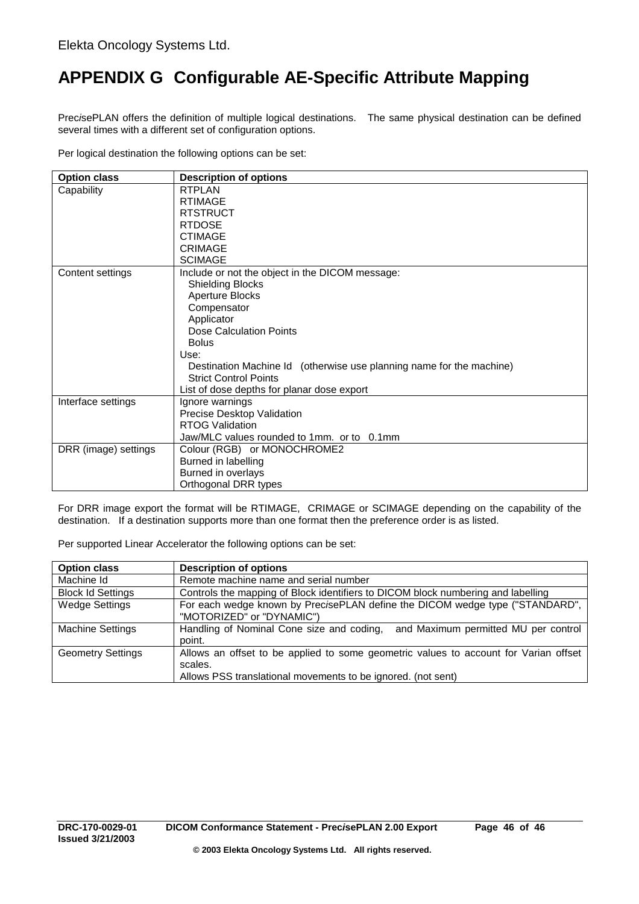# APPENDIX G Configurable AE-Specific Attribute Mapping

Prec*i*sePLAN offers the definition of multiple logical destinations. The same physical destination can be defined several times with a different set of configuration options.

Per logical destination the following options can be set:

| Option class | Description of options |
|---|---|
| Capability | RTPLAN<br>RTIMAGE<br>RTSTRUCT<br>RTDOSE<br>CTIMAGE<br>CRIMAGE<br>SCIMAGE |
| Content settings | Include or not the object in the DICOM message:<br>Shielding Blocks<br>Aperture Blocks<br>Compensator<br>Applicator<br>Dose Calculation Points<br>Bolus<br>Use:<br>Destination Machine Id (otherwise use planning name for the machine)<br>Strict Control Points<br>List of dose depths for planar dose export |
| Interface settings | Ignore warnings<br>Precise Desktop Validation<br>RTOG Validation<br>Jaw/MLC values rounded to 1mm. or to 0.1mm |
| DRR (image) settings | Colour (RGB) or MONOCHROME2<br>Burned in labelling<br>Burned in overlays<br>Orthogonal DRR types |

For DRR image export the format will be RTIMAGE, CRIMAGE or SCIMAGE depending on the capability of the destination. If a destination supports more than one format then the preference order is as listed.

Per supported Linear Accelerator the following options can be set:

| Option class | Description of options |
|---|---|
| Machine Id | Remote machine name and serial number |
| Block Id Settings | Controls the mapping of Block identifiers to DICOM block numbering and labelling |
| Wedge Settings | For each wedge known by Prec*i*sePLAN define the DICOM wedge type ("STANDARD", "MOTORIZED" or "DYNAMIC") |
| Machine Settings | Handling of Nominal Cone size and coding, and Maximum permitted MU per control point. |
| Geometry Settings | Allows an offset to be applied to some geometric values to account for Varian offset scales.<br>Allows PSS translational movements to be ignored. (not sent) |